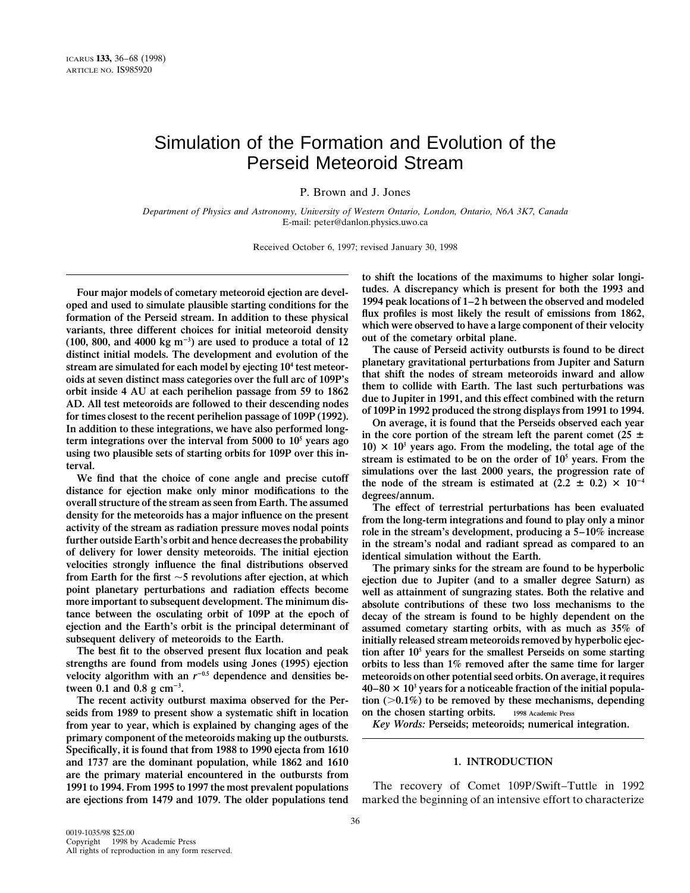# Simulation of the Formation and Evolution of the Perseid Meteoroid Stream

P. Brown and J. Jones

*Department of Physics and Astronomy, University of Western Ontario, London, Ontario, N6A 3K7, Canada*
E-mail: peter@danlon.physics.uwo.ca

Received October 6, 1997; revised January 30, 1998

**Four major models of cometary meteoroid ejection are developed and used to simulate plausible starting conditions for the formation of the Perseid stream. In addition to these physical variants, three different choices for initial meteoroid density (100, 800, and 4000 kg m$^{-3}$) are used to produce a total of 12 distinct initial models. The development and evolution of the stream are simulated for each model by ejecting $10^4$ test meteoroids at seven distinct mass categories over the full arc of 109P's orbit inside 4 AU at each perihelion passage from 59 to 1862 AD. All test meteoroids are followed to their descending nodes for times closest to the recent perihelion passage of 109P (1992). In addition to these integrations, we have also performed long-term integrations over the interval from 5000 to $10^5$ years ago using two plausible sets of starting orbits for 109P over this interval.**

**We find that the choice of cone angle and precise cutoff distance for ejection make only minor modifications to the overall structure of the stream as seen from Earth. The assumed density for the meteoroids has a major influence on the present activity of the stream as radiation pressure moves nodal points further outside Earth's orbit and hence decreases the probability of delivery for lower density meteoroids. The initial ejection velocities strongly influence the final distributions observed from Earth for the first ~5 revolutions after ejection, at which point planetary perturbations and radiation effects become more important to subsequent development. The minimum distance between the osculating orbit of 109P at the epoch of ejection and the Earth's orbit is the principal determinant of subsequent delivery of meteoroids to the Earth.**

**The best fit to the observed present flux location and peak strengths are found from models using Jones (1995) ejection velocity algorithm with an $r^{-0.5}$ dependence and densities between 0.1 and 0.8 g cm$^{-3}$.**

**The recent activity outburst maxima observed for the Perseids from 1989 to present show a systematic shift in location from year to year, which is explained by changing ages of the primary component of the meteoroids making up the outbursts. Specifically, it is found that from 1988 to 1990 ejecta from 1610 and 1737 are the dominant population, while 1862 and 1610 are the primary material encountered in the outbursts from 1991 to 1994. From 1995 to 1997 the most prevalent populations are ejections from 1479 and 1079. The older populations tend to shift the locations of the maximums to higher solar longitudes. A discrepancy which is present for both the 1993 and 1994 peak locations of 1–2 h between the observed and modeled flux profiles is most likely the result of emissions from 1862, which were observed to have a large component of their velocity out of the cometary orbital plane.**

**The cause of Perseid activity outbursts is found to be direct planetary gravitational perturbations from Jupiter and Saturn that shift the nodes of stream meteoroids inward and allow them to collide with Earth. The last such perturbations was due to Jupiter in 1991, and this effect combined with the return of 109P in 1992 produced the strong displays from 1991 to 1994.**

**On average, it is found that the Perseids observed each year in the core portion of the stream left the parent comet ($25 \pm 10$) $\times 10^3$ years ago. From the modeling, the total age of the stream is estimated to be on the order of $10^5$ years. From the simulations over the last 2000 years, the progression rate of the node of the stream is estimated at ($2.2 \pm 0.2$) $\times 10^{-4}$ degrees/annum.**

**The effect of terrestrial perturbations has been evaluated from the long-term integrations and found to play only a minor role in the stream's development, producing a 5–10% increase in the stream's nodal and radiant spread as compared to an identical simulation without the Earth.**

**The primary sinks for the stream are found to be hyperbolic ejection due to Jupiter (and to a smaller degree Saturn) as well as attainment of sungrazing states. Both the relative and absolute contributions of these two loss mechanisms to the decay of the stream is found to be highly dependent on the assumed cometary starting orbits, with as much as 35% of initially released stream meteoroids removed by hyperbolic ejection after $10^5$ years for the smallest Perseids on some starting orbits to less than 1% removed after the same time for larger meteoroids on other potential seed orbits. On average, it requires 40–80 $\times 10^3$ years for a noticeable fraction of the initial population (>0.1%) to be removed by these mechanisms, depending on the chosen starting orbits.** © 1998 Academic Press

*Key Words:* **Perseids; meteoroids; numerical integration.**

## 1. INTRODUCTION

The recovery of Comet 109P/Swift–Tuttle in 1992 marked the beginning of an intensive effort to characterize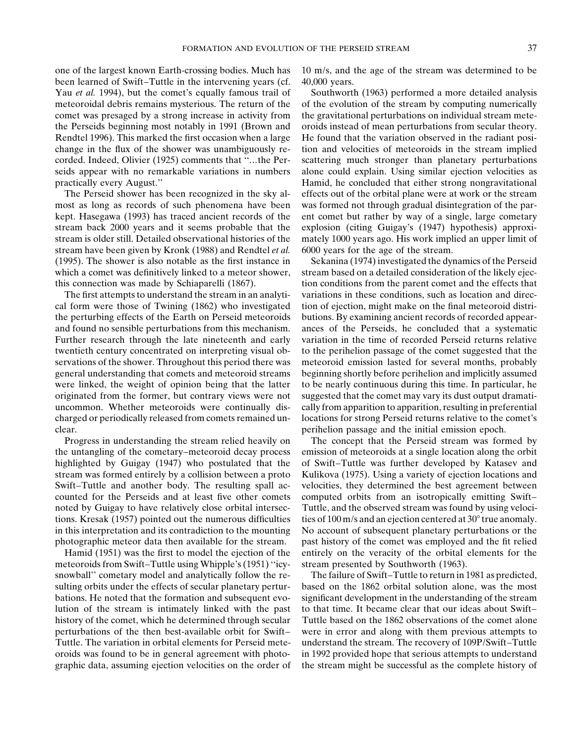one of the largest known Earth-crossing bodies. Much has been learned of Swift–Tuttle in the intervening years (cf. Yau *et al.* 1994), but the comet's equally famous trail of meteoroidal debris remains mysterious. The return of the comet was presaged by a strong increase in activity from the Perseids beginning most notably in 1991 (Brown and Rendtel 1996). This marked the first occasion when a large change in the flux of the shower was unambiguously recorded. Indeed, Olivier (1925) comments that "...the Perseids appear with no remarkable variations in numbers practically every August."

The Perseid shower has been recognized in the sky almost as long as records of such phenomena have been kept. Hasegawa (1993) has traced ancient records of the stream back 2000 years and it seems probable that the stream is older still. Detailed observational histories of the stream have been given by Kronk (1988) and Rendtel *et al.* (1995). The shower is also notable as the first instance in which a comet was definitively linked to a meteor shower, this connection was made by Schiaparelli (1867).

The first attempts to understand the stream in an analytical form were those of Twining (1862) who investigated the perturbing effects of the Earth on Perseid meteoroids and found no sensible perturbations from this mechanism. Further research through the late nineteenth and early twentieth century concentrated on interpreting visual observations of the shower. Throughout this period there was general understanding that comets and meteoroid streams were linked, the weight of opinion being that the latter originated from the former, but contrary views were not uncommon. Whether meteoroids were continually discharged or periodically released from comets remained unclear.

Progress in understanding the stream relied heavily on the untangling of the cometary–meteoroid decay process highlighted by Guigay (1947) who postulated that the stream was formed entirely by a collision between a proto Swift–Tuttle and another body. The resulting spall accounted for the Perseids and at least five other comets noted by Guigay to have relatively close orbital intersections. Kresak (1957) pointed out the numerous difficulties in this interpretation and its contradiction to the mounting photographic meteor data then available for the stream.

Hamid (1951) was the first to model the ejection of the meteoroids from Swift–Tuttle using Whipple's (1951) "icy-snowball" cometary model and analytically follow the resulting orbits under the effects of secular planetary perturbations. He noted that the formation and subsequent evolution of the stream is intimately linked with the past history of the comet, which he determined through secular perturbations of the then best-available orbit for Swift–Tuttle. The variation in orbital elements for Perseid meteoroids was found to be in general agreement with photographic data, assuming ejection velocities on the order of 10 m/s, and the age of the stream was determined to be 40,000 years.

Southworth (1963) performed a more detailed analysis of the evolution of the stream by computing numerically the gravitational perturbations on individual stream meteoroids instead of mean perturbations from secular theory. He found that the variation observed in the radiant position and velocities of meteoroids in the stream implied scattering much stronger than planetary perturbations alone could explain. Using similar ejection velocities as Hamid, he concluded that either strong nongravitational effects out of the orbital plane were at work or the stream was formed not through gradual disintegration of the parent comet but rather by way of a single, large cometary explosion (citing Guigay's (1947) hypothesis) approximately 1000 years ago. His work implied an upper limit of 6000 years for the age of the stream.

Sekanina (1974) investigated the dynamics of the Perseid stream based on a detailed consideration of the likely ejection conditions from the parent comet and the effects that variations in these conditions, such as location and direction of ejection, might make on the final meteoroid distributions. By examining ancient records of recorded appearances of the Perseids, he concluded that a systematic variation in the time of recorded Perseid returns relative to the perihelion passage of the comet suggested that the meteoroid emission lasted for several months, probably beginning shortly before perihelion and implicitly assumed to be nearly continuous during this time. In particular, he suggested that the comet may vary its dust output dramatically from apparition to apparition, resulting in preferential locations for strong Perseid returns relative to the comet's perihelion passage and the initial emission epoch.

The concept that the Perseid stream was formed by emission of meteoroids at a single location along the orbit of Swift–Tuttle was further developed by Katasev and Kulikova (1975). Using a variety of ejection locations and velocities, they determined the best agreement between computed orbits from an isotropically emitting Swift–Tuttle, and the observed stream was found by using velocities of 100 m/s and an ejection centered at 30° true anomaly. No account of subsequent planetary perturbations or the past history of the comet was employed and the fit relied entirely on the veracity of the orbital elements for the stream presented by Southworth (1963).

The failure of Swift–Tuttle to return in 1981 as predicted, based on the 1862 orbital solution alone, was the most significant development in the understanding of the stream to that time. It became clear that our ideas about Swift–Tuttle based on the 1862 observations of the comet alone were in error and along with them previous attempts to understand the stream. The recovery of 109P/Swift–Tuttle in 1992 provided hope that serious attempts to understand the stream might be successful as the complete history of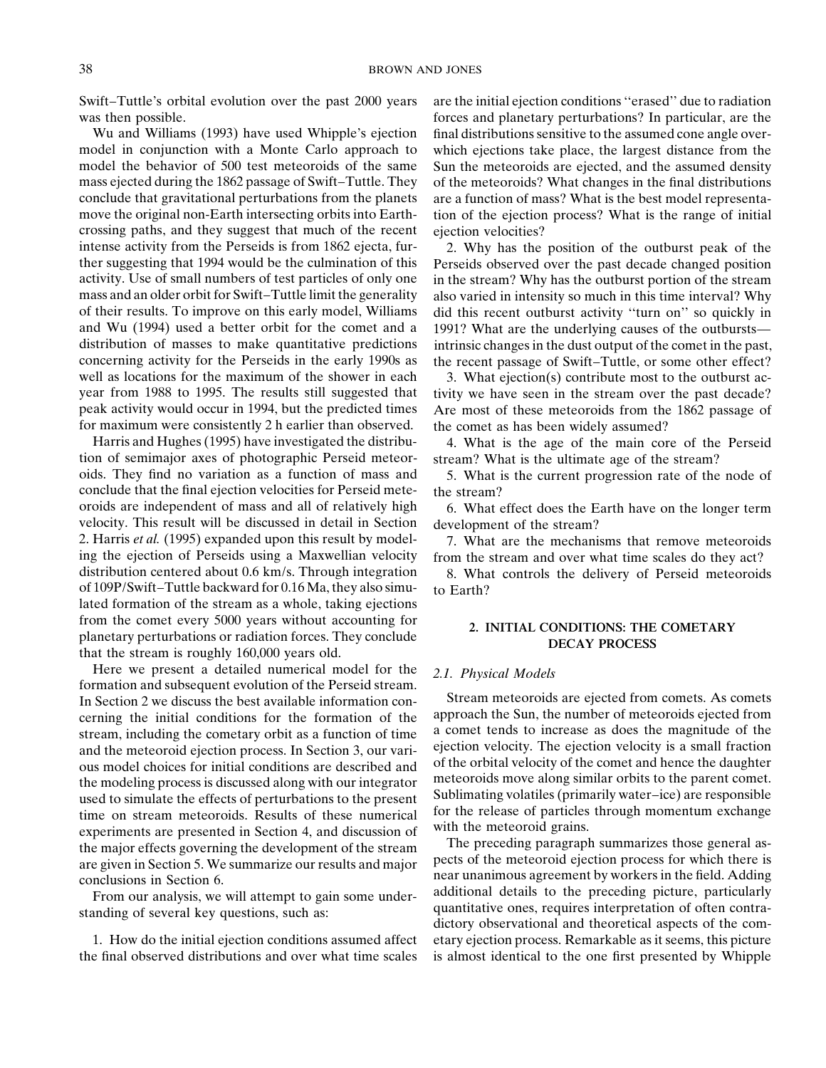Swift–Tuttle's orbital evolution over the past 2000 years was then possible.

Wu and Williams (1993) have used Whipple's ejection model in conjunction with a Monte Carlo approach to model the behavior of 500 test meteoroids of the same mass ejected during the 1862 passage of Swift–Tuttle. They conclude that gravitational perturbations from the planets move the original non-Earth intersecting orbits into Earth-crossing paths, and they suggest that much of the recent intense activity from the Perseids is from 1862 ejecta, further suggesting that 1994 would be the culmination of this activity. Use of small numbers of test particles of only one mass and an older orbit for Swift–Tuttle limit the generality of their results. To improve on this early model, Williams and Wu (1994) used a better orbit for the comet and a distribution of masses to make quantitative predictions concerning activity for the Perseids in the early 1990s as well as locations for the maximum of the shower in each year from 1988 to 1995. The results still suggested that peak activity would occur in 1994, but the predicted times for maximum were consistently 2 h earlier than observed.

Harris and Hughes (1995) have investigated the distribution of semimajor axes of photographic Perseid meteoroids. They find no variation as a function of mass and conclude that the final ejection velocities for Perseid meteoroids are independent of mass and all of relatively high velocity. This result will be discussed in detail in Section 2. Harris *et al.* (1995) expanded upon this result by modeling the ejection of Perseids using a Maxwellian velocity distribution centered about 0.6 km/s. Through integration of 109P/Swift–Tuttle backward for 0.16 Ma, they also simulated formation of the stream as a whole, taking ejections from the comet every 5000 years without accounting for planetary perturbations or radiation forces. They conclude that the stream is roughly 160,000 years old.

Here we present a detailed numerical model for the formation and subsequent evolution of the Perseid stream. In Section 2 we discuss the best available information concerning the initial conditions for the formation of the stream, including the cometary orbit as a function of time and the meteoroid ejection process. In Section 3, our various model choices for initial conditions are described and the modeling process is discussed along with our integrator used to simulate the effects of perturbations to the present time on stream meteoroids. Results of these numerical experiments are presented in Section 4, and discussion of the major effects governing the development of the stream are given in Section 5. We summarize our results and major conclusions in Section 6.

From our analysis, we will attempt to gain some understanding of several key questions, such as:

1. How do the initial ejection conditions assumed affect the final observed distributions and over what time scales are the initial ejection conditions "erased" due to radiation forces and planetary perturbations? In particular, are the final distributions sensitive to the assumed cone angle over which ejections take place, the largest distance from the Sun the meteoroids are ejected, and the assumed density of the meteoroids? What changes in the final distributions are a function of mass? What is the best model representation of the ejection process? What is the range of initial ejection velocities?

2. Why has the position of the outburst peak of the Perseids observed over the past decade changed position in the stream? Why has the outburst portion of the stream also varied in intensity so much in this time interval? Why did this recent outburst activity "turn on" so quickly in 1991? What are the underlying causes of the outbursts—intrinsic changes in the dust output of the comet in the past, the recent passage of Swift–Tuttle, or some other effect?

3. What ejection(s) contribute most to the outburst activity we have seen in the stream over the past decade? Are most of these meteoroids from the 1862 passage of the comet as has been widely assumed?

4. What is the age of the main core of the Perseid stream? What is the ultimate age of the stream?

5. What is the current progression rate of the node of the stream?

6. What effect does the Earth have on the longer term development of the stream?

7. What are the mechanisms that remove meteoroids from the stream and over what time scales do they act?

8. What controls the delivery of Perseid meteoroids to Earth?

## 2. INITIAL CONDITIONS: THE COMETARY DECAY PROCESS

### 2.1. Physical Models

Stream meteoroids are ejected from comets. As comets approach the Sun, the number of meteoroids ejected from a comet tends to increase as does the magnitude of the ejection velocity. The ejection velocity is a small fraction of the orbital velocity of the comet and hence the daughter meteoroids move along similar orbits to the parent comet. Sublimating volatiles (primarily water–ice) are responsible for the release of particles through momentum exchange with the meteoroid grains.

The preceding paragraph summarizes those general aspects of the meteoroid ejection process for which there is near unanimous agreement by workers in the field. Adding additional details to the preceding picture, particularly quantitative ones, requires interpretation of often contradictory observational and theoretical aspects of the cometary ejection process. Remarkable as it seems, this picture is almost identical to the one first presented by Whipple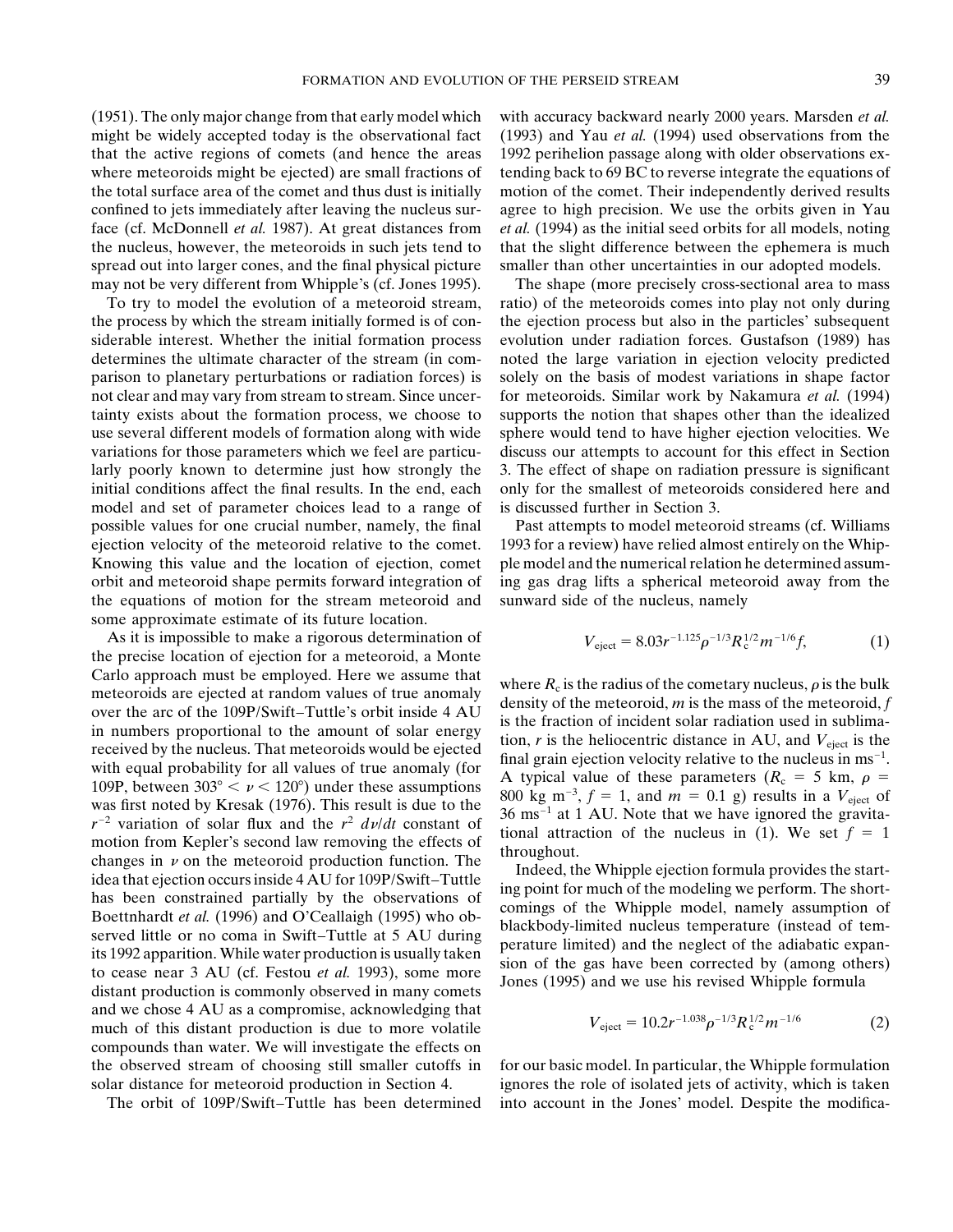(1951). The only major change from that early model which might be widely accepted today is the observational fact that the active regions of comets (and hence the areas where meteoroids might be ejected) are small fractions of the total surface area of the comet and thus dust is initially confined to jets immediately after leaving the nucleus surface (cf. McDonnell *et al.* 1987). At great distances from the nucleus, however, the meteoroids in such jets tend to spread out into larger cones, and the final physical picture may not be very different from Whipple's (cf. Jones 1995).

To try to model the evolution of a meteoroid stream, the process by which the stream initially formed is of considerable interest. Whether the initial formation process determines the ultimate character of the stream (in comparison to planetary perturbations or radiation forces) is not clear and may vary from stream to stream. Since uncertainty exists about the formation process, we choose to use several different models of formation along with wide variations for those parameters which we feel are particularly poorly known to determine just how strongly the initial conditions affect the final results. In the end, each model and set of parameter choices lead to a range of possible values for one crucial number, namely, the final ejection velocity of the meteoroid relative to the comet. Knowing this value and the location of ejection, comet orbit and meteoroid shape permits forward integration of the equations of motion for the stream meteoroid and some approximate estimate of its future location.

As it is impossible to make a rigorous determination of the precise location of ejection for a meteoroid, a Monte Carlo approach must be employed. Here we assume that meteoroids are ejected at random values of true anomaly over the arc of the 109P/Swift–Tuttle's orbit inside 4 AU in numbers proportional to the amount of solar energy received by the nucleus. That meteoroids would be ejected with equal probability for all values of true anomaly (for 109P, between $303° < \nu < 120°$) under these assumptions was first noted by Kresak (1976). This result is due to the $r^{-2}$ variation of solar flux and the $r^2\,d\nu/dt$ constant of motion from Kepler's second law removing the effects of changes in $\nu$ on the meteoroid production function. The idea that ejection occurs inside 4 AU for 109P/Swift–Tuttle has been constrained partially by the observations of Boettnhardt *et al.* (1996) and O'Ceallaigh (1995) who observed little or no coma in Swift–Tuttle at 5 AU during its 1992 apparition. While water production is usually taken to cease near 3 AU (cf. Festou *et al.* 1993), some more distant production is commonly observed in many comets and we chose 4 AU as a compromise, acknowledging that much of this distant production is due to more volatile compounds than water. We will investigate the effects on the observed stream of choosing still smaller cutoffs in solar distance for meteoroid production in Section 4.

The orbit of 109P/Swift–Tuttle has been determined with accuracy backward nearly 2000 years. Marsden *et al.* (1993) and Yau *et al.* (1994) used observations from the 1992 perihelion passage along with older observations extending back to 69 BC to reverse integrate the equations of motion of the comet. Their independently derived results agree to high precision. We use the orbits given in Yau *et al.* (1994) as the initial seed orbits for all models, noting that the slight difference between the ephemera is much smaller than other uncertainties in our adopted models.

The shape (more precisely cross-sectional area to mass ratio) of the meteoroids comes into play not only during the ejection process but also in the particles' subsequent evolution under radiation forces. Gustafson (1989) has noted the large variation in ejection velocity predicted solely on the basis of modest variations in shape factor for meteoroids. Similar work by Nakamura *et al.* (1994) supports the notion that shapes other than the idealized sphere would tend to have higher ejection velocities. We discuss our attempts to account for this effect in Section 3. The effect of shape on radiation pressure is significant only for the smallest of meteoroids considered here and is discussed further in Section 3.

Past attempts to model meteoroid streams (cf. Williams 1993 for a review) have relied almost entirely on the Whipple model and the numerical relation he determined assuming gas drag lifts a spherical meteoroid away from the sunward side of the nucleus, namely

$$V_{\text{eject}} = 8.03 r^{-1.125} \rho^{-1/3} R_{\text{c}}^{1/2} m^{-1/6} f, \tag{1}$$

where $R_c$ is the radius of the cometary nucleus, $\rho$ is the bulk density of the meteoroid, $m$ is the mass of the meteoroid, $f$ is the fraction of incident solar radiation used in sublimation, $r$ is the heliocentric distance in AU, and $V_{\text{eject}}$ is the final grain ejection velocity relative to the nucleus in $\text{m s}^{-1}$. A typical value of these parameters ($R_c$ = 5 km, $\rho$ = 800 kg $\text{m}^{-3}$, $f$ = 1, and $m$ = 0.1 g) results in a $V_{\text{eject}}$ of 36 $\text{m s}^{-1}$ at 1 AU. Note that we have ignored the gravitational attraction of the nucleus in (1). We set $f = 1$ throughout.

Indeed, the Whipple ejection formula provides the starting point for much of the modeling we perform. The shortcomings of the Whipple model, namely assumption of blackbody-limited nucleus temperature (instead of temperature limited) and the neglect of the adiabatic expansion of the gas have been corrected by (among others) Jones (1995) and we use his revised Whipple formula

$$V_{\text{eject}} = 10.2 r^{-1.038} \rho^{-1/3} R_{\text{c}}^{1/2} m^{-1/6} \tag{2}$$

for our basic model. In particular, the Whipple formulation ignores the role of isolated jets of activity, which is taken into account in the Jones' model. Despite the modifica-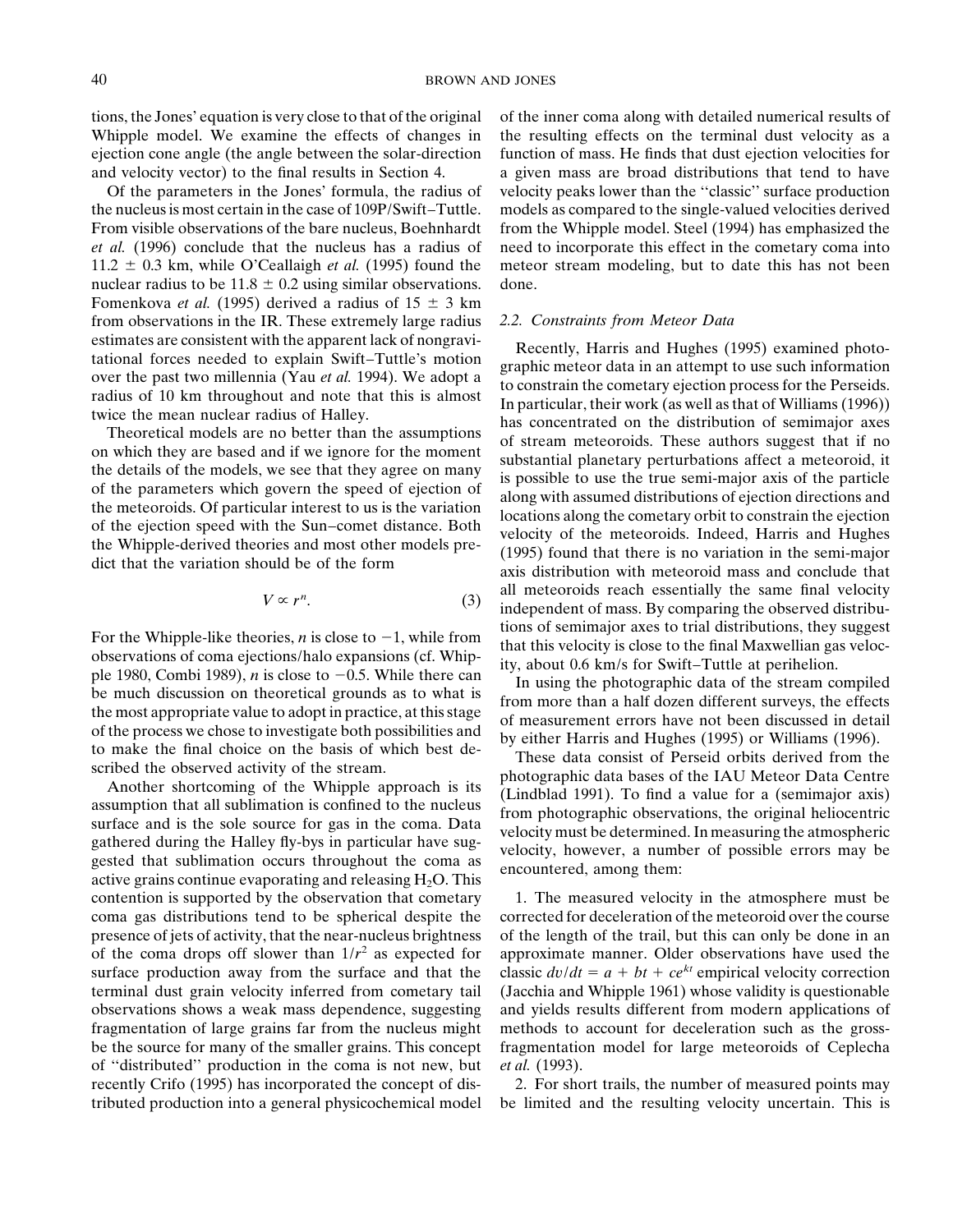tions, the Jones' equation is very close to that of the original Whipple model. We examine the effects of changes in ejection cone angle (the angle between the solar-direction and velocity vector) to the final results in Section 4.

Of the parameters in the Jones' formula, the radius of the nucleus is most certain in the case of 109P/Swift–Tuttle. From visible observations of the bare nucleus, Boehnhardt *et al.* (1996) conclude that the nucleus has a radius of 11.2 ± 0.3 km, while O'Ceallaigh *et al.* (1995) found the nuclear radius to be 11.8 ± 0.2 using similar observations. Fomenkova *et al.* (1995) derived a radius of 15 ± 3 km from observations in the IR. These extremely large radius estimates are consistent with the apparent lack of nongravitational forces needed to explain Swift–Tuttle's motion over the past two millennia (Yau *et al.* 1994). We adopt a radius of 10 km throughout and note that this is almost twice the mean nuclear radius of Halley.

Theoretical models are no better than the assumptions on which they are based and if we ignore for the moment the details of the models, we see that they agree on many of the parameters which govern the speed of ejection of the meteoroids. Of particular interest to us is the variation of the ejection speed with the Sun–comet distance. Both the Whipple-derived theories and most other models predict that the variation should be of the form

$$V \propto r^n. \tag{3}$$

For the Whipple-like theories, $n$ is close to −1, while from observations of coma ejections/halo expansions (cf. Whipple 1980, Combi 1989), $n$ is close to −0.5. While there can be much discussion on theoretical grounds as to what is the most appropriate value to adopt in practice, at this stage of the process we chose to investigate both possibilities and to make the final choice on the basis of which best described the observed activity of the stream.

Another shortcoming of the Whipple approach is its assumption that all sublimation is confined to the nucleus surface and is the sole source for gas in the coma. Data gathered during the Halley fly-bys in particular have suggested that sublimation occurs throughout the coma as active grains continue evaporating and releasing $H_2O$. This contention is supported by the observation that cometary coma gas distributions tend to be spherical despite the presence of jets of activity, that the near-nucleus brightness of the coma drops off slower than $1/r^2$ as expected for surface production away from the surface and that the terminal dust grain velocity inferred from cometary tail observations shows a weak mass dependence, suggesting fragmentation of large grains far from the nucleus might be the source for many of the smaller grains. This concept of "distributed" production in the coma is not new, but recently Crifo (1995) has incorporated the concept of distributed production into a general physicochemical model of the inner coma along with detailed numerical results of the resulting effects on the terminal dust velocity as a function of mass. He finds that dust ejection velocities for a given mass are broad distributions that tend to have velocity peaks lower than the "classic" surface production models as compared to the single-valued velocities derived from the Whipple model. Steel (1994) has emphasized the need to incorporate this effect in the cometary coma into meteor stream modeling, but to date this has not been done.

### 2.2. Constraints from Meteor Data

Recently, Harris and Hughes (1995) examined photographic meteor data in an attempt to use such information to constrain the cometary ejection process for the Perseids. In particular, their work (as well as that of Williams (1996)) has concentrated on the distribution of semimajor axes of stream meteoroids. These authors suggest that if no substantial planetary perturbations affect a meteoroid, it is possible to use the true semi-major axis of the particle along with assumed distributions of ejection directions and locations along the cometary orbit to constrain the ejection velocity of the meteoroids. Indeed, Harris and Hughes (1995) found that there is no variation in the semi-major axis distribution with meteoroid mass and conclude that all meteoroids reach essentially the same final velocity independent of mass. By comparing the observed distributions of semimajor axes to trial distributions, they suggest that this velocity is close to the final Maxwellian gas velocity, about 0.6 km/s for Swift–Tuttle at perihelion.

In using the photographic data of the stream compiled from more than a half dozen different surveys, the effects of measurement errors have not been discussed in detail by either Harris and Hughes (1995) or Williams (1996).

These data consist of Perseid orbits derived from the photographic data bases of the IAU Meteor Data Centre (Lindblad 1991). To find a value for a (semimajor axis) from photographic observations, the original heliocentric velocity must be determined. In measuring the atmospheric velocity, however, a number of possible errors may be encountered, among them:

1. The measured velocity in the atmosphere must be corrected for deceleration of the meteoroid over the course of the length of the trail, but this can only be done in an approximate manner. Older observations have used the classic $dv/dt = a + bt + ce^{kt}$ empirical velocity correction (Jacchia and Whipple 1961) whose validity is questionable and yields results different from modern applications of methods to account for deceleration such as the gross-fragmentation model for large meteoroids of Ceplecha *et al.* (1993).

2. For short trails, the number of measured points may be limited and the resulting velocity uncertain. This is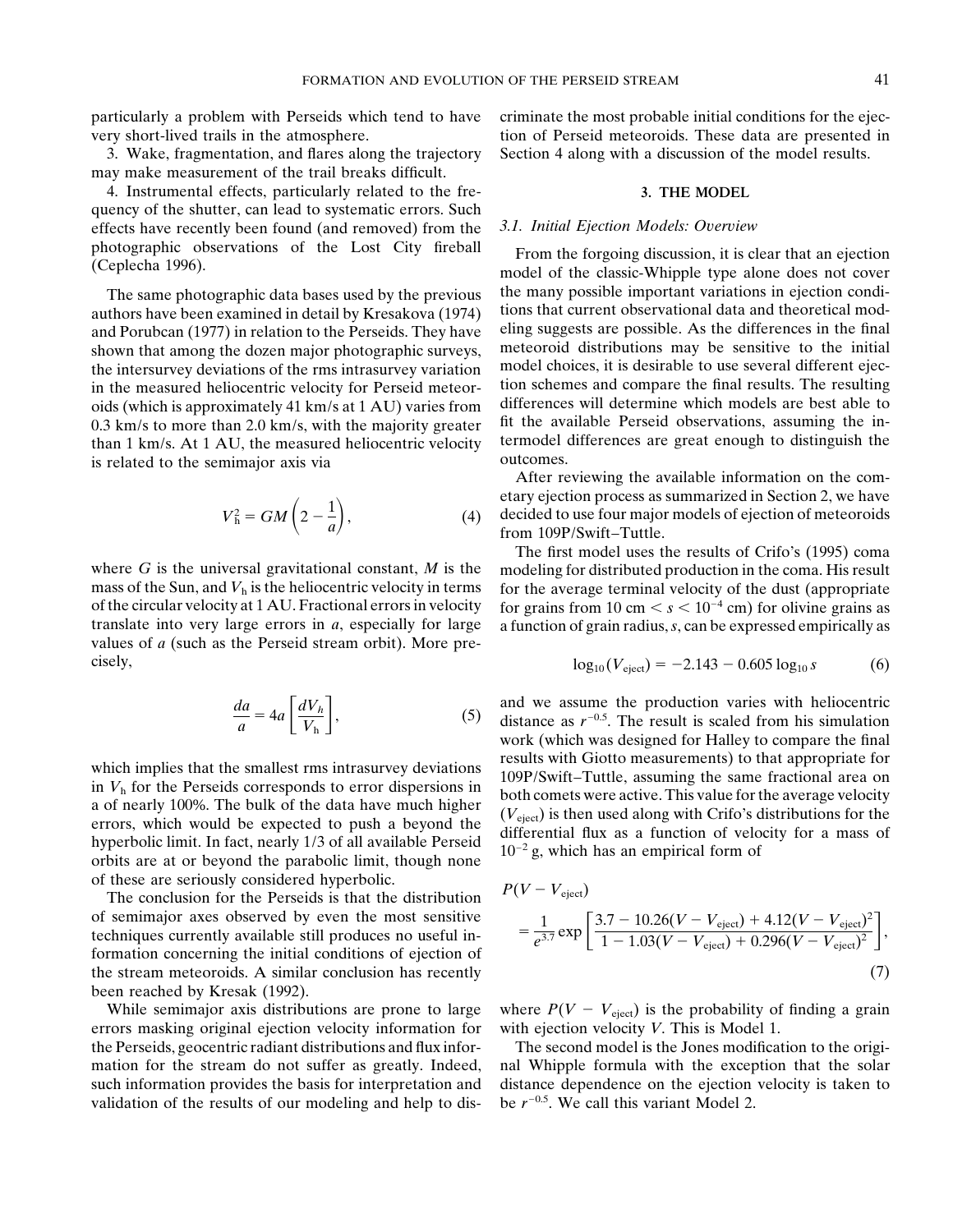particularly a problem with Perseids which tend to have very short-lived trails in the atmosphere.

3. Wake, fragmentation, and flares along the trajectory may make measurement of the trail breaks difficult.

4. Instrumental effects, particularly related to the frequency of the shutter, can lead to systematic errors. Such effects have recently been found (and removed) from the photographic observations of the Lost City fireball (Ceplecha 1996).

The same photographic data bases used by the previous authors have been examined in detail by Kresakova (1974) and Porubcan (1977) in relation to the Perseids. They have shown that among the dozen major photographic surveys, the intersurvey deviations of the rms intrasurvey variation in the measured heliocentric velocity for Perseid meteoroids (which is approximately 41 km/s at 1 AU) varies from 0.3 km/s to more than 2.0 km/s, with the majority greater than 1 km/s. At 1 AU, the measured heliocentric velocity is related to the semimajor axis via

$$V_{\mathrm{h}}^{2} = GM\left(2 - \frac{1}{a}\right), \tag{4}$$

where $G$ is the universal gravitational constant, $M$ is the mass of the Sun, and $V_{\mathrm{h}}$ is the heliocentric velocity in terms of the circular velocity at 1 AU. Fractional errors in velocity translate into very large errors in $a$, especially for large values of $a$ (such as the Perseid stream orbit). More precisely,

$$\frac{da}{a} = 4a\left[\frac{dV_{h}}{V_{\mathrm{h}}}\right], \tag{5}$$

which implies that the smallest rms intrasurvey deviations in $V_{\mathrm{h}}$ for the Perseids corresponds to error dispersions in a of nearly 100%. The bulk of the data have much higher errors, which would be expected to push a beyond the hyperbolic limit. In fact, nearly 1/3 of all available Perseid orbits are at or beyond the parabolic limit, though none of these are seriously considered hyperbolic.

The conclusion for the Perseids is that the distribution of semimajor axes observed by even the most sensitive techniques currently available still produces no useful information concerning the initial conditions of ejection of the stream meteoroids. A similar conclusion has recently been reached by Kresak (1992).

While semimajor axis distributions are prone to large errors masking original ejection velocity information for the Perseids, geocentric radiant distributions and flux information for the stream do not suffer as greatly. Indeed, such information provides the basis for interpretation and validation of the results of our modeling and help to discriminate the most probable initial conditions for the ejection of Perseid meteoroids. These data are presented in Section 4 along with a discussion of the model results.

## 3. THE MODEL

### 3.1. Initial Ejection Models: Overview

From the forgoing discussion, it is clear that an ejection model of the classic-Whipple type alone does not cover the many possible important variations in ejection conditions that current observational data and theoretical modeling suggests are possible. As the differences in the final meteoroid distributions may be sensitive to the initial model choices, it is desirable to use several different ejection schemes and compare the final results. The resulting differences will determine which models are best able to fit the available Perseid observations, assuming the intermodel differences are great enough to distinguish the outcomes.

After reviewing the available information on the cometary ejection process as summarized in Section 2, we have decided to use four major models of ejection of meteoroids from 109P/Swift–Tuttle.

The first model uses the results of Crifo's (1995) coma modeling for distributed production in the coma. His result for the average terminal velocity of the dust (appropriate for grains from 10 cm $< s < 10^{-4}$ cm) for olivine grains as a function of grain radius, $s$, can be expressed empirically as

$$\log_{10}(V_{\mathrm{eject}}) = -2.143 - 0.605\log_{10} s \tag{6}$$

and we assume the production varies with heliocentric distance as $r^{-0.5}$. The result is scaled from his simulation work (which was designed for Halley to compare the final results with Giotto measurements) to that appropriate for 109P/Swift–Tuttle, assuming the same fractional area on both comets were active. This value for the average velocity ($V_{\mathrm{eject}}$) is then used along with Crifo's distributions for the differential flux as a function of velocity for a mass of $10^{-2}$ g, which has an empirical form of

$$P(V - V_{\mathrm{eject}}) = \frac{1}{e^{3.7}}\exp\left[\frac{3.7 - 10.26(V - V_{\mathrm{eject}}) + 4.12(V - V_{\mathrm{eject}})^{2}}{1 - 1.03(V - V_{\mathrm{eject}}) + 0.296(V - V_{\mathrm{eject}})^{2}}\right], \tag{7}$$

where $P(V - V_{\mathrm{eject}})$ is the probability of finding a grain with ejection velocity $V$. This is Model 1.

The second model is the Jones modification to the original Whipple formula with the exception that the solar distance dependence on the ejection velocity is taken to be $r^{-0.5}$. We call this variant Model 2.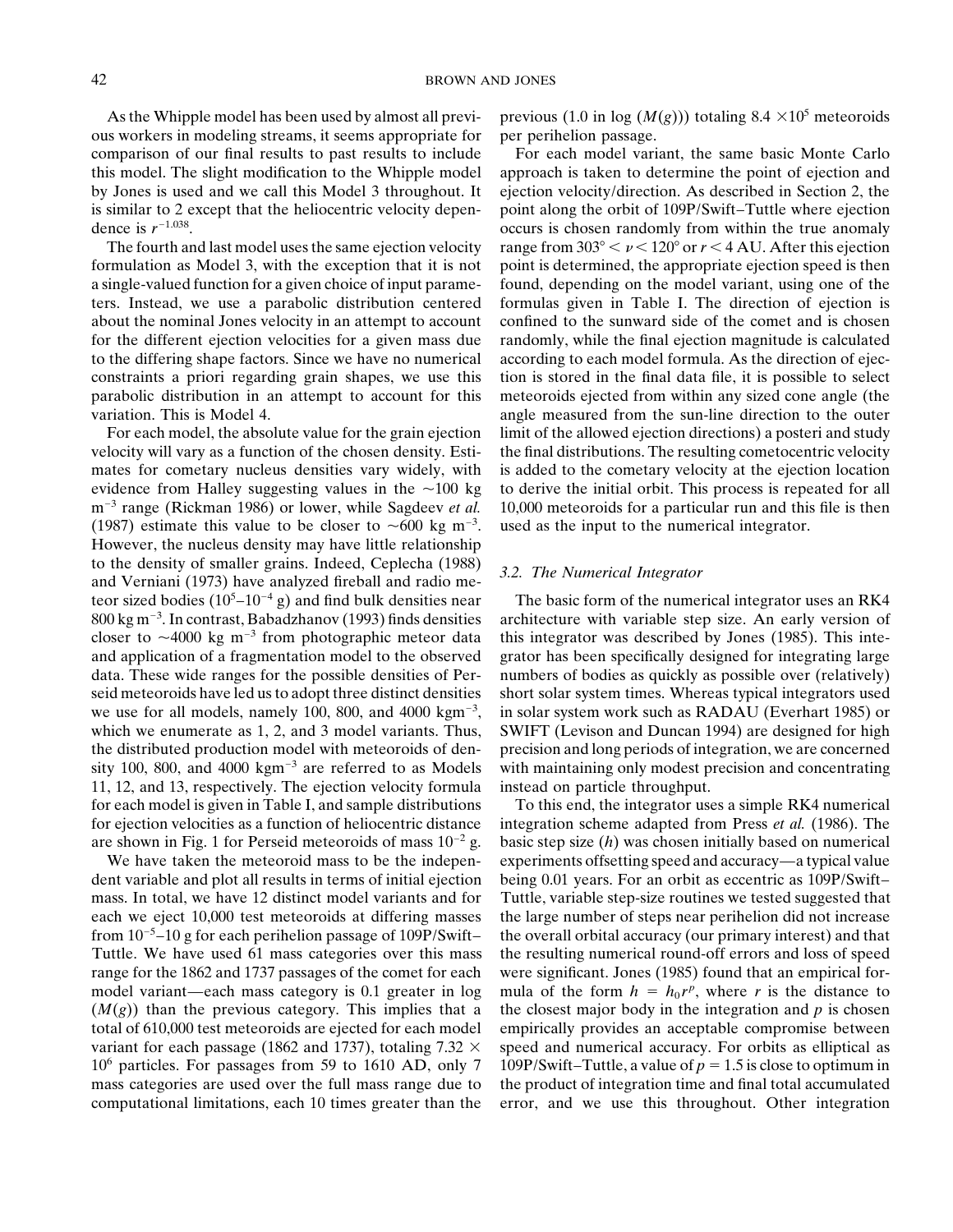As the Whipple model has been used by almost all previous workers in modeling streams, it seems appropriate for comparison of our final results to past results to include this model. The slight modification to the Whipple model by Jones is used and we call this Model 3 throughout. It is similar to 2 except that the heliocentric velocity dependence is $r^{-1.038}$.

The fourth and last model uses the same ejection velocity formulation as Model 3, with the exception that it is not a single-valued function for a given choice of input parameters. Instead, we use a parabolic distribution centered about the nominal Jones velocity in an attempt to account for the different ejection velocities for a given mass due to the differing shape factors. Since we have no numerical constraints a priori regarding grain shapes, we use this parabolic distribution in an attempt to account for this variation. This is Model 4.

For each model, the absolute value for the grain ejection velocity will vary as a function of the chosen density. Estimates for cometary nucleus densities vary widely, with evidence from Halley suggesting values in the ~100 kg m$^{-3}$ range (Rickman 1986) or lower, while Sagdeev *et al.* (1987) estimate this value to be closer to ~600 kg m$^{-3}$. However, the nucleus density may have little relationship to the density of smaller grains. Indeed, Ceplecha (1988) and Verniani (1973) have analyzed fireball and radio meteor sized bodies ($10^5$–$10^{-4}$ g) and find bulk densities near 800 kg m$^{-3}$. In contrast, Babadzhanov (1993) finds densities closer to ~4000 kg m$^{-3}$ from photographic meteor data and application of a fragmentation model to the observed data. These wide ranges for the possible densities of Perseid meteoroids have led us to adopt three distinct densities we use for all models, namely 100, 800, and 4000 kgm$^{-3}$, which we enumerate as 1, 2, and 3 model variants. Thus, the distributed production model with meteoroids of density 100, 800, and 4000 kgm$^{-3}$ are referred to as Models 11, 12, and 13, respectively. The ejection velocity formula for each model is given in Table I, and sample distributions for ejection velocities as a function of heliocentric distance are shown in Fig. 1 for Perseid meteoroids of mass $10^{-2}$ g.

We have taken the meteoroid mass to be the independent variable and plot all results in terms of initial ejection mass. In total, we have 12 distinct model variants and for each we eject 10,000 test meteoroids at differing masses from $10^{-5}$–10 g for each perihelion passage of 109P/Swift–Tuttle. We have used 61 mass categories over this mass range for the 1862 and 1737 passages of the comet for each model variant—each mass category is 0.1 greater in log ($M$(g)) than the previous category. This implies that a total of 610,000 test meteoroids are ejected for each model variant for each passage (1862 and 1737), totaling 7.32 × $10^6$ particles. For passages from 59 to 1610 AD, only 7 mass categories are used over the full mass range due to computational limitations, each 10 times greater than the previous (1.0 in log ($M$(g))) totaling 8.4 ×$10^5$ meteoroids per perihelion passage.

For each model variant, the same basic Monte Carlo approach is taken to determine the point of ejection and ejection velocity/direction. As described in Section 2, the point along the orbit of 109P/Swift–Tuttle where ejection occurs is chosen randomly from within the true anomaly range from $303° < \nu < 120°$ or $r < 4$ AU. After this ejection point is determined, the appropriate ejection speed is then found, depending on the model variant, using one of the formulas given in Table I. The direction of ejection is confined to the sunward side of the comet and is chosen randomly, while the final ejection magnitude is calculated according to each model formula. As the direction of ejection is stored in the final data file, it is possible to select meteoroids ejected from within any sized cone angle (the angle measured from the sun-line direction to the outer limit of the allowed ejection directions) a posteri and study the final distributions. The resulting cometocentric velocity is added to the cometary velocity at the ejection location to derive the initial orbit. This process is repeated for all 10,000 meteoroids for a particular run and this file is then used as the input to the numerical integrator.

### 3.2. The Numerical Integrator

The basic form of the numerical integrator uses an RK4 architecture with variable step size. An early version of this integrator was described by Jones (1985). This integrator has been specifically designed for integrating large numbers of bodies as quickly as possible over (relatively) short solar system times. Whereas typical integrators used in solar system work such as RADAU (Everhart 1985) or SWIFT (Levison and Duncan 1994) are designed for high precision and long periods of integration, we are concerned with maintaining only modest precision and concentrating instead on particle throughput.

To this end, the integrator uses a simple RK4 numerical integration scheme adapted from Press *et al.* (1986). The basic step size ($h$) was chosen initially based on numerical experiments offsetting speed and accuracy—a typical value being 0.01 years. For an orbit as eccentric as 109P/Swift–Tuttle, variable step-size routines we tested suggested that the large number of steps near perihelion did not increase the overall orbital accuracy (our primary interest) and that the resulting numerical round-off errors and loss of speed were significant. Jones (1985) found that an empirical formula of the form $h = h_0 r^p$, where $r$ is the distance to the closest major body in the integration and $p$ is chosen empirically provides an acceptable compromise between speed and numerical accuracy. For orbits as elliptical as 109P/Swift–Tuttle, a value of $p = 1.5$ is close to optimum in the product of integration time and final total accumulated error, and we use this throughout. Other integration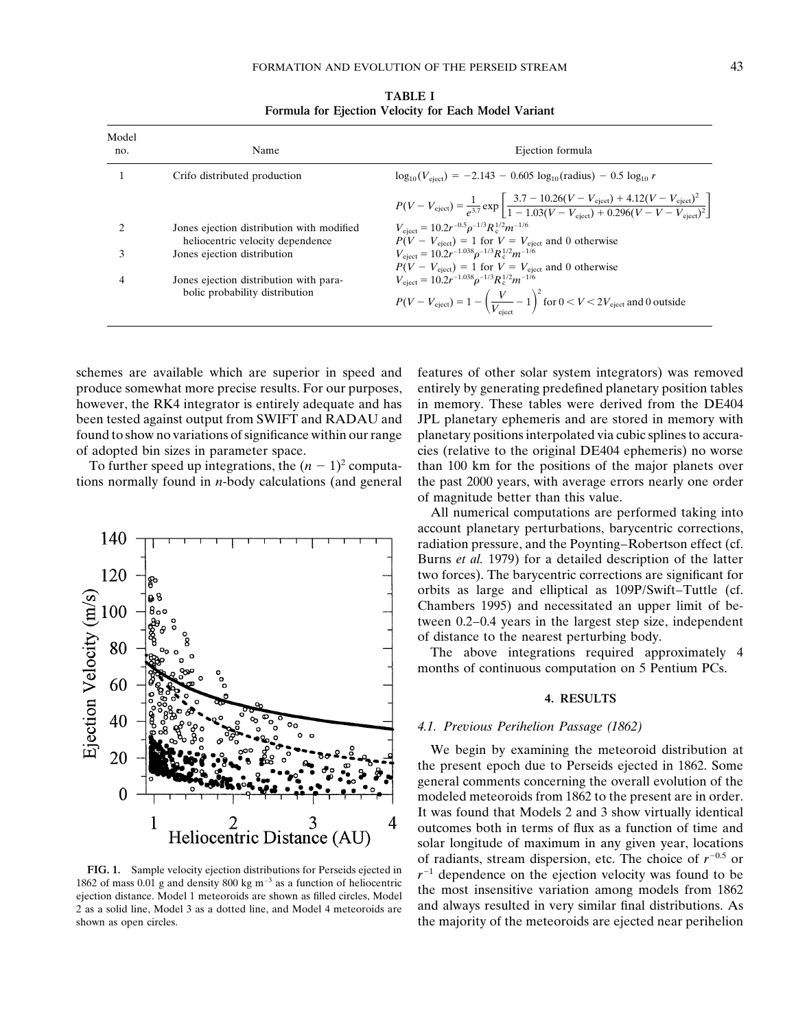**TABLE I**
**Formula for Ejection Velocity for Each Model Variant**

| Model no. | Name | Ejection formula |
|---|---|---|
| 1 | Crifo distributed production | $\log_{10}(V_{\text{eject}}) = -2.143 - 0.605 \log_{10}(\text{radius}) - 0.5 \log_{10} r$ <br> $P(V - V_{\text{eject}}) = \frac{1}{e^{3.7}} \exp\left[\frac{3.7 - 10.26(V - V_{\text{eject}}) + 4.12(V - V_{\text{eject}})^2}{1 - 1.03(V - V_{\text{eject}}) + 0.296(V - V - V_{\text{eject}})^2}\right]$ |
| 2 | Jones ejection distribution with modified heliocentric velocity dependence | $V_{\text{eject}} = 10.2 r^{-0.5} \rho^{-1/3} R_c^{1/2} m^{-1/6}$ <br> $P(V - V_{\text{eject}}) = 1$ for $V = V_{\text{eject}}$ and 0 otherwise |
| 3 | Jones ejection distribution | $V_{\text{eject}} = 10.2 r^{-1.038} \rho^{-1/3} R_c^{1/2} m^{-1/6}$ <br> $P(V - V_{\text{eject}}) = 1$ for $V = V_{\text{eject}}$ and 0 otherwise |
| 4 | Jones ejection distribution with parabolic probability distribution | $V_{\text{eject}} = 10.2 r^{-1.038} \rho^{-1/3} R_c^{1/2} m^{-1/6}$ <br> $P(V - V_{\text{eject}}) = 1 - \left(\frac{V}{V_{\text{eject}}} - 1\right)^2$ for $0 < V < 2V_{\text{eject}}$ and 0 outside |

schemes are available which are superior in speed and produce somewhat more precise results. For our purposes, however, the RK4 integrator is entirely adequate and has been tested against output from SWIFT and RADAU and found to show no variations of significance within our range of adopted bin sizes in parameter space.

To further speed up integrations, the $(n-1)^2$ computations normally found in $n$-body calculations (and general features of other solar system integrators) was removed entirely by generating predefined planetary position tables in memory. These tables were derived from the DE404 JPL planetary ephemeris and are stored in memory with planetary positions interpolated via cubic splines to accuracies (relative to the original DE404 ephemeris) no worse than 100 km for the positions of the major planets over the past 2000 years, with average errors nearly one order of magnitude better than this value.

All numerical computations are performed taking into account planetary perturbations, barycentric corrections, radiation pressure, and the Poynting–Robertson effect (cf. Burns *et al.* 1979) for a detailed description of the latter two forces). The barycentric corrections are significant for orbits as large and elliptical as 109P/Swift–Tuttle (cf. Chambers 1995) and necessitated an upper limit of between 0.2–0.4 years in the largest step size, independent of distance to the nearest perturbing body.

The above integrations required approximately 4 months of continuous computation on 5 Pentium PCs.

**FIG. 1.** Sample velocity ejection distributions for Perseids ejected in 1862 of mass 0.01 g and density 800 kg m$^{-3}$ as a function of heliocentric ejection distance. Model 1 meteoroids are shown as filled circles, Model 2 as a solid line, Model 3 as a dotted line, and Model 4 meteoroids are shown as open circles.

## 4. RESULTS

### 4.1. Previous Perihelion Passage (1862)

We begin by examining the meteoroid distribution at the present epoch due to Perseids ejected in 1862. Some general comments concerning the overall evolution of the modeled meteoroids from 1862 to the present are in order. It was found that Models 2 and 3 show virtually identical outcomes both in terms of flux as a function of time and solar longitude of maximum in any given year, locations of radiants, stream dispersion, etc. The choice of $r^{-0.5}$ or $r^{-1}$ dependence on the ejection velocity was found to be the most insensitive variation among models from 1862 and always resulted in very similar final distributions. As the majority of the meteoroids are ejected near perihelion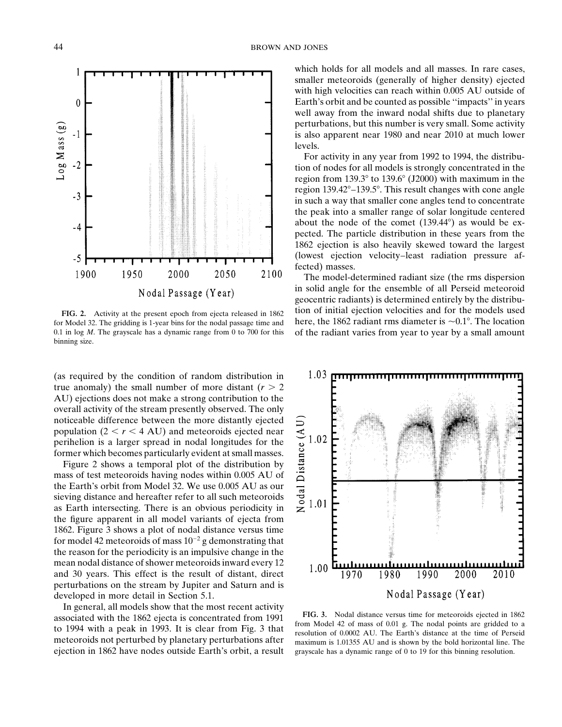FIG. 2. Activity at the present epoch from ejecta released in 1862 for Model 32. The gridding is 1-year bins for the nodal passage time and 0.1 in log $M$. The grayscale has a dynamic range from 0 to 700 for this binning size.

(as required by the condition of random distribution in true anomaly) the small number of more distant ($r > 2$ AU) ejections does not make a strong contribution to the overall activity of the stream presently observed. The only noticeable difference between the more distantly ejected population ($2 < r < 4$ AU) and meteoroids ejected near perihelion is a larger spread in nodal longitudes for the former which becomes particularly evident at small masses.

Figure 2 shows a temporal plot of the distribution by mass of test meteoroids having nodes within 0.005 AU of the Earth's orbit from Model 32. We use 0.005 AU as our sieving distance and hereafter refer to all such meteoroids as Earth intersecting. There is an obvious periodicity in the figure apparent in all model variants of ejecta from 1862. Figure 3 shows a plot of nodal distance versus time for model 42 meteoroids of mass $10^{-2}$ g demonstrating that the reason for the periodicity is an impulsive change in the mean nodal distance of shower meteoroids inward every 12 and 30 years. This effect is the result of distant, direct perturbations on the stream by Jupiter and Saturn and is developed in more detail in Section 5.1.

In general, all models show that the most recent activity associated with the 1862 ejecta is concentrated from 1991 to 1994 with a peak in 1993. It is clear from Fig. 3 that meteoroids not perturbed by planetary perturbations after ejection in 1862 have nodes outside Earth's orbit, a result which holds for all models and all masses. In rare cases, smaller meteoroids (generally of higher density) ejected with high velocities can reach within 0.005 AU outside of Earth's orbit and be counted as possible "impacts" in years well away from the inward nodal shifts due to planetary perturbations, but this number is very small. Some activity is also apparent near 1980 and near 2010 at much lower levels.

For activity in any year from 1992 to 1994, the distribution of nodes for all models is strongly concentrated in the region from 139.3° to 139.6° (J2000) with maximum in the region 139.42°–139.5°. This result changes with cone angle in such a way that smaller cone angles tend to concentrate the peak into a smaller range of solar longitude centered about the node of the comet (139.44°) as would be expected. The particle distribution in these years from the 1862 ejection is also heavily skewed toward the largest (lowest ejection velocity–least radiation pressure affected) masses.

The model-determined radiant size (the rms dispersion in solid angle for the ensemble of all Perseid meteoroid geocentric radiants) is determined entirely by the distribution of initial ejection velocities and for the models used here, the 1862 radiant rms diameter is ~0.1°. The location of the radiant varies from year to year by a small amount

FIG. 3. Nodal distance versus time for meteoroids ejected in 1862 from Model 42 of mass of 0.01 g. The nodal points are gridded to a resolution of 0.0002 AU. The Earth's distance at the time of Perseid maximum is 1.01355 AU and is shown by the bold horizontal line. The grayscale has a dynamic range of 0 to 19 for this binning resolution.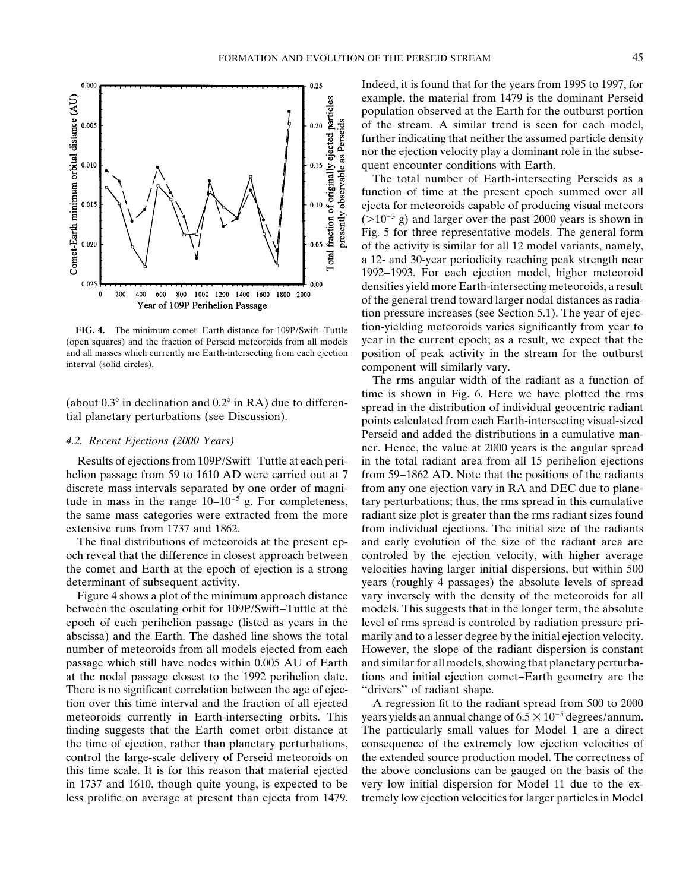FIG. 4. The minimum comet–Earth distance for 109P/Swift–Tuttle (open squares) and the fraction of Perseid meteoroids from all models and all masses which currently are Earth-intersecting from each ejection interval (solid circles).

(about 0.3° in declination and 0.2° in RA) due to differential planetary perturbations (see Discussion).

### 4.2. Recent Ejections (2000 Years)

Results of ejections from 109P/Swift–Tuttle at each perihelion passage from 59 to 1610 AD were carried out at 7 discrete mass intervals separated by one order of magnitude in mass in the range $10–10^{-5}$ g. For completeness, the same mass categories were extracted from the more extensive runs from 1737 and 1862.

The final distributions of meteoroids at the present epoch reveal that the difference in closest approach between the comet and Earth at the epoch of ejection is a strong determinant of subsequent activity.

Figure 4 shows a plot of the minimum approach distance between the osculating orbit for 109P/Swift–Tuttle at the epoch of each perihelion passage (listed as years in the abscissa) and the Earth. The dashed line shows the total number of meteoroids from all models ejected from each passage which still have nodes within 0.005 AU of Earth at the nodal passage closest to the 1992 perihelion date. There is no significant correlation between the age of ejection over this time interval and the fraction of all ejected meteoroids currently in Earth-intersecting orbits. This finding suggests that the Earth–comet orbit distance at the time of ejection, rather than planetary perturbations, control the large-scale delivery of Perseid meteoroids on this time scale. It is for this reason that material ejected in 1737 and 1610, though quite young, is expected to be less prolific on average at present than ejecta from 1479. Indeed, it is found that for the years from 1995 to 1997, for example, the material from 1479 is the dominant Perseid population observed at the Earth for the outburst portion of the stream. A similar trend is seen for each model, further indicating that neither the assumed particle density nor the ejection velocity play a dominant role in the subsequent encounter conditions with Earth.

The total number of Earth-intersecting Perseids as a function of time at the present epoch summed over all ejecta for meteoroids capable of producing visual meteors ($>10^{-3}$ g) and larger over the past 2000 years is shown in Fig. 5 for three representative models. The general form of the activity is similar for all 12 model variants, namely, a 12- and 30-year periodicity reaching peak strength near 1992–1993. For each ejection model, higher meteoroid densities yield more Earth-intersecting meteoroids, a result of the general trend toward larger nodal distances as radiation pressure increases (see Section 5.1). The year of ejection-yielding meteoroids varies significantly from year to year in the current epoch; as a result, we expect that the position of peak activity in the stream for the outburst component will similarly vary.

The rms angular width of the radiant as a function of time is shown in Fig. 6. Here we have plotted the rms spread in the distribution of individual geocentric radiant points calculated from each Earth-intersecting visual-sized Perseid and added the distributions in a cumulative manner. Hence, the value at 2000 years is the angular spread in the total radiant area from all 15 perihelion ejections from 59–1862 AD. Note that the positions of the radiants from any one ejection vary in RA and DEC due to planetary perturbations; thus, the rms spread in this cumulative radiant size plot is greater than the rms radiant sizes found from individual ejections. The initial size of the radiants and early evolution of the size of the radiant area are controled by the ejection velocity, with higher average velocities having larger initial dispersions, but within 500 years (roughly 4 passages) the absolute levels of spread vary inversely with the density of the meteoroids for all models. This suggests that in the longer term, the absolute level of rms spread is controled by radiation pressure primarily and to a lesser degree by the initial ejection velocity. However, the slope of the radiant dispersion is constant and similar for all models, showing that planetary perturbations and initial ejection comet–Earth geometry are the "drivers" of radiant shape.

A regression fit to the radiant spread from 500 to 2000 years yields an annual change of $6.5 \times 10^{-5}$ degrees/annum. The particularly small values for Model 1 are a direct consequence of the extremely low ejection velocities of the extended source production model. The correctness of the above conclusions can be gauged on the basis of the very low initial dispersion for Model 11 due to the extremely low ejection velocities for larger particles in Model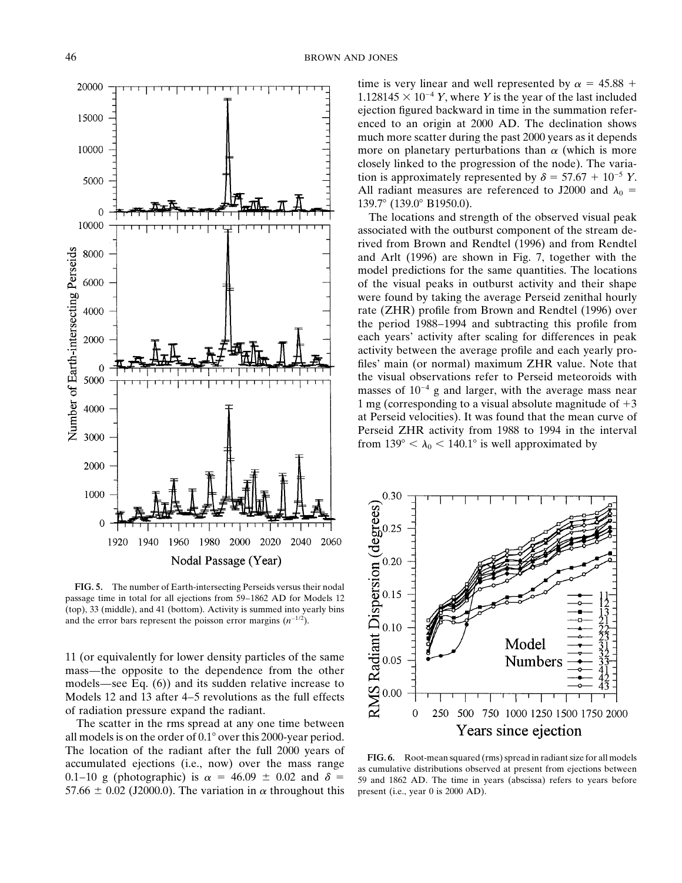FIG. 5. The number of Earth-intersecting Perseids versus their nodal passage time in total for all ejections from 59–1862 AD for Models 12 (top), 33 (middle), and 41 (bottom). Activity is summed into yearly bins and the error bars represent the poisson error margins ($n^{-1/2}$).

11 (or equivalently for lower density particles of the same mass—the opposite to the dependence from the other models—see Eq. (6)) and its sudden relative increase to Models 12 and 13 after 4–5 revolutions as the full effects of radiation pressure expand the radiant.

The scatter in the rms spread at any one time between all models is on the order of 0.1° over this 2000-year period. The location of the radiant after the full 2000 years of accumulated ejections (i.e., now) over the mass range 0.1–10 g (photographic) is $\alpha = 46.09 \pm 0.02$ and $\delta = 57.66 \pm 0.02$ (J2000.0). The variation in $\alpha$ throughout this time is very linear and well represented by $\alpha = 45.88 + 1.128145 \times 10^{-4}\,Y$, where $Y$ is the year of the last included ejection figured backward in time in the summation referenced to an origin at 2000 AD. The declination shows much more scatter during the past 2000 years as it depends more on planetary perturbations than $\alpha$ (which is more closely linked to the progression of the node). The variation is approximately represented by $\delta = 57.67 + 10^{-5}\,Y$. All radiant measures are referenced to J2000 and $\lambda_0 = 139.7°$ (139.0° B1950.0).

The locations and strength of the observed visual peak associated with the outburst component of the stream derived from Brown and Rendtel (1996) and from Rendtel and Arlt (1996) are shown in Fig. 7, together with the model predictions for the same quantities. The locations of the visual peaks in outburst activity and their shape were found by taking the average Perseid zenithal hourly rate (ZHR) profile from Brown and Rendtel (1996) over the period 1988–1994 and subtracting this profile from each years' activity after scaling for differences in peak activity between the average profile and each yearly profiles' main (or normal) maximum ZHR value. Note that the visual observations refer to Perseid meteoroids with masses of $10^{-4}$ g and larger, with the average mass near 1 mg (corresponding to a visual absolute magnitude of +3 at Perseid velocities). It was found that the mean curve of Perseid ZHR activity from 1988 to 1994 in the interval from $139° < \lambda_0 < 140.1°$ is well approximated by

FIG. 6. Root-mean squared (rms) spread in radiant size for all models as cumulative distributions observed at present from ejections between 59 and 1862 AD. The time in years (abscissa) refers to years before present (i.e., year 0 is 2000 AD).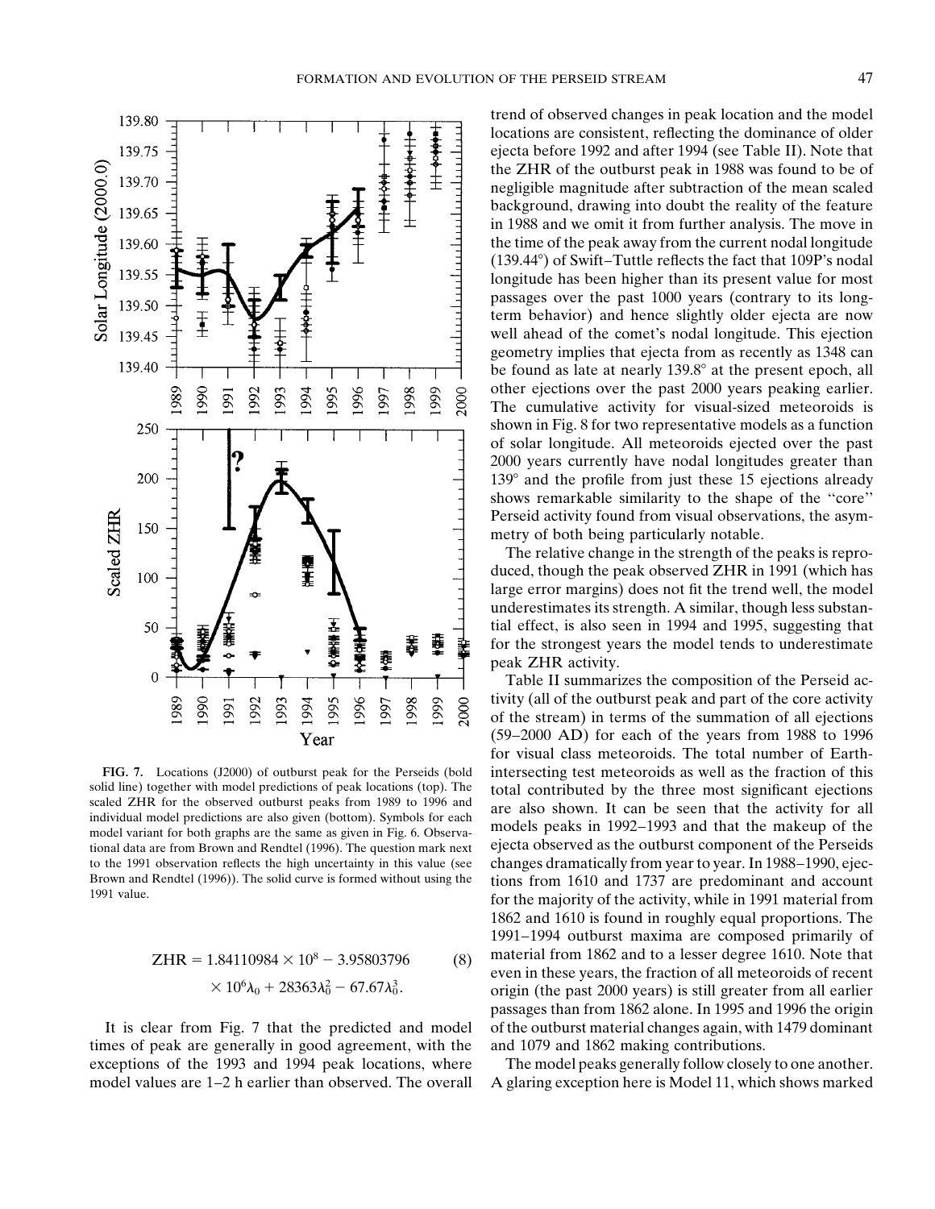FIG. 7. Locations (J2000) of outburst peak for the Perseids (bold solid line) together with model predictions of peak locations (top). The scaled ZHR for the observed outburst peaks from 1989 to 1996 and individual model predictions are also given (bottom). Symbols for each model variant for both graphs are the same as given in Fig. 6. Observational data are from Brown and Rendtel (1996). The question mark next to the 1991 observation reflects the high uncertainty in this value (see Brown and Rendtel (1996)). The solid curve is formed without using the 1991 value.

$$\text{ZHR} = 1.84110984 \times 10^8 - 3.95803796 \times 10^6 \lambda_0 + 28363 \lambda_0^2 - 67.67 \lambda_0^3. \tag{8}$$

It is clear from Fig. 7 that the predicted and model times of peak are generally in good agreement, with the exceptions of the 1993 and 1994 peak locations, where model values are 1–2 h earlier than observed. The overall trend of observed changes in peak location and the model locations are consistent, reflecting the dominance of older ejecta before 1992 and after 1994 (see Table II). Note that the ZHR of the outburst peak in 1988 was found to be of negligible magnitude after subtraction of the mean scaled background, drawing into doubt the reality of the feature in 1988 and we omit it from further analysis. The move in the time of the peak away from the current nodal longitude (139.44°) of Swift–Tuttle reflects the fact that 109P's nodal longitude has been higher than its present value for most passages over the past 1000 years (contrary to its long-term behavior) and hence slightly older ejecta are now well ahead of the comet's nodal longitude. This ejection geometry implies that ejecta from as recently as 1348 can be found as late at nearly 139.8° at the present epoch, all other ejections over the past 2000 years peaking earlier. The cumulative activity for visual-sized meteoroids is shown in Fig. 8 for two representative models as a function of solar longitude. All meteoroids ejected over the past 2000 years currently have nodal longitudes greater than 139° and the profile from just these 15 ejections already shows remarkable similarity to the shape of the "core" Perseid activity found from visual observations, the asymmetry of both being particularly notable.

The relative change in the strength of the peaks is reproduced, though the peak observed ZHR in 1991 (which has large error margins) does not fit the trend well, the model underestimates its strength. A similar, though less substantial effect, is also seen in 1994 and 1995, suggesting that for the strongest years the model tends to underestimate peak ZHR activity.

Table II summarizes the composition of the Perseid activity (all of the outburst peak and part of the core activity of the stream) in terms of the summation of all ejections (59–2000 AD) for each of the years from 1988 to 1996 for visual class meteoroids. The total number of Earth-intersecting test meteoroids as well as the fraction of this total contributed by the three most significant ejections are also shown. It can be seen that the activity for all models peaks in 1992–1993 and that the makeup of the ejecta observed as the outburst component of the Perseids changes dramatically from year to year. In 1988–1990, ejections from 1610 and 1737 are predominant and account for the majority of the activity, while in 1991 material from 1862 and 1610 is found in roughly equal proportions. The 1991–1994 outburst maxima are composed primarily of material from 1862 and to a lesser degree 1610. Note that even in these years, the fraction of all meteoroids of recent origin (the past 2000 years) is still greater from all earlier passages than from 1862 alone. In 1995 and 1996 the origin of the outburst material changes again, with 1479 dominant and 1079 and 1862 making contributions.

The model peaks generally follow closely to one another. A glaring exception here is Model 11, which shows marked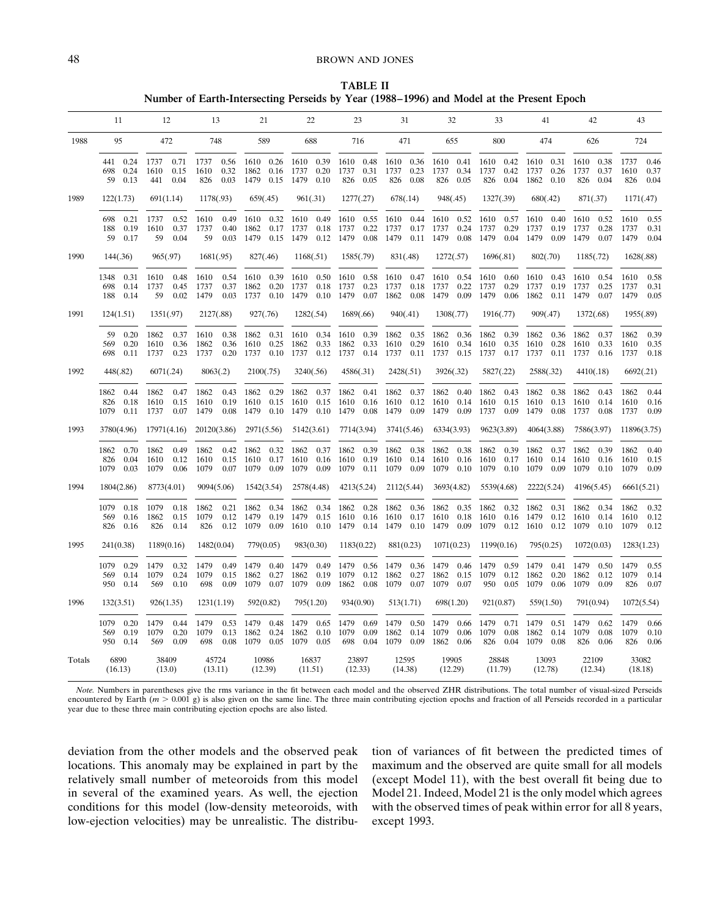**TABLE II**
**Number of Earth-Intersecting Perseids by Year (1988–1996) and Model at the Present Epoch**

| | 11 | 12 | 13 | 21 | 22 | 23 | 31 | 32 | 33 | 41 | 42 | 43 |
|---|---|---|---|---|---|---|---|---|---|---|---|---|
| 1988 | 95 | 472 | 748 | 589 | 688 | 716 | 471 | 655 | 800 | 474 | 626 | 724 |
| | 441 0.24<br>698 0.24<br>59 0.13 | 1737 0.71<br>1610 0.15<br>441 0.04 | 1737 0.56<br>1610 0.32<br>826 0.03 | 1610 0.26<br>1862 0.16<br>1479 0.15 | 1610 0.39<br>1737 0.20<br>1479 0.10 | 1610 0.48<br>1737 0.31<br>826 0.05 | 1610 0.36<br>1737 0.23<br>826 0.08 | 1610 0.41<br>1737 0.34<br>826 0.05 | 1610 0.42<br>1737 0.42<br>826 0.04 | 1610 0.31<br>1737 0.26<br>1862 0.10 | 1610 0.38<br>1737 0.37<br>826 0.04 | 1737 0.46<br>1610 0.37<br>826 0.04 |
| 1989 | 122(1.73) | 691(1.14) | 1178(.93) | 659(.45) | 961(.31) | 1277(.27) | 678(.14) | 948(.45) | 1327(.39) | 680(.42) | 871(.37) | 1171(.47) |
| | 698 0.21<br>188 0.19<br>59 0.17 | 1737 0.52<br>1610 0.37<br>59 0.04 | 1610 0.49<br>1737 0.40<br>59 0.03 | 1610 0.32<br>1862 0.17<br>1479 0.15 | 1610 0.49<br>1737 0.18<br>1479 0.12 | 1610 0.55<br>1737 0.22<br>1479 0.08 | 1610 0.44<br>1737 0.17<br>1479 0.11 | 1610 0.52<br>1737 0.24<br>1479 0.08 | 1610 0.57<br>1737 0.29<br>1479 0.04 | 1610 0.40<br>1737 0.19<br>1479 0.09 | 1610 0.52<br>1737 0.28<br>1479 0.07 | 1610 0.55<br>1737 0.31<br>1479 0.04 |
| 1990 | 144(.36) | 965(.97) | 1681(.95) | 827(.46) | 1168(.51) | 1585(.79) | 831(.48) | 1272(.57) | 1696(.81) | 802(.70) | 1185(.72) | 1628(.88) |
| | 1348 0.31<br>698 0.14<br>188 0.14 | 1610 0.48<br>1737 0.45<br>59 0.02 | 1610 0.54<br>1737 0.37<br>1479 0.03 | 1610 0.39<br>1862 0.20<br>1737 0.10 | 1610 0.50<br>1737 0.18<br>1479 0.10 | 1610 0.58<br>1737 0.23<br>1479 0.07 | 1610 0.47<br>1737 0.18<br>1862 0.08 | 1610 0.54<br>1737 0.22<br>1479 0.09 | 1610 0.60<br>1737 0.29<br>1479 0.06 | 1610 0.43<br>1737 0.19<br>1862 0.11 | 1610 0.54<br>1737 0.25<br>1479 0.07 | 1610 0.58<br>1737 0.31<br>1479 0.05 |
| 1991 | 124(1.51) | 1351(.97) | 2127(.88) | 927(.76) | 1282(.54) | 1689(.66) | 940(.41) | 1308(.77) | 1916(.77) | 909(.47) | 1372(.68) | 1955(.89) |
| | 59 0.20<br>569 0.20<br>698 0.11 | 1862 0.37<br>1610 0.36<br>1737 0.23 | 1610 0.38<br>1862 0.36<br>1737 0.20 | 1862 0.31<br>1610 0.25<br>1737 0.10 | 1610 0.34<br>1862 0.33<br>1737 0.12 | 1610 0.39<br>1862 0.33<br>1737 0.14 | 1862 0.35<br>1610 0.29<br>1737 0.11 | 1862 0.36<br>1610 0.34<br>1737 0.15 | 1862 0.39<br>1610 0.35<br>1737 0.17 | 1862 0.36<br>1610 0.28<br>1737 0.11 | 1862 0.37<br>1610 0.33<br>1737 0.16 | 1862 0.39<br>1610 0.35<br>1737 0.18 |
| 1992 | 448(.82) | 6071(.24) | 8063(.2) | 2100(.75) | 3240(.56) | 4586(.31) | 2428(.51) | 3926(.32) | 5827(.22) | 2588(.32) | 4410(.18) | 6692(.21) |
| | 1862 0.44<br>826 0.18<br>1079 0.11 | 1862 0.47<br>1610 0.15<br>1737 0.07 | 1862 0.43<br>1610 0.19<br>1479 0.08 | 1862 0.29<br>1610 0.15<br>1479 0.10 | 1862 0.37<br>1610 0.15<br>1479 0.10 | 1862 0.41<br>1610 0.16<br>1479 0.08 | 1862 0.37<br>1610 0.12<br>1479 0.09 | 1862 0.40<br>1610 0.14<br>1479 0.09 | 1862 0.43<br>1610 0.15<br>1737 0.09 | 1862 0.38<br>1610 0.13<br>1479 0.08 | 1862 0.43<br>1610 0.14<br>1737 0.08 | 1862 0.44<br>1610 0.16<br>1737 0.09 |
| 1993 | 3780(4.96) | 17971(4.16) | 20120(3.86) | 2971(5.56) | 5142(3.61) | 7714(3.94) | 3741(5.46) | 6334(3.93) | 9623(3.89) | 4064(3.88) | 7586(3.97) | 11896(3.75) |
| | 1862 0.70<br>826 0.04<br>1079 0.03 | 1862 0.49<br>1610 0.12<br>1079 0.06 | 1862 0.42<br>1610 0.15<br>1079 0.07 | 1862 0.32<br>1610 0.17<br>1079 0.09 | 1862 0.37<br>1610 0.16<br>1079 0.09 | 1862 0.39<br>1610 0.19<br>1079 0.11 | 1862 0.38<br>1610 0.14<br>1079 0.09 | 1862 0.38<br>1610 0.16<br>1079 0.10 | 1862 0.39<br>1610 0.17<br>1079 0.10 | 1862 0.37<br>1610 0.14<br>1079 0.09 | 1862 0.39<br>1610 0.16<br>1079 0.10 | 1862 0.40<br>1610 0.15<br>1079 0.09 |
| 1994 | 1804(2.86) | 8773(4.01) | 9094(5.06) | 1542(3.54) | 2578(4.48) | 4213(5.24) | 2112(5.44) | 3693(4.82) | 5539(4.68) | 2222(5.24) | 4196(5.45) | 6661(5.21) |
| | 1079 0.18<br>569 0.16<br>826 0.16 | 1079 0.18<br>1862 0.15<br>826 0.14 | 1862 0.21<br>1079 0.12<br>826 0.12 | 1862 0.34<br>1479 0.19<br>1079 0.09 | 1862 0.34<br>1479 0.15<br>1610 0.10 | 1862 0.28<br>1610 0.16<br>1479 0.14 | 1862 0.36<br>1610 0.17<br>1479 0.10 | 1862 0.35<br>1610 0.18<br>1479 0.09 | 1862 0.32<br>1610 0.16<br>1079 0.12 | 1862 0.31<br>1479 0.12<br>1610 0.12 | 1862 0.34<br>1610 0.14<br>1079 0.10 | 1862 0.32<br>1610 0.12<br>1079 0.12 |
| 1995 | 241(0.38) | 1189(0.16) | 1482(0.04) | 779(0.05) | 983(0.30) | 1183(0.22) | 881(0.23) | 1071(0.23) | 1199(0.16) | 795(0.25) | 1072(0.03) | 1283(1.23) |
| | 1079 0.29<br>569 0.14<br>950 0.14 | 1479 0.32<br>1079 0.24<br>569 0.10 | 1479 0.49<br>1079 0.15<br>698 0.09 | 1479 0.40<br>1862 0.27<br>1079 0.07 | 1479 0.49<br>1862 0.19<br>1079 0.09 | 1479 0.56<br>1079 0.12<br>1862 0.08 | 1479 0.36<br>1862 0.27<br>1079 0.07 | 1479 0.46<br>1862 0.15<br>1079 0.07 | 1479 0.59<br>1079 0.12<br>950 0.05 | 1479 0.41<br>1862 0.20<br>1079 0.06 | 1479 0.50<br>1862 0.12<br>1079 0.09 | 1479 0.55<br>1079 0.14<br>826 0.07 |
| 1996 | 132(3.51) | 926(1.35) | 1231(1.19) | 592(0.82) | 795(1.20) | 934(0.90) | 513(1.71) | 698(1.20) | 921(0.87) | 559(1.50) | 791(0.94) | 1072(5.54) |
| | 1079 0.20<br>569 0.19<br>950 0.14 | 1479 0.44<br>1079 0.20<br>569 0.09 | 1479 0.53<br>1079 0.13<br>698 0.08 | 1479 0.48<br>1862 0.24<br>1079 0.05 | 1479 0.65<br>1862 0.10<br>1079 0.05 | 1479 0.69<br>1079 0.09<br>698 0.04 | 1479 0.50<br>1862 0.14<br>1079 0.09 | 1479 0.66<br>1079 0.06<br>1862 0.06 | 1479 0.71<br>1079 0.08<br>826 0.04 | 1479 0.51<br>1862 0.14<br>1079 0.08 | 1479 0.62<br>1079 0.08<br>826 0.06 | 1479 0.66<br>1079 0.10<br>826 0.06 |
| Totals | 6890<br>(16.13) | 38409<br>(13.0) | 45724<br>(13.11) | 10986<br>(12.39) | 16837<br>(11.51) | 23897<br>(12.33) | 12595<br>(14.38) | 19905<br>(12.29) | 28848<br>(11.79) | 13093<br>(12.78) | 22109<br>(12.34) | 33082<br>(18.18) |

*Note.* Numbers in parentheses give the rms variance in the fit between each model and the observed ZHR distributions. The total number of visual-sized Perseids encountered by Earth ($m > 0.001$ g) is also given on the same line. The three main contributing ejection epochs and fraction of all Perseids recorded in a particular year due to these three main contributing ejection epochs are also listed.

deviation from the other models and the observed peak locations. This anomaly may be explained in part by the relatively small number of meteoroids from this model in several of the examined years. As well, the ejection conditions for this model (low-density meteoroids, with low-ejection velocities) may be unrealistic. The distribution of variances of fit between the predicted times of maximum and the observed are quite small for all models (except Model 11), with the best overall fit being due to Model 21. Indeed, Model 21 is the only model which agrees with the observed times of peak within error for all 8 years, except 1993.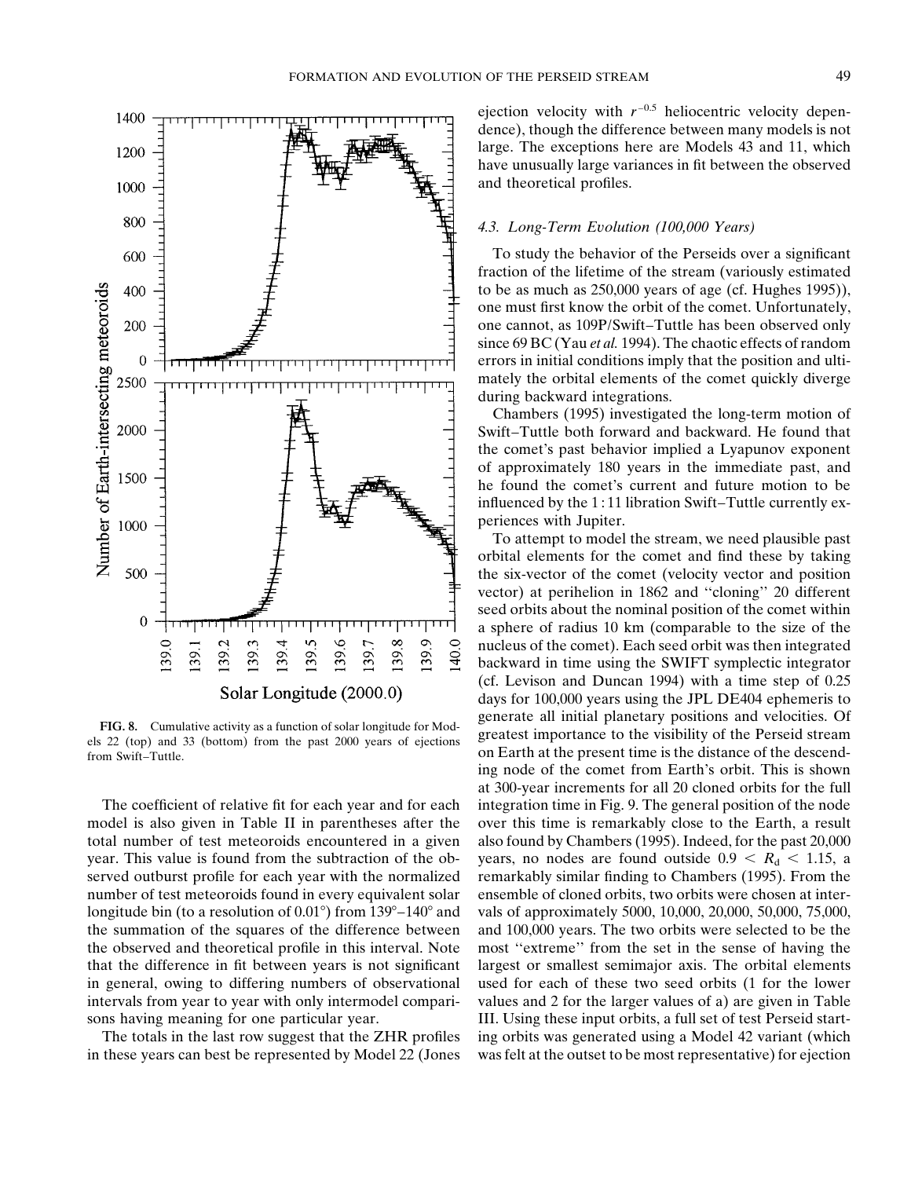FIG. 8. Cumulative activity as a function of solar longitude for Models 22 (top) and 33 (bottom) from the past 2000 years of ejections from Swift–Tuttle.

The coefficient of relative fit for each year and for each model is also given in Table II in parentheses after the total number of test meteoroids encountered in a given year. This value is found from the subtraction of the observed outburst profile for each year with the normalized number of test meteoroids found in every equivalent solar longitude bin (to a resolution of 0.01°) from 139°–140° and the summation of the squares of the difference between the observed and theoretical profile in this interval. Note that the difference in fit between years is not significant in general, owing to differing numbers of observational intervals from year to year with only intermodel comparisons having meaning for one particular year.

The totals in the last row suggest that the ZHR profiles in these years can best be represented by Model 22 (Jones ejection velocity with $r^{-0.5}$ heliocentric velocity dependence), though the difference between many models is not large. The exceptions here are Models 43 and 11, which have unusually large variances in fit between the observed and theoretical profiles.

### 4.3. *Long-Term Evolution (100,000 Years)*

To study the behavior of the Perseids over a significant fraction of the lifetime of the stream (variously estimated to be as much as 250,000 years of age (cf. Hughes 1995)), one must first know the orbit of the comet. Unfortunately, one cannot, as 109P/Swift–Tuttle has been observed only since 69 BC (Yau *et al.* 1994). The chaotic effects of random errors in initial conditions imply that the position and ultimately the orbital elements of the comet quickly diverge during backward integrations.

Chambers (1995) investigated the long-term motion of Swift–Tuttle both forward and backward. He found that the comet's past behavior implied a Lyapunov exponent of approximately 180 years in the immediate past, and he found the comet's current and future motion to be influenced by the 1 : 11 libration Swift–Tuttle currently experiences with Jupiter.

To attempt to model the stream, we need plausible past orbital elements for the comet and find these by taking the six-vector of the comet (velocity vector and position vector) at perihelion in 1862 and "cloning" 20 different seed orbits about the nominal position of the comet within a sphere of radius 10 km (comparable to the size of the nucleus of the comet). Each seed orbit was then integrated backward in time using the SWIFT symplectic integrator (cf. Levison and Duncan 1994) with a time step of 0.25 days for 100,000 years using the JPL DE404 ephemeris to generate all initial planetary positions and velocities. Of greatest importance to the visibility of the Perseid stream on Earth at the present time is the distance of the descending node of the comet from Earth's orbit. This is shown at 300-year increments for all 20 cloned orbits for the full integration time in Fig. 9. The general position of the node over this time is remarkably close to the Earth, a result also found by Chambers (1995). Indeed, for the past 20,000 years, no nodes are found outside $0.9 < R_d < 1.15$, a remarkably similar finding to Chambers (1995). From the ensemble of cloned orbits, two orbits were chosen at intervals of approximately 5000, 10,000, 20,000, 50,000, 75,000, and 100,000 years. The two orbits were selected to be the most "extreme" from the set in the sense of having the largest or smallest semimajor axis. The orbital elements used for each of these two seed orbits (1 for the lower values and 2 for the larger values of a) are given in Table III. Using these input orbits, a full set of test Perseid starting orbits was generated using a Model 42 variant (which was felt at the outset to be most representative) for ejection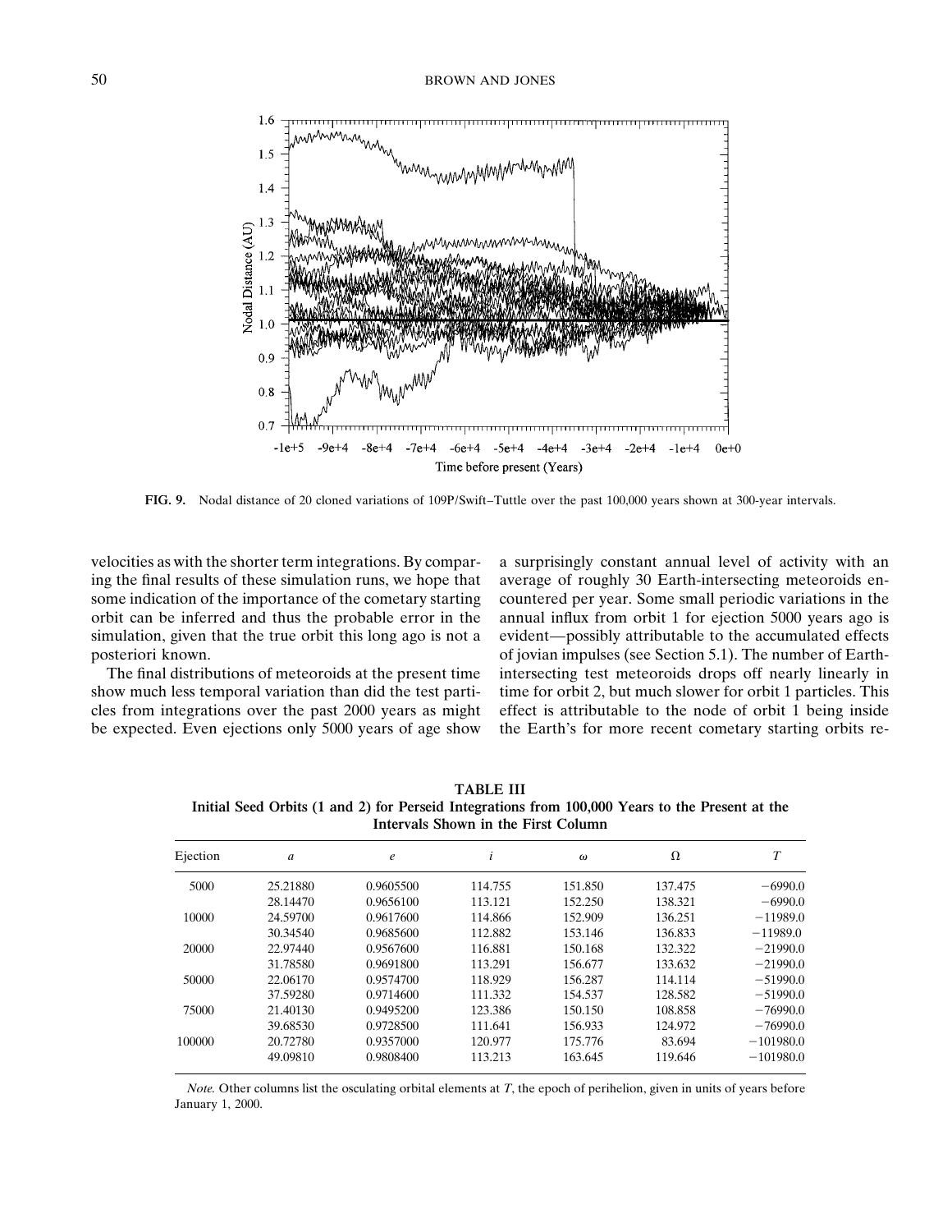FIG. 9. Nodal distance of 20 cloned variations of 109P/Swift–Tuttle over the past 100,000 years shown at 300-year intervals.

velocities as with the shorter term integrations. By comparing the final results of these simulation runs, we hope that some indication of the importance of the cometary starting orbit can be inferred and thus the probable error in the simulation, given that the true orbit this long ago is not a posteriori known.

The final distributions of meteoroids at the present time show much less temporal variation than did the test particles from integrations over the past 2000 years as might be expected. Even ejections only 5000 years of age show a surprisingly constant annual level of activity with an average of roughly 30 Earth-intersecting meteoroids encountered per year. Some small periodic variations in the annual influx from orbit 1 for ejection 5000 years ago is evident—possibly attributable to the accumulated effects of jovian impulses (see Section 5.1). The number of Earth-intersecting test meteoroids drops off nearly linearly in time for orbit 2, but much slower for orbit 1 particles. This effect is attributable to the node of orbit 1 being inside the Earth's for more recent cometary starting orbits re-

**TABLE III**
**Initial Seed Orbits (1 and 2) for Perseid Integrations from 100,000 Years to the Present at the Intervals Shown in the First Column**

| Ejection | $a$ | $e$ | $i$ | $\omega$ | $\Omega$ | $T$ |
|---|---|---|---|---|---|---|
| 5000 | 25.21880 | 0.9605500 | 114.755 | 151.850 | 137.475 | −6990.0 |
| | 28.14470 | 0.9656100 | 113.121 | 152.250 | 138.321 | −6990.0 |
| 10000 | 24.59700 | 0.9617600 | 114.866 | 152.909 | 136.251 | −11989.0 |
| | 30.34540 | 0.9685600 | 112.882 | 153.146 | 136.833 | −11989.0 |
| 20000 | 22.97440 | 0.9567600 | 116.881 | 150.168 | 132.322 | −21990.0 |
| | 31.78580 | 0.9691800 | 113.291 | 156.677 | 133.632 | −21990.0 |
| 50000 | 22.06170 | 0.9574700 | 118.929 | 156.287 | 114.114 | −51990.0 |
| | 37.59280 | 0.9714600 | 111.332 | 154.537 | 128.582 | −51990.0 |
| 75000 | 21.40130 | 0.9495200 | 123.386 | 150.150 | 108.858 | −76990.0 |
| | 39.68530 | 0.9728500 | 111.641 | 156.933 | 124.972 | −76990.0 |
| 100000 | 20.72780 | 0.9357000 | 120.977 | 175.776 | 83.694 | −101980.0 |
| | 49.09810 | 0.9808400 | 113.213 | 163.645 | 119.646 | −101980.0 |

*Note.* Other columns list the osculating orbital elements at $T$, the epoch of perihelion, given in units of years before January 1, 2000.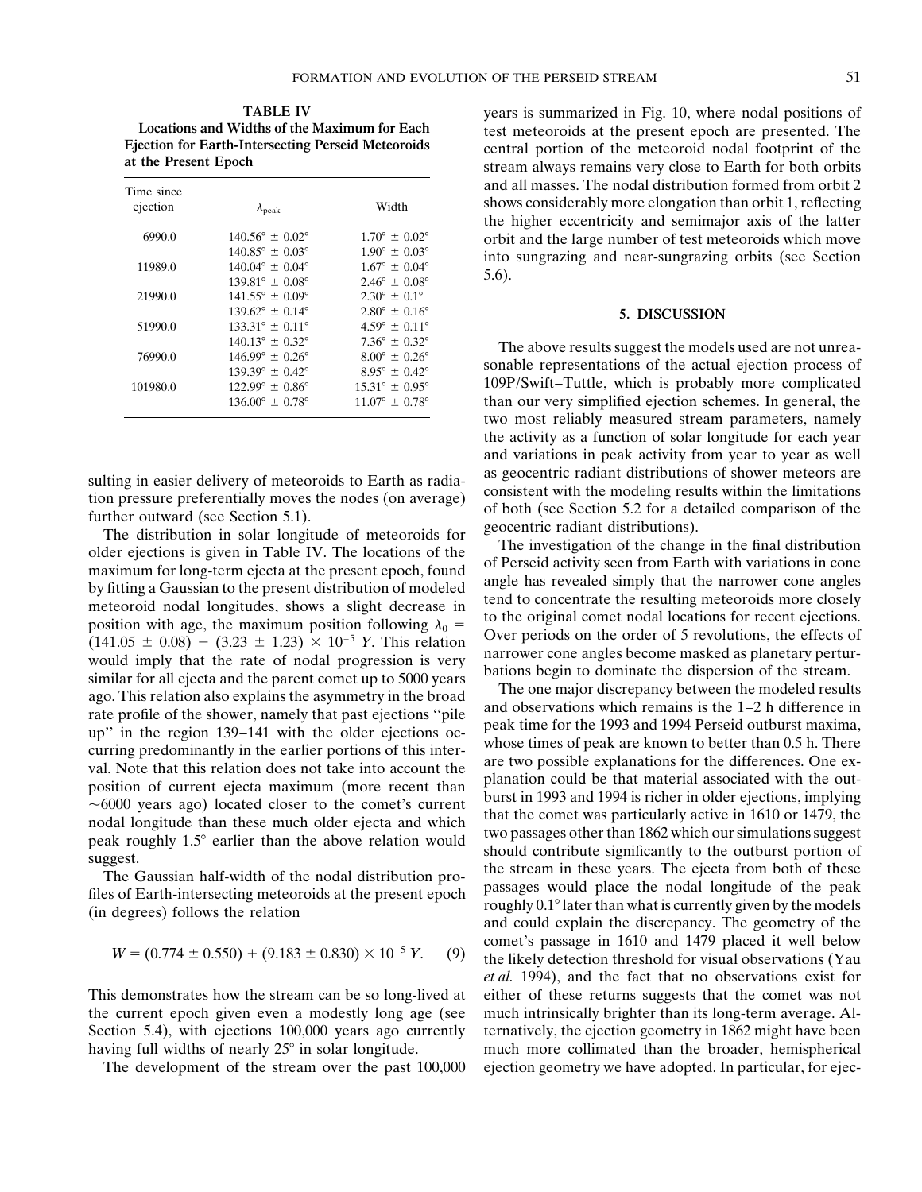**TABLE IV**
**Locations and Widths of the Maximum for Each Ejection for Earth-Intersecting Perseid Meteoroids at the Present Epoch**

| Time since ejection | $\lambda_{peak}$ | Width |
|---|---|---|
| 6990.0 | $140.56° \pm 0.02°$ | $1.70° \pm 0.02°$ |
| | $140.85° \pm 0.03°$ | $1.90° \pm 0.03°$ |
| 11989.0 | $140.04° \pm 0.04°$ | $1.67° \pm 0.04°$ |
| | $139.81° \pm 0.08°$ | $2.46° \pm 0.08°$ |
| 21990.0 | $141.55° \pm 0.09°$ | $2.30° \pm 0.1°$ |
| | $139.62° \pm 0.14°$ | $2.80° \pm 0.16°$ |
| 51990.0 | $133.31° \pm 0.11°$ | $4.59° \pm 0.11°$ |
| | $140.13° \pm 0.32°$ | $7.36° \pm 0.32°$ |
| 76990.0 | $146.99° \pm 0.26°$ | $8.00° \pm 0.26°$ |
| | $139.39° \pm 0.42°$ | $8.95° \pm 0.42°$ |
| 101980.0 | $122.99° \pm 0.86°$ | $15.31° \pm 0.95°$ |
| | $136.00° \pm 0.78°$ | $11.07° \pm 0.78°$ |

sulting in easier delivery of meteoroids to Earth as radiation pressure preferentially moves the nodes (on average) further outward (see Section 5.1).

The distribution in solar longitude of meteoroids for older ejections is given in Table IV. The locations of the maximum for long-term ejecta at the present epoch, found by fitting a Gaussian to the present distribution of modeled meteoroid nodal longitudes, shows a slight decrease in position with age, the maximum position following $\lambda_0 = (141.05 \pm 0.08) - (3.23 \pm 1.23) \times 10^{-5}\, Y$. This relation would imply that the rate of nodal progression is very similar for all ejecta and the parent comet up to 5000 years ago. This relation also explains the asymmetry in the broad rate profile of the shower, namely that past ejections "pile up" in the region 139–141 with the older ejections occurring predominantly in the earlier portions of this interval. Note that this relation does not take into account the position of current ejecta maximum (more recent than ~6000 years ago) located closer to the comet's current nodal longitude than these much older ejecta and which peak roughly 1.5° earlier than the above relation would suggest.

The Gaussian half-width of the nodal distribution profiles of Earth-intersecting meteoroids at the present epoch (in degrees) follows the relation

$$W = (0.774 \pm 0.550) + (9.183 \pm 0.830) \times 10^{-5}\, Y. \quad (9)$$

This demonstrates how the stream can be so long-lived at the current epoch given even a modestly long age (see Section 5.4), with ejections 100,000 years ago currently having full widths of nearly 25° in solar longitude.

The development of the stream over the past 100,000 years is summarized in Fig. 10, where nodal positions of test meteoroids at the present epoch are presented. The central portion of the meteoroid nodal footprint of the stream always remains very close to Earth for both orbits and all masses. The nodal distribution formed from orbit 2 shows considerably more elongation than orbit 1, reflecting the higher eccentricity and semimajor axis of the latter orbit and the large number of test meteoroids which move into sungrazing and near-sungrazing orbits (see Section 5.6).

## 5. DISCUSSION

The above results suggest the models used are not unreasonable representations of the actual ejection process of 109P/Swift–Tuttle, which is probably more complicated than our very simplified ejection schemes. In general, the two most reliably measured stream parameters, namely the activity as a function of solar longitude for each year and variations in peak activity from year to year as well as geocentric radiant distributions of shower meteors are consistent with the modeling results within the limitations of both (see Section 5.2 for a detailed comparison of the geocentric radiant distributions).

The investigation of the change in the final distribution of Perseid activity seen from Earth with variations in cone angle has revealed simply that the narrower cone angles tend to concentrate the resulting meteoroids more closely to the original comet nodal locations for recent ejections. Over periods on the order of 5 revolutions, the effects of narrower cone angles become masked as planetary perturbations begin to dominate the dispersion of the stream.

The one major discrepancy between the modeled results and observations which remains is the 1–2 h difference in peak time for the 1993 and 1994 Perseid outburst maxima, whose times of peak are known to better than 0.5 h. There are two possible explanations for the differences. One explanation could be that material associated with the outburst in 1993 and 1994 is richer in older ejections, implying that the comet was particularly active in 1610 or 1479, the two passages other than 1862 which our simulations suggest should contribute significantly to the outburst portion of the stream in these years. The ejecta from both of these passages would place the nodal longitude of the peak roughly 0.1° later than what is currently given by the models and could explain the discrepancy. The geometry of the comet's passage in 1610 and 1479 placed it well below the likely detection threshold for visual observations (Yau *et al.* 1994), and the fact that no observations exist for either of these returns suggests that the comet was not much intrinsically brighter than its long-term average. Alternatively, the ejection geometry in 1862 might have been much more collimated than the broader, hemispherical ejection geometry we have adopted. In particular, for ejec-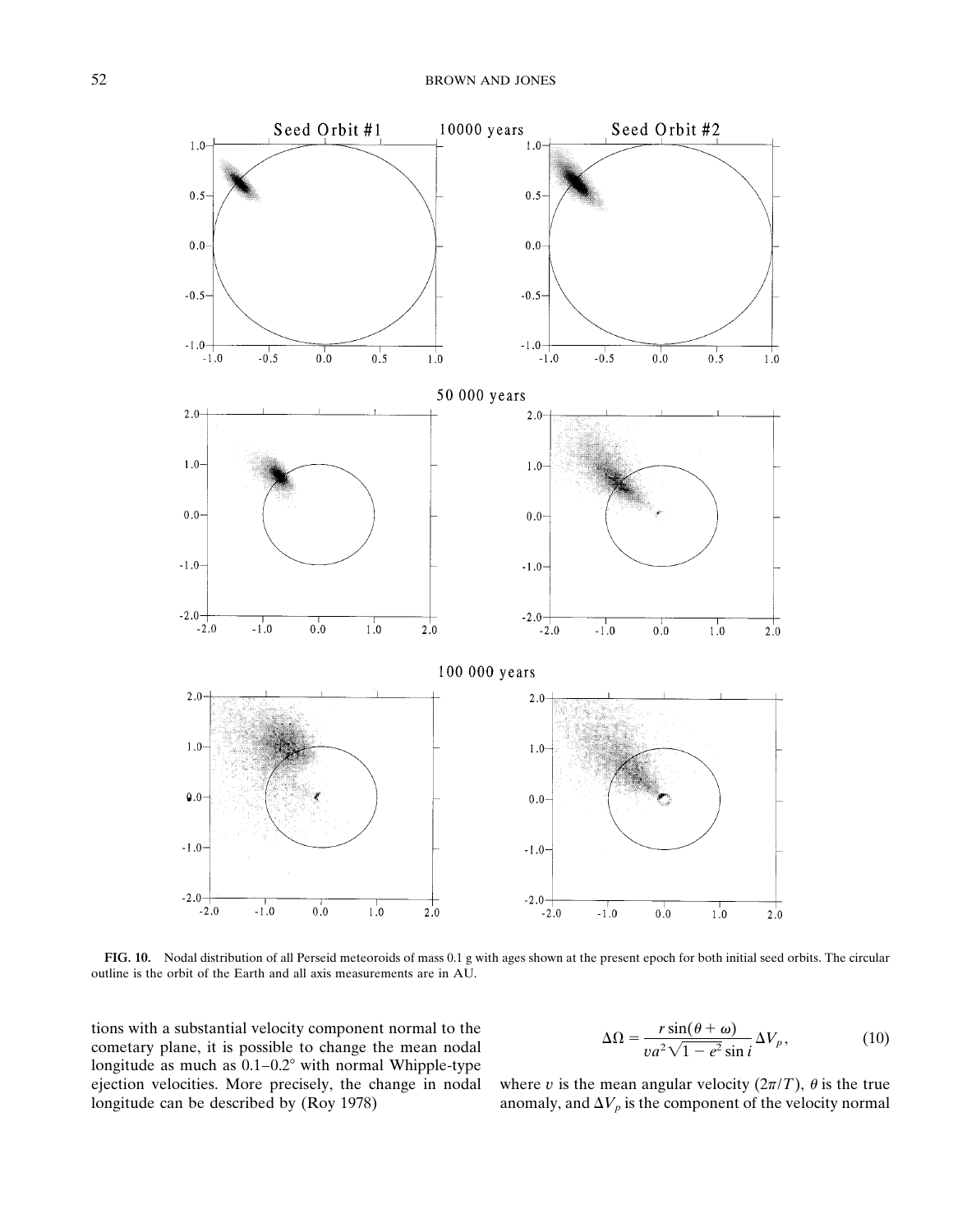FIG. 10. Nodal distribution of all Perseid meteoroids of mass 0.1 g with ages shown at the present epoch for both initial seed orbits. The circular outline is the orbit of the Earth and all axis measurements are in AU.

tions with a substantial velocity component normal to the cometary plane, it is possible to change the mean nodal longitude as much as 0.1–0.2° with normal Whipple-type ejection velocities. More precisely, the change in nodal longitude can be described by (Roy 1978)

$$\Delta\Omega = \frac{r \sin(\theta + \omega)}{va^2\sqrt{1 - e^2}\sin i}\Delta V_p, \tag{10}$$

where $v$ is the mean angular velocity ($2\pi/T$), $\theta$ is the true anomaly, and $\Delta V_p$ is the component of the velocity normal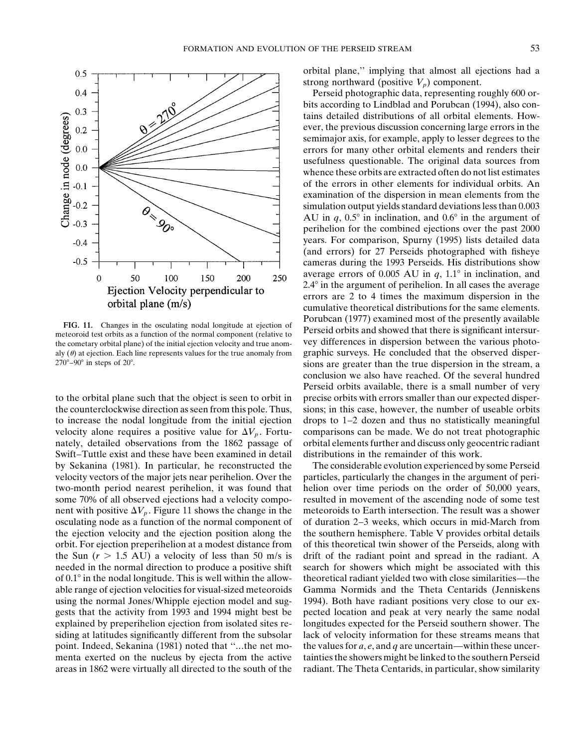FIG. 11. Changes in the osculating nodal longitude at ejection of meteoroid test orbits as a function of the normal component (relative to the cometary orbital plane) of the initial ejection velocity and true anomaly ($\theta$) at ejection. Each line represents values for the true anomaly from 270°–90° in steps of 20°.

to the orbital plane such that the object is seen to orbit in the counterclockwise direction as seen from this pole. Thus, to increase the nodal longitude from the initial ejection velocity alone requires a positive value for $\Delta V_p$. Fortunately, detailed observations from the 1862 passage of Swift–Tuttle exist and these have been examined in detail by Sekanina (1981). In particular, he reconstructed the velocity vectors of the major jets near perihelion. Over the two-month period nearest perihelion, it was found that some 70% of all observed ejections had a velocity component with positive $\Delta V_p$. Figure 11 shows the change in the osculating node as a function of the normal component of the ejection velocity and the ejection position along the orbit. For ejection preperihelion at a modest distance from the Sun ($r > 1.5$ AU) a velocity of less than 50 m/s is needed in the normal direction to produce a positive shift of 0.1° in the nodal longitude. This is well within the allowable range of ejection velocities for visual-sized meteoroids using the normal Jones/Whipple ejection model and suggests that the activity from 1993 and 1994 might best be explained by preperihelion ejection from isolated sites residing at latitudes significantly different from the subsolar point. Indeed, Sekanina (1981) noted that "...the net momenta exerted on the nucleus by ejecta from the active areas in 1862 were virtually all directed to the south of the orbital plane," implying that almost all ejections had a strong northward (positive $V_p$) component.

Perseid photographic data, representing roughly 600 orbits according to Lindblad and Porubcan (1994), also contains detailed distributions of all orbital elements. However, the previous discussion concerning large errors in the semimajor axis, for example, apply to lesser degrees to the errors for many other orbital elements and renders their usefulness questionable. The original data sources from whence these orbits are extracted often do not list estimates of the errors in other elements for individual orbits. An examination of the dispersion in mean elements from the simulation output yields standard deviations less than 0.003 AU in $q$, 0.5° in inclination, and 0.6° in the argument of perihelion for the combined ejections over the past 2000 years. For comparison, Spurny (1995) lists detailed data (and errors) for 27 Perseids photographed with fisheye cameras during the 1993 Perseids. His distributions show average errors of 0.005 AU in $q$, 1.1° in inclination, and 2.4° in the argument of perihelion. In all cases the average errors are 2 to 4 times the maximum dispersion in the cumulative theoretical distributions for the same elements. Porubcan (1977) examined most of the presently available Perseid orbits and showed that there is significant intersurvey differences in dispersion between the various photographic surveys. He concluded that the observed dispersions are greater than the true dispersion in the stream, a conclusion we also have reached. Of the several hundred Perseid orbits available, there is a small number of very precise orbits with errors smaller than our expected dispersions; in this case, however, the number of useable orbits drops to 1–2 dozen and thus no statistically meaningful comparisons can be made. We do not treat photographic orbital elements further and discuss only geocentric radiant distributions in the remainder of this work.

The considerable evolution experienced by some Perseid particles, particularly the changes in the argument of perihelion over time periods on the order of 50,000 years, resulted in movement of the ascending node of some test meteoroids to Earth intersection. The result was a shower of duration 2–3 weeks, which occurs in mid-March from the southern hemisphere. Table V provides orbital details of this theoretical twin shower of the Perseids, along with drift of the radiant point and spread in the radiant. A search for showers which might be associated with this theoretical radiant yielded two with close similarities—the Gamma Normids and the Theta Centarids (Jenniskens 1994). Both have radiant positions very close to our expected location and peak at very nearly the same nodal longitudes expected for the Perseid southern shower. The lack of velocity information for these streams means that the values for $a$, $e$, and $q$ are uncertain—within these uncertainties the showers might be linked to the southern Perseid radiant. The Theta Centarids, in particular, show similarity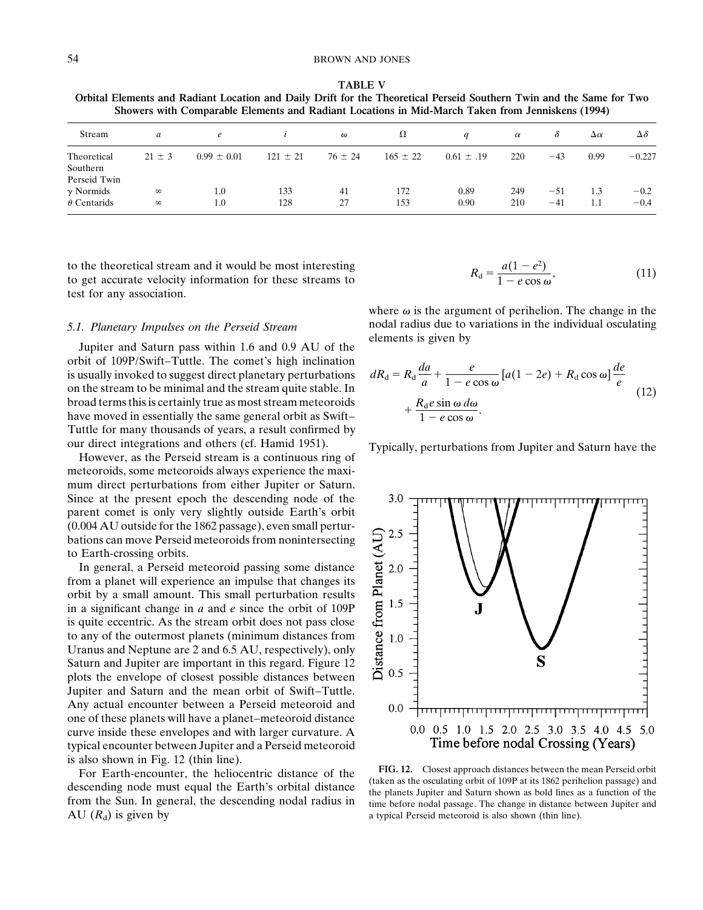**TABLE V**

**Orbital Elements and Radiant Location and Daily Drift for the Theoretical Perseid Southern Twin and the Same for Two Showers with Comparable Elements and Radiant Locations in Mid-March Taken from Jenniskens (1994)**

| Stream | $a$ | $e$ | $i$ | $\omega$ | $\Omega$ | $q$ | $\alpha$ | $\delta$ | $\Delta\alpha$ | $\Delta\delta$ |
|---|---|---|---|---|---|---|---|---|---|---|
| Theoretical Southern Perseid Twin | $21 \pm 3$ | $0.99 \pm 0.01$ | $121 \pm 21$ | $76 \pm 24$ | $165 \pm 22$ | $0.61 \pm .19$ | 220 | −43 | 0.99 | −0.227 |
| $\gamma$ Normids | $\infty$ | 1.0 | 133 | 41 | 172 | 0.89 | 249 | −51 | 1.3 | −0.2 |
| $\theta$ Centarids | $\infty$ | 1.0 | 128 | 27 | 153 | 0.90 | 210 | −41 | 1.1 | −0.4 |

to the theoretical stream and it would be most interesting to get accurate velocity information for these streams to test for any association.

### 5.1. Planetary Impulses on the Perseid Stream

Jupiter and Saturn pass within 1.6 and 0.9 AU of the orbit of 109P/Swift–Tuttle. The comet's high inclination is usually invoked to suggest direct planetary perturbations on the stream to be minimal and the stream quite stable. In broad terms this is certainly true as most stream meteoroids have moved in essentially the same general orbit as Swift–Tuttle for many thousands of years, a result confirmed by our direct integrations and others (cf. Hamid 1951).

However, as the Perseid stream is a continuous ring of meteoroids, some meteoroids always experience the maximum direct perturbations from either Jupiter or Saturn. Since at the present epoch the descending node of the parent comet is only very slightly outside Earth's orbit (0.004 AU outside for the 1862 passage), even small perturbations can move Perseid meteoroids from nonintersecting to Earth-crossing orbits.

In general, a Perseid meteoroid passing some distance from a planet will experience an impulse that changes its orbit by a small amount. This small perturbation results in a significant change in $a$ and $e$ since the orbit of 109P is quite eccentric. As the stream orbit does not pass close to any of the outermost planets (minimum distances from Uranus and Neptune are 2 and 6.5 AU, respectively), only Saturn and Jupiter are important in this regard. Figure 12 plots the envelope of closest possible distances between Jupiter and Saturn and the mean orbit of Swift–Tuttle. Any actual encounter between a Perseid meteoroid and one of these planets will have a planet–meteoroid distance curve inside these envelopes and with larger curvature. A typical encounter between Jupiter and a Perseid meteoroid is also shown in Fig. 12 (thin line).

For Earth-encounter, the heliocentric distance of the descending node must equal the Earth's orbital distance from the Sun. In general, the descending nodal radius in AU ($R_d$) is given by

$$R_d = \frac{a(1 - e^2)}{1 - e \cos \omega}, \tag{11}$$

where $\omega$ is the argument of perihelion. The change in the nodal radius due to variations in the individual osculating elements is given by

$$dR_d = R_d \frac{da}{a} + \frac{e}{1 - e \cos \omega} [a(1 - 2e) + R_d \cos \omega] \frac{de}{e} + \frac{R_d e \sin \omega \, d\omega}{1 - e \cos \omega}. \tag{12}$$

Typically, perturbations from Jupiter and Saturn have the

**FIG. 12.** Closest approach distances between the mean Perseid orbit (taken as the osculating orbit of 109P at its 1862 perihelion passage) and the planets Jupiter and Saturn shown as bold lines as a function of the time before nodal passage. The change in distance between Jupiter and a typical Perseid meteoroid is also shown (thin line).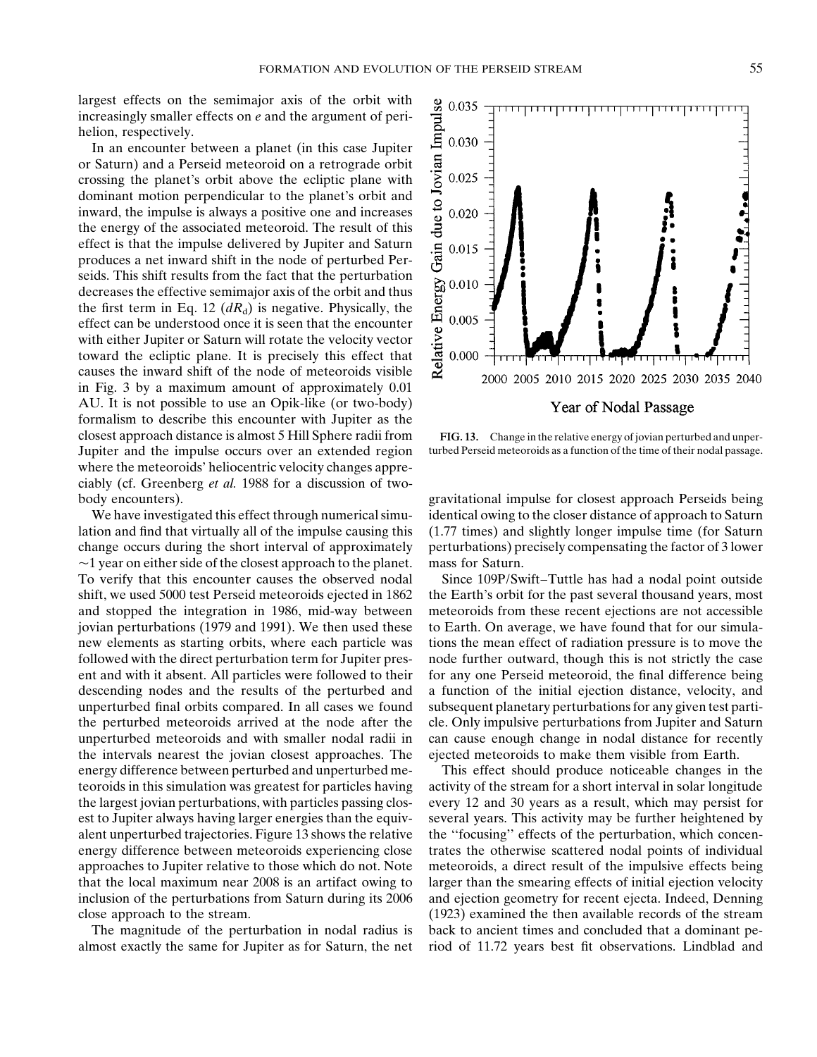largest effects on the semimajor axis of the orbit with increasingly smaller effects on $e$ and the argument of perihelion, respectively.

In an encounter between a planet (in this case Jupiter or Saturn) and a Perseid meteoroid on a retrograde orbit crossing the planet's orbit above the ecliptic plane with dominant motion perpendicular to the planet's orbit and inward, the impulse is always a positive one and increases the energy of the associated meteoroid. The result of this effect is that the impulse delivered by Jupiter and Saturn produces a net inward shift in the node of perturbed Perseids. This shift results from the fact that the perturbation decreases the effective semimajor axis of the orbit and thus the first term in Eq. 12 ($dR_d$) is negative. Physically, the effect can be understood once it is seen that the encounter with either Jupiter or Saturn will rotate the velocity vector toward the ecliptic plane. It is precisely this effect that causes the inward shift of the node of meteoroids visible in Fig. 3 by a maximum amount of approximately 0.01 AU. It is not possible to use an Opik-like (or two-body) formalism to describe this encounter with Jupiter as the closest approach distance is almost 5 Hill Sphere radii from Jupiter and the impulse occurs over an extended region where the meteoroids' heliocentric velocity changes appreciably (cf. Greenberg *et al.* 1988 for a discussion of two-body encounters).

We have investigated this effect through numerical simulation and find that virtually all of the impulse causing this change occurs during the short interval of approximately ~1 year on either side of the closest approach to the planet. To verify that this encounter causes the observed nodal shift, we used 5000 test Perseid meteoroids ejected in 1862 and stopped the integration in 1986, mid-way between jovian perturbations (1979 and 1991). We then used these new elements as starting orbits, where each particle was followed with the direct perturbation term for Jupiter present and with it absent. All particles were followed to their descending nodes and the results of the perturbed and unperturbed final orbits compared. In all cases we found the perturbed meteoroids arrived at the node after the unperturbed meteoroids and with smaller nodal radii in the intervals nearest the jovian closest approaches. The energy difference between perturbed and unperturbed meteoroids in this simulation was greatest for particles having the largest jovian perturbations, with particles passing closest to Jupiter always having larger energies than the equivalent unperturbed trajectories. Figure 13 shows the relative energy difference between meteoroids experiencing close approaches to Jupiter relative to those which do not. Note that the local maximum near 2008 is an artifact owing to inclusion of the perturbations from Saturn during its 2006 close approach to the stream.

The magnitude of the perturbation in nodal radius is almost exactly the same for Jupiter as for Saturn, the net gravitational impulse for closest approach Perseids being identical owing to the closer distance of approach to Saturn (1.77 times) and slightly longer impulse time (for Saturn perturbations) precisely compensating the factor of 3 lower mass for Saturn.

**FIG. 13.** Change in the relative energy of jovian perturbed and unperturbed Perseid meteoroids as a function of the time of their nodal passage.

Since 109P/Swift–Tuttle has had a nodal point outside the Earth's orbit for the past several thousand years, most meteoroids from these recent ejections are not accessible to Earth. On average, we have found that for our simulations the mean effect of radiation pressure is to move the node further outward, though this is not strictly the case for any one Perseid meteoroid, the final difference being a function of the initial ejection distance, velocity, and subsequent planetary perturbations for any given test particle. Only impulsive perturbations from Jupiter and Saturn can cause enough change in nodal distance for recently ejected meteoroids to make them visible from Earth.

This effect should produce noticeable changes in the activity of the stream for a short interval in solar longitude every 12 and 30 years as a result, which may persist for several years. This activity may be further heightened by the "focusing" effects of the perturbation, which concentrates the otherwise scattered nodal points of individual meteoroids, a direct result of the impulsive effects being larger than the smearing effects of initial ejection velocity and ejection geometry for recent ejecta. Indeed, Denning (1923) examined the then available records of the stream back to ancient times and concluded that a dominant period of 11.72 years best fit observations. Lindblad and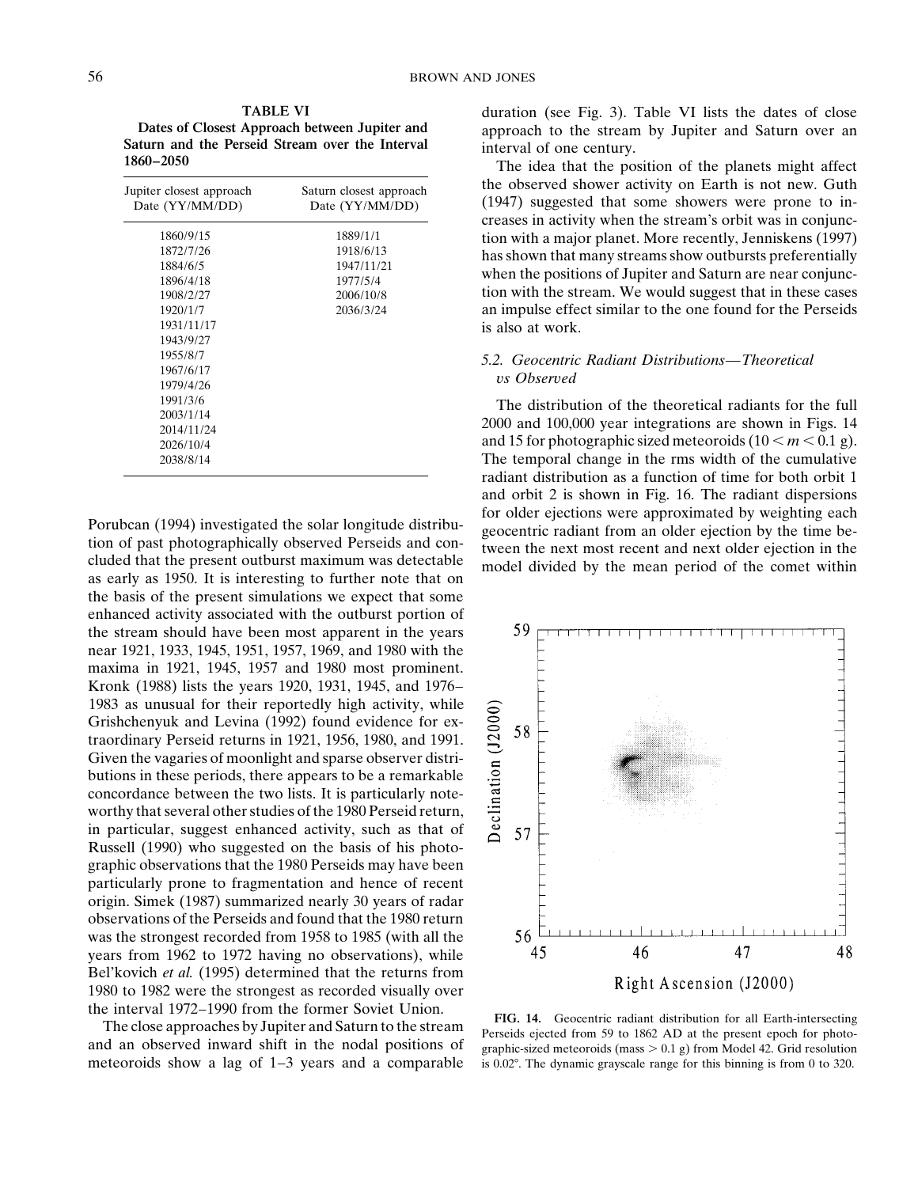**TABLE VI**
**Dates of Closest Approach between Jupiter and Saturn and the Perseid Stream over the Interval 1860–2050**

| Jupiter closest approach Date (YY/MM/DD) | Saturn closest approach Date (YY/MM/DD) |
|---|---|
| 1860/9/15 | 1889/1/1 |
| 1872/7/26 | 1918/6/13 |
| 1884/6/5 | 1947/11/21 |
| 1896/4/18 | 1977/5/4 |
| 1908/2/27 | 2006/10/8 |
| 1920/1/7 | 2036/3/24 |
| 1931/11/17 | |
| 1943/9/27 | |
| 1955/8/7 | |
| 1967/6/17 | |
| 1979/4/26 | |
| 1991/3/6 | |
| 2003/1/14 | |
| 2014/11/24 | |
| 2026/10/4 | |
| 2038/8/14 | |

Porubcan (1994) investigated the solar longitude distribution of past photographically observed Perseids and concluded that the present outburst maximum was detectable as early as 1950. It is interesting to further note that on the basis of the present simulations we expect that some enhanced activity associated with the outburst portion of the stream should have been most apparent in the years near 1921, 1933, 1945, 1951, 1957, 1969, and 1980 with the maxima in 1921, 1945, 1957 and 1980 most prominent. Kronk (1988) lists the years 1920, 1931, 1945, and 1976–1983 as unusual for their reportedly high activity, while Grishchenyuk and Levina (1992) found evidence for extraordinary Perseid returns in 1921, 1956, 1980, and 1991. Given the vagaries of moonlight and sparse observer distributions in these periods, there appears to be a remarkable concordance between the two lists. It is particularly noteworthy that several other studies of the 1980 Perseid return, in particular, suggest enhanced activity, such as that of Russell (1990) who suggested on the basis of his photographic observations that the 1980 Perseids may have been particularly prone to fragmentation and hence of recent origin. Simek (1987) summarized nearly 30 years of radar observations of the Perseids and found that the 1980 return was the strongest recorded from 1958 to 1985 (with all the years from 1962 to 1972 having no observations), while Bel'kovich *et al.* (1995) determined that the returns from 1980 to 1982 were the strongest as recorded visually over the interval 1972–1990 from the former Soviet Union.

The close approaches by Jupiter and Saturn to the stream and an observed inward shift in the nodal positions of meteoroids show a lag of 1–3 years and a comparable duration (see Fig. 3). Table VI lists the dates of close approach to the stream by Jupiter and Saturn over an interval of one century.

The idea that the position of the planets might affect the observed shower activity on Earth is not new. Guth (1947) suggested that some showers were prone to increases in activity when the stream's orbit was in conjunction with a major planet. More recently, Jenniskens (1997) has shown that many streams show outbursts preferentially when the positions of Jupiter and Saturn are near conjunction with the stream. We would suggest that in these cases an impulse effect similar to the one found for the Perseids is also at work.

### 5.2. Geocentric Radiant Distributions—Theoretical vs Observed

The distribution of the theoretical radiants for the full 2000 and 100,000 year integrations are shown in Figs. 14 and 15 for photographic sized meteoroids ($10 < m < 0.1$ g). The temporal change in the rms width of the cumulative radiant distribution as a function of time for both orbit 1 and orbit 2 is shown in Fig. 16. The radiant dispersions for older ejections were approximated by weighting each geocentric radiant from an older ejection by the time between the next most recent and next older ejection in the model divided by the mean period of the comet within

**FIG. 14.** Geocentric radiant distribution for all Earth-intersecting Perseids ejected from 59 to 1862 AD at the present epoch for photographic-sized meteoroids (mass $> 0.1$ g) from Model 42. Grid resolution is 0.02°. The dynamic grayscale range for this binning is from 0 to 320.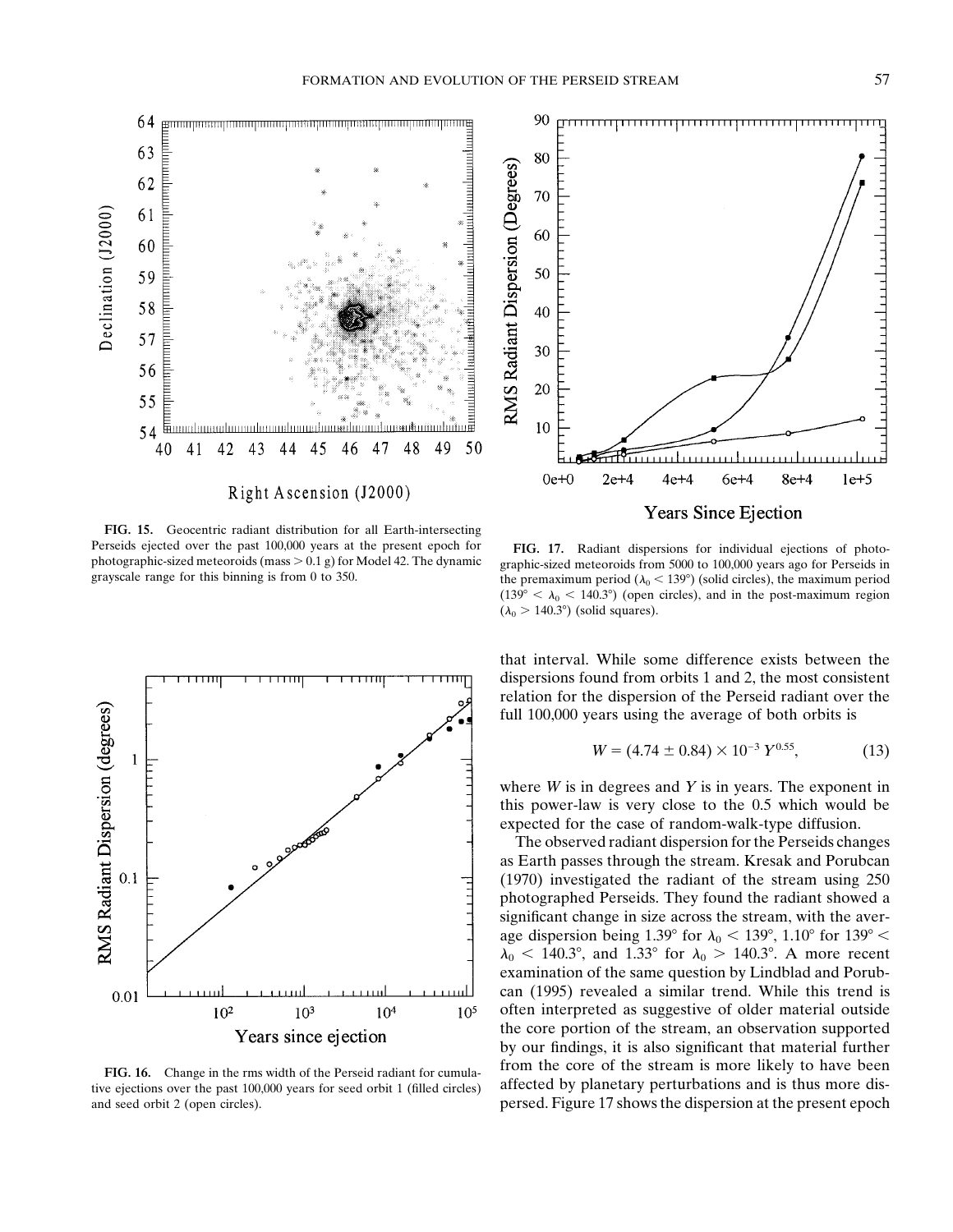FIG. 15. Geocentric radiant distribution for all Earth-intersecting Perseids ejected over the past 100,000 years at the present epoch for photographic-sized meteoroids (mass > 0.1 g) for Model 42. The dynamic grayscale range for this binning is from 0 to 350.

FIG. 17. Radiant dispersions for individual ejections of photographic-sized meteoroids from 5000 to 100,000 years ago for Perseids in the premaximum period ($\lambda_0 < 139°$) (solid circles), the maximum period ($139° < \lambda_0 < 140.3°$) (open circles), and in the post-maximum region ($\lambda_0 > 140.3°$) (solid squares).

FIG. 16. Change in the rms width of the Perseid radiant for cumulative ejections over the past 100,000 years for seed orbit 1 (filled circles) and seed orbit 2 (open circles).

that interval. While some difference exists between the dispersions found from orbits 1 and 2, the most consistent relation for the dispersion of the Perseid radiant over the full 100,000 years using the average of both orbits is

$$W = (4.74 \pm 0.84) \times 10^{-3}\, Y^{0.55}, \tag{13}$$

where $W$ is in degrees and $Y$ is in years. The exponent in this power-law is very close to the 0.5 which would be expected for the case of random-walk-type diffusion.

The observed radiant dispersion for the Perseids changes as Earth passes through the stream. Kresak and Porubcan (1970) investigated the radiant of the stream using 250 photographed Perseids. They found the radiant showed a significant change in size across the stream, with the average dispersion being 1.39° for $\lambda_0 < 139°$, 1.10° for $139° < \lambda_0 < 140.3°$, and 1.33° for $\lambda_0 > 140.3°$. A more recent examination of the same question by Lindblad and Porubcan (1995) revealed a similar trend. While this trend is often interpreted as suggestive of older material outside the core portion of the stream, an observation supported by our findings, it is also significant that material further from the core of the stream is more likely to have been affected by planetary perturbations and is thus more dispersed. Figure 17 shows the dispersion at the present epoch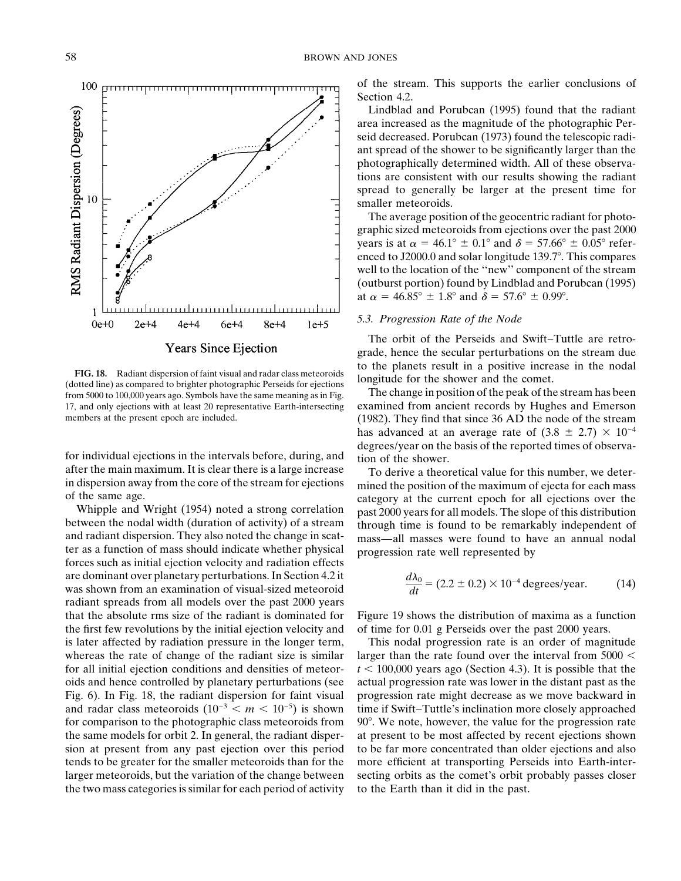FIG. 18. Radiant dispersion of faint visual and radar class meteoroids (dotted line) as compared to brighter photographic Perseids for ejections from 5000 to 100,000 years ago. Symbols have the same meaning as in Fig. 17, and only ejections with at least 20 representative Earth-intersecting members at the present epoch are included.

for individual ejections in the intervals before, during, and after the main maximum. It is clear there is a large increase in dispersion away from the core of the stream for ejections of the same age.

Whipple and Wright (1954) noted a strong correlation between the nodal width (duration of activity) of a stream and radiant dispersion. They also noted the change in scatter as a function of mass should indicate whether physical forces such as initial ejection velocity and radiation effects are dominant over planetary perturbations. In Section 4.2 it was shown from an examination of visual-sized meteoroid radiant spreads from all models over the past 2000 years that the absolute rms size of the radiant is dominated for the first few revolutions by the initial ejection velocity and is later affected by radiation pressure in the longer term, whereas the rate of change of the radiant size is similar for all initial ejection conditions and densities of meteoroids and hence controlled by planetary perturbations (see Fig. 6). In Fig. 18, the radiant dispersion for faint visual and radar class meteoroids ($10^{-3} < m < 10^{-5}$) is shown for comparison to the photographic class meteoroids from the same models for orbit 2. In general, the radiant dispersion at present from any past ejection over this period tends to be greater for the smaller meteoroids than for the larger meteoroids, but the variation of the change between the two mass categories is similar for each period of activity of the stream. This supports the earlier conclusions of Section 4.2.

Lindblad and Porubcan (1995) found that the radiant area increased as the magnitude of the photographic Perseid decreased. Porubcan (1973) found the telescopic radiant spread of the shower to be significantly larger than the photographically determined width. All of these observations are consistent with our results showing the radiant spread to generally be larger at the present time for smaller meteoroids.

The average position of the geocentric radiant for photographic sized meteoroids from ejections over the past 2000 years is at $\alpha = 46.1° \pm 0.1°$ and $\delta = 57.66° \pm 0.05°$ referenced to J2000.0 and solar longitude 139.7°. This compares well to the location of the "new" component of the stream (outburst portion) found by Lindblad and Porubcan (1995) at $\alpha = 46.85° \pm 1.8°$ and $\delta = 57.6° \pm 0.99°$.

### 5.3. Progression Rate of the Node

The orbit of the Perseids and Swift–Tuttle are retrograde, hence the secular perturbations on the stream due to the planets result in a positive increase in the nodal longitude for the shower and the comet.

The change in position of the peak of the stream has been examined from ancient records by Hughes and Emerson (1982). They find that since 36 AD the node of the stream has advanced at an average rate of $(3.8 \pm 2.7) \times 10^{-4}$ degrees/year on the basis of the reported times of observation of the shower.

To derive a theoretical value for this number, we determined the position of the maximum of ejecta for each mass category at the current epoch for all ejections over the past 2000 years for all models. The slope of this distribution through time is found to be remarkably independent of mass—all masses were found to have an annual nodal progression rate well represented by

$$\frac{d\lambda_0}{dt} = (2.2 \pm 0.2) \times 10^{-4} \text{ degrees/year.} \tag{14}$$

Figure 19 shows the distribution of maxima as a function of time for 0.01 g Perseids over the past 2000 years.

This nodal progression rate is an order of magnitude larger than the rate found over the interval from $5000 < t < 100{,}000$ years ago (Section 4.3). It is possible that the actual progression rate was lower in the distant past as the progression rate might decrease as we move backward in time if Swift–Tuttle's inclination more closely approached 90°. We note, however, the value for the progression rate at present to be most affected by recent ejections shown to be far more concentrated than older ejections and also more efficient at transporting Perseids into Earth-intersecting orbits as the comet's orbit probably passes closer to the Earth than it did in the past.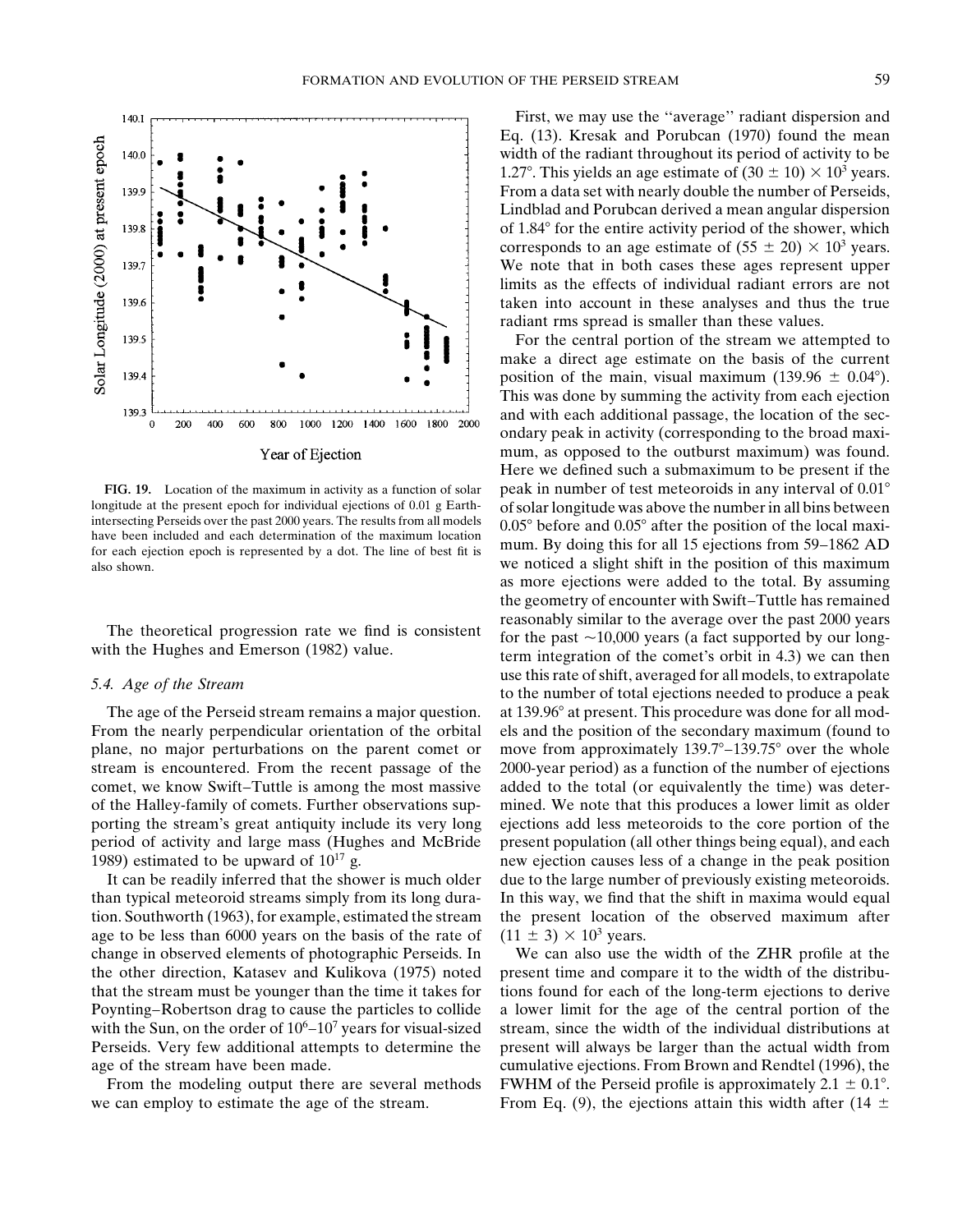**FIG. 19.** Location of the maximum in activity as a function of solar longitude at the present epoch for individual ejections of 0.01 g Earth-intersecting Perseids over the past 2000 years. The results from all models have been included and each determination of the maximum location for each ejection epoch is represented by a dot. The line of best fit is also shown.

The theoretical progression rate we find is consistent with the Hughes and Emerson (1982) value.

### 5.4. Age of the Stream

The age of the Perseid stream remains a major question. From the nearly perpendicular orientation of the orbital plane, no major perturbations on the parent comet or stream is encountered. From the recent passage of the comet, we know Swift–Tuttle is among the most massive of the Halley-family of comets. Further observations supporting the stream's great antiquity include its very long period of activity and large mass (Hughes and McBride 1989) estimated to be upward of $10^{17}$ g.

It can be readily inferred that the shower is much older than typical meteoroid streams simply from its long duration. Southworth (1963), for example, estimated the stream age to be less than 6000 years on the basis of the rate of change in observed elements of photographic Perseids. In the other direction, Katasev and Kulikova (1975) noted that the stream must be younger than the time it takes for Poynting–Robertson drag to cause the particles to collide with the Sun, on the order of $10^6$–$10^7$ years for visual-sized Perseids. Very few additional attempts to determine the age of the stream have been made.

From the modeling output there are several methods we can employ to estimate the age of the stream.

First, we may use the "average" radiant dispersion and Eq. (13). Kresak and Porubcan (1970) found the mean width of the radiant throughout its period of activity to be 1.27°. This yields an age estimate of $(30 \pm 10) \times 10^3$ years. From a data set with nearly double the number of Perseids, Lindblad and Porubcan derived a mean angular dispersion of 1.84° for the entire activity period of the shower, which corresponds to an age estimate of $(55 \pm 20) \times 10^3$ years. We note that in both cases these ages represent upper limits as the effects of individual radiant errors are not taken into account in these analyses and thus the true radiant rms spread is smaller than these values.

For the central portion of the stream we attempted to make a direct age estimate on the basis of the current position of the main, visual maximum (139.96 ± 0.04°). This was done by summing the activity from each ejection and with each additional passage, the location of the secondary peak in activity (corresponding to the broad maximum, as opposed to the outburst maximum) was found. Here we defined such a submaximum to be present if the peak in number of test meteoroids in any interval of 0.01° of solar longitude was above the number in all bins between 0.05° before and 0.05° after the position of the local maximum. By doing this for all 15 ejections from 59–1862 AD we noticed a slight shift in the position of this maximum as more ejections were added to the total. By assuming the geometry of encounter with Swift–Tuttle has remained reasonably similar to the average over the past 2000 years for the past ~10,000 years (a fact supported by our long-term integration of the comet's orbit in 4.3) we can then use this rate of shift, averaged for all models, to extrapolate to the number of total ejections needed to produce a peak at 139.96° at present. This procedure was done for all models and the position of the secondary maximum (found to move from approximately 139.7°–139.75° over the whole 2000-year period) as a function of the number of ejections added to the total (or equivalently the time) was determined. We note that this produces a lower limit as older ejections add less meteoroids to the core portion of the present population (all other things being equal), and each new ejection causes less of a change in the peak position due to the large number of previously existing meteoroids. In this way, we find that the shift in maxima would equal the present location of the observed maximum after $(11 \pm 3) \times 10^3$ years.

We can also use the width of the ZHR profile at the present time and compare it to the width of the distributions found for each of the long-term ejections to derive a lower limit for the age of the central portion of the stream, since the width of the individual distributions at present will always be larger than the actual width from cumulative ejections. From Brown and Rendtel (1996), the FWHM of the Perseid profile is approximately 2.1 ± 0.1°. From Eq. (9), the ejections attain this width after (14 ±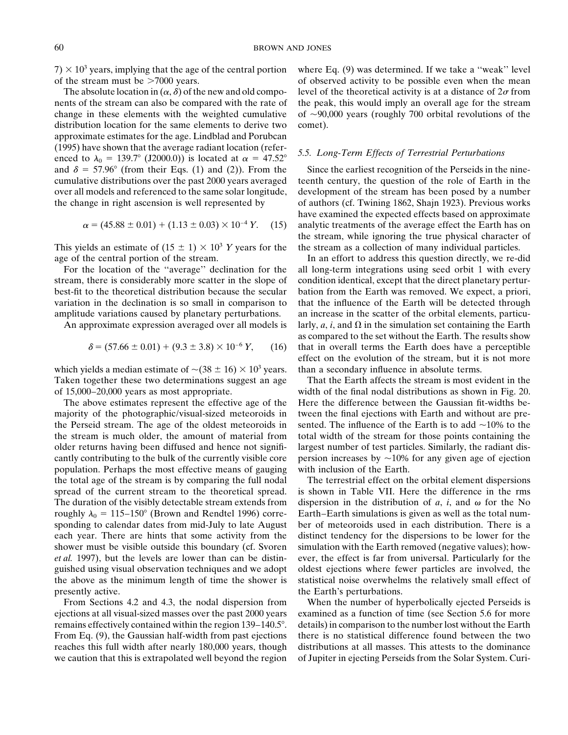7) × $10^3$ years, implying that the age of the central portion of the stream must be >7000 years.

The absolute location in ($\alpha$, $\delta$) of the new and old components of the stream can also be compared with the rate of change in these elements with the weighted cumulative distribution location for the same elements to derive two approximate estimates for the age. Lindblad and Porubcan (1995) have shown that the average radiant location (referenced to $\lambda_0$ = 139.7° (J2000.0)) is located at $\alpha$ = 47.52° and $\delta$ = 57.96° (from their Eqs. (1) and (2)). From the cumulative distributions over the past 2000 years averaged over all models and referenced to the same solar longitude, the change in right ascension is well represented by

$$\alpha = (45.88 \pm 0.01) + (1.13 \pm 0.03) \times 10^{-4}\, Y. \quad (15)$$

This yields an estimate of (15 ± 1) × $10^3$ $Y$ years for the age of the central portion of the stream.

For the location of the "average" declination for the stream, there is considerably more scatter in the slope of best-fit to the theoretical distribution because the secular variation in the declination is so small in comparison to amplitude variations caused by planetary perturbations.

An approximate expression averaged over all models is

$$\delta = (57.66 \pm 0.01) + (9.3 \pm 3.8) \times 10^{-6}\, Y, \quad (16)$$

which yields a median estimate of ~(38 ± 16) × $10^3$ years. Taken together these two determinations suggest an age of 15,000–20,000 years as most appropriate.

The above estimates represent the effective age of the majority of the photographic/visual-sized meteoroids in the Perseid stream. The age of the oldest meteoroids in the stream is much older, the amount of material from older returns having been diffused and hence not significantly contributing to the bulk of the currently visible core population. Perhaps the most effective means of gauging the total age of the stream is by comparing the full nodal spread of the current stream to the theoretical spread. The duration of the visibly detectable stream extends from roughly $\lambda_0$ = 115–150° (Brown and Rendtel 1996) corresponding to calendar dates from mid-July to late August each year. There are hints that some activity from the shower must be visible outside this boundary (cf. Svoren *et al.* 1997), but the levels are lower than can be distinguished using visual observation techniques and we adopt the above as the minimum length of time the shower is presently active.

From Sections 4.2 and 4.3, the nodal dispersion from ejections at all visual-sized masses over the past 2000 years remains effectively contained within the region 139–140.5°. From Eq. (9), the Gaussian half-width from past ejections reaches this full width after nearly 180,000 years, though we caution that this is extrapolated well beyond the region where Eq. (9) was determined. If we take a "weak" level of observed activity to be possible even when the mean level of the theoretical activity is at a distance of 2$\sigma$ from the peak, this would imply an overall age for the stream of ~90,000 years (roughly 700 orbital revolutions of the comet).

### 5.5. Long-Term Effects of Terrestrial Perturbations

Since the earliest recognition of the Perseids in the nineteenth century, the question of the role of Earth in the development of the stream has been posed by a number of authors (cf. Twining 1862, Shajn 1923). Previous works have examined the expected effects based on approximate analytic treatments of the average effect the Earth has on the stream, while ignoring the true physical character of the stream as a collection of many individual particles.

In an effort to address this question directly, we re-did all long-term integrations using seed orbit 1 with every condition identical, except that the direct planetary perturbation from the Earth was removed. We expect, a priori, that the influence of the Earth will be detected through an increase in the scatter of the orbital elements, particularly, $a$, $i$, and $\Omega$ in the simulation set containing the Earth as compared to the set without the Earth. The results show that in overall terms the Earth does have a perceptible effect on the evolution of the stream, but it is not more than a secondary influence in absolute terms.

That the Earth affects the stream is most evident in the width of the final nodal distributions as shown in Fig. 20. Here the difference between the Gaussian fit-widths between the final ejections with Earth and without are presented. The influence of the Earth is to add ~10% to the total width of the stream for those points containing the largest number of test particles. Similarly, the radiant dispersion increases by ~10% for any given age of ejection with inclusion of the Earth.

The terrestrial effect on the orbital element dispersions is shown in Table VII. Here the difference in the rms dispersion in the distribution of $a$, $i$, and $\omega$ for the No Earth–Earth simulations is given as well as the total number of meteoroids used in each distribution. There is a distinct tendency for the dispersions to be lower for the simulation with the Earth removed (negative values); however, the effect is far from universal. Particularly for the oldest ejections where fewer particles are involved, the statistical noise overwhelms the relatively small effect of the Earth's perturbations.

When the number of hyperbolically ejected Perseids is examined as a function of time (see Section 5.6 for more details) in comparison to the number lost without the Earth there is no statistical difference found between the two distributions at all masses. This attests to the dominance of Jupiter in ejecting Perseids from the Solar System. Curi-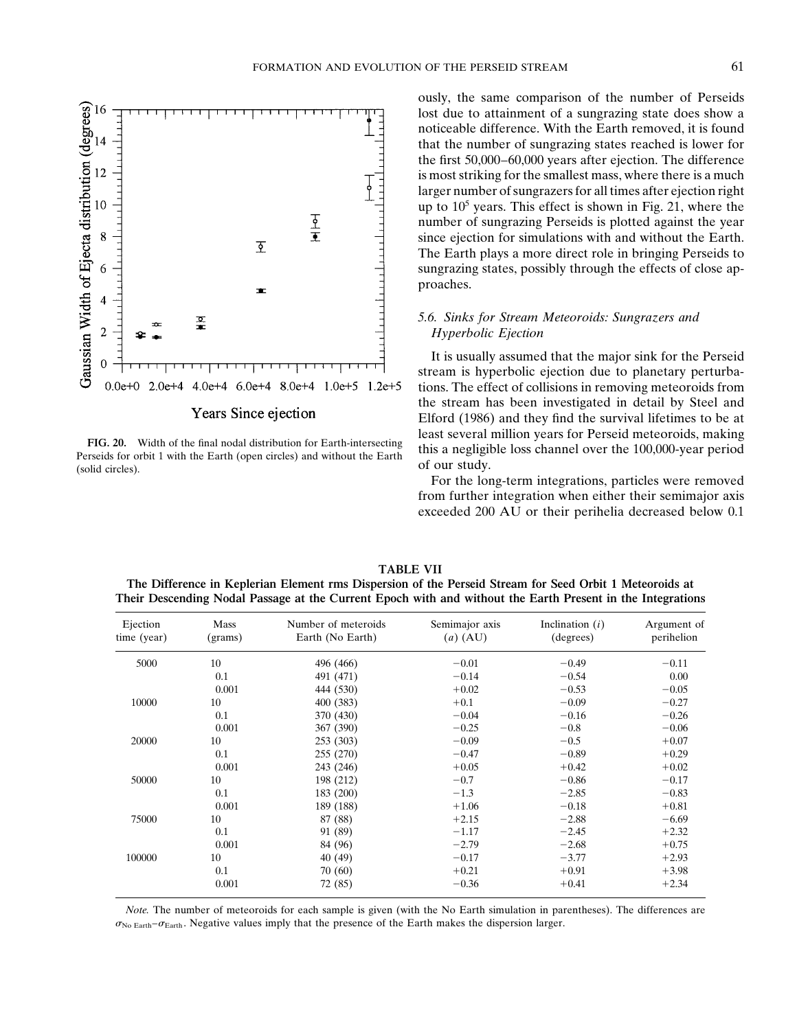ously, the same comparison of the number of Perseids lost due to attainment of a sungrazing state does show a noticeable difference. With the Earth removed, it is found that the number of sungrazing states reached is lower for the first 50,000–60,000 years after ejection. The difference is most striking for the smallest mass, where there is a much larger number of sungrazers for all times after ejection right up to $10^5$ years. This effect is shown in Fig. 21, where the number of sungrazing Perseids is plotted against the year since ejection for simulations with and without the Earth. The Earth plays a more direct role in bringing Perseids to sungrazing states, possibly through the effects of close approaches.

**FIG. 20.** Width of the final nodal distribution for Earth-intersecting Perseids for orbit 1 with the Earth (open circles) and without the Earth (solid circles).

### 5.6. Sinks for Stream Meteoroids: Sungrazers and Hyperbolic Ejection

It is usually assumed that the major sink for the Perseid stream is hyperbolic ejection due to planetary perturbations. The effect of collisions in removing meteoroids from the stream has been investigated in detail by Steel and Elford (1986) and they find the survival lifetimes to be at least several million years for Perseid meteoroids, making this a negligible loss channel over the 100,000-year period of our study.

For the long-term integrations, particles were removed from further integration when either their semimajor axis exceeded 200 AU or their perihelia decreased below 0.1

**TABLE VII**
**The Difference in Keplerian Element rms Dispersion of the Perseid Stream for Seed Orbit 1 Meteoroids at Their Descending Nodal Passage at the Current Epoch with and without the Earth Present in the Integrations**

| Ejection time (year) | Mass (grams) | Number of meteroids Earth (No Earth) | Semimajor axis ($a$) (AU) | Inclination ($i$) (degrees) | Argument of perihelion |
|---|---|---|---|---|---|
| 5000 | 10 | 496 (466) | −0.01 | −0.49 | −0.11 |
| | 0.1 | 491 (471) | −0.14 | −0.54 | 0.00 |
| | 0.001 | 444 (530) | +0.02 | −0.53 | −0.05 |
| 10000 | 10 | 400 (383) | +0.1 | −0.09 | −0.27 |
| | 0.1 | 370 (430) | −0.04 | −0.16 | −0.26 |
| | 0.001 | 367 (390) | −0.25 | −0.8 | −0.06 |
| 20000 | 10 | 253 (303) | −0.09 | −0.5 | +0.07 |
| | 0.1 | 255 (270) | −0.47 | −0.89 | +0.29 |
| | 0.001 | 243 (246) | +0.05 | +0.42 | +0.02 |
| 50000 | 10 | 198 (212) | −0.7 | −0.86 | −0.17 |
| | 0.1 | 183 (200) | −1.3 | −2.85 | −0.83 |
| | 0.001 | 189 (188) | +1.06 | −0.18 | +0.81 |
| 75000 | 10 | 87 (88) | +2.15 | −2.88 | −6.69 |
| | 0.1 | 91 (89) | −1.17 | −2.45 | +2.32 |
| | 0.001 | 84 (96) | −2.79 | −2.68 | +0.75 |
| 100000 | 10 | 40 (49) | −0.17 | −3.77 | +2.93 |
| | 0.1 | 70 (60) | +0.21 | +0.91 | +3.98 |
| | 0.001 | 72 (85) | −0.36 | +0.41 | +2.34 |

*Note.* The number of meteoroids for each sample is given (with the No Earth simulation in parentheses). The differences are $\sigma_{\text{No Earth}} - \sigma_{\text{Earth}}$. Negative values imply that the presence of the Earth makes the dispersion larger.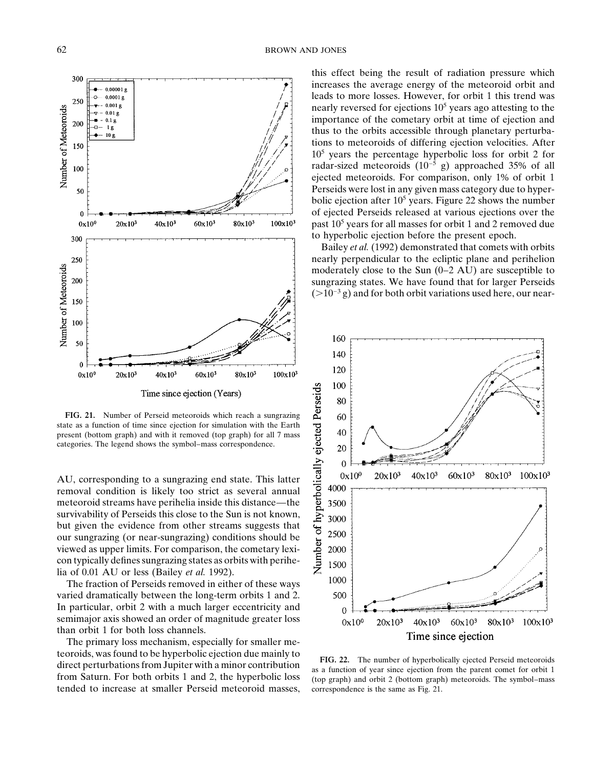**FIG. 21.** Number of Perseid meteoroids which reach a sungrazing state as a function of time since ejection for simulation with the Earth present (bottom graph) and with it removed (top graph) for all 7 mass categories. The legend shows the symbol–mass correspondence.

AU, corresponding to a sungrazing end state. This latter removal condition is likely too strict as several annual meteoroid streams have perihelia inside this distance—the survivability of Perseids this close to the Sun is not known, but given the evidence from other streams suggests that our sungrazing (or near-sungrazing) conditions should be viewed as upper limits. For comparison, the cometary lexicon typically defines sungrazing states as orbits with perihelia of 0.01 AU or less (Bailey *et al.* 1992).

The fraction of Perseids removed in either of these ways varied dramatically between the long-term orbits 1 and 2. In particular, orbit 2 with a much larger eccentricity and semimajor axis showed an order of magnitude greater loss than orbit 1 for both loss channels.

The primary loss mechanism, especially for smaller meteoroids, was found to be hyperbolic ejection due mainly to direct perturbations from Jupiter with a minor contribution from Saturn. For both orbits 1 and 2, the hyperbolic loss tended to increase at smaller Perseid meteoroid masses, this effect being the result of radiation pressure which increases the average energy of the meteoroid orbit and leads to more losses. However, for orbit 1 this trend was nearly reversed for ejections $10^5$ years ago attesting to the importance of the cometary orbit at time of ejection and thus to the orbits accessible through planetary perturbations to meteoroids of differing ejection velocities. After $10^5$ years the percentage hyperbolic loss for orbit 2 for radar-sized meteoroids ($10^{-5}$ g) approached 35% of all ejected meteoroids. For comparison, only 1% of orbit 1 Perseids were lost in any given mass category due to hyperbolic ejection after $10^5$ years. Figure 22 shows the number of ejected Perseids released at various ejections over the past $10^5$ years for all masses for orbit 1 and 2 removed due to hyperbolic ejection before the present epoch.

Bailey *et al.* (1992) demonstrated that comets with orbits nearly perpendicular to the ecliptic plane and perihelion moderately close to the Sun (0–2 AU) are susceptible to sungrazing states. We have found that for larger Perseids ($>10^{-3}$ g) and for both orbit variations used here, our near-

**FIG. 22.** The number of hyperbolically ejected Perseid meteoroids as a function of year since ejection from the parent comet for orbit 1 (top graph) and orbit 2 (bottom graph) meteoroids. The symbol–mass correspondence is the same as Fig. 21.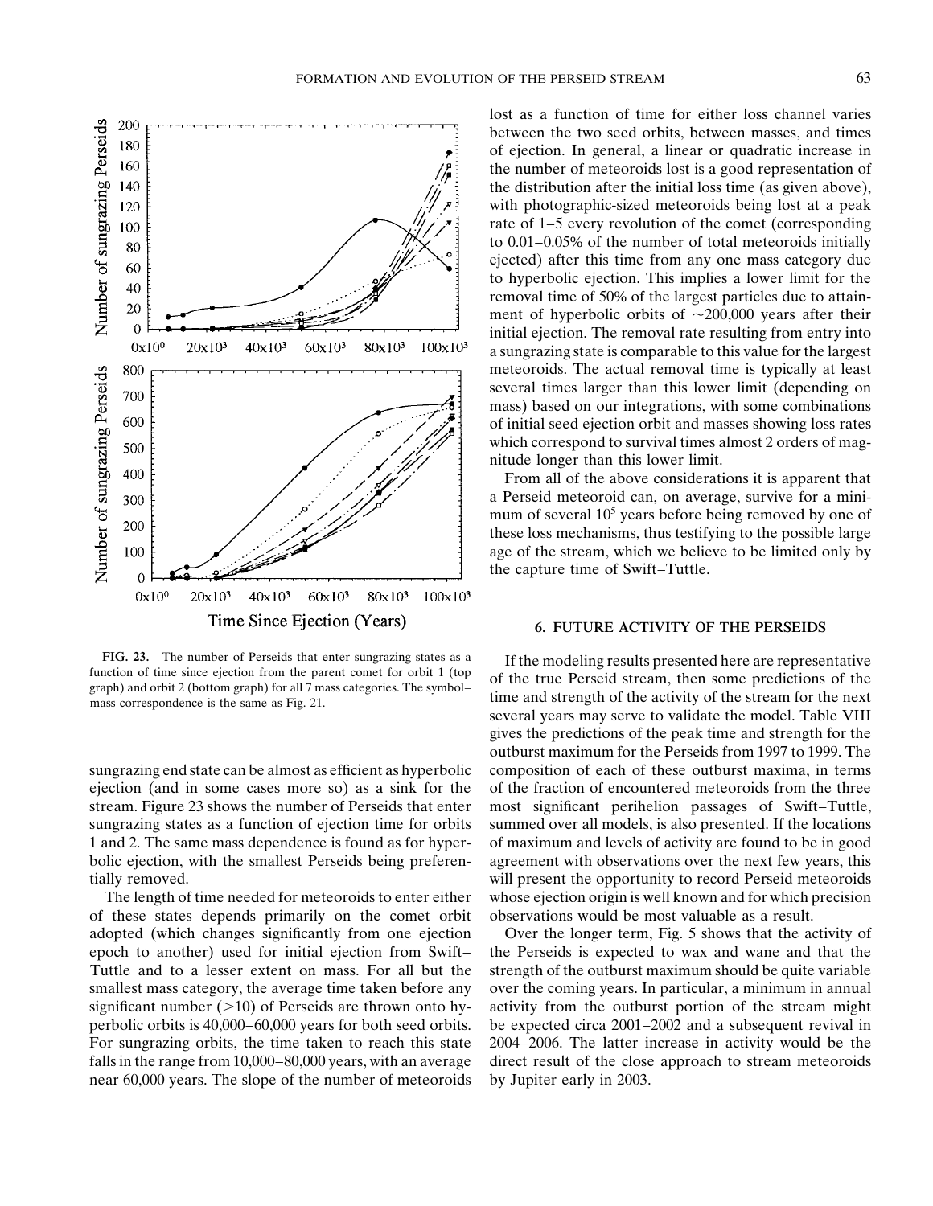FIG. 23. The number of Perseids that enter sungrazing states as a function of time since ejection from the parent comet for orbit 1 (top graph) and orbit 2 (bottom graph) for all 7 mass categories. The symbol–mass correspondence is the same as Fig. 21.

sungrazing end state can be almost as efficient as hyperbolic ejection (and in some cases more so) as a sink for the stream. Figure 23 shows the number of Perseids that enter sungrazing states as a function of ejection time for orbits 1 and 2. The same mass dependence is found as for hyperbolic ejection, with the smallest Perseids being preferentially removed.

The length of time needed for meteoroids to enter either of these states depends primarily on the comet orbit adopted (which changes significantly from one ejection epoch to another) used for initial ejection from Swift–Tuttle and to a lesser extent on mass. For all but the smallest mass category, the average time taken before any significant number (>10) of Perseids are thrown onto hyperbolic orbits is 40,000–60,000 years for both seed orbits. For sungrazing orbits, the time taken to reach this state falls in the range from 10,000–80,000 years, with an average near 60,000 years. The slope of the number of meteoroids lost as a function of time for either loss channel varies between the two seed orbits, between masses, and times of ejection. In general, a linear or quadratic increase in the number of meteoroids lost is a good representation of the distribution after the initial loss time (as given above), with photographic-sized meteoroids being lost at a peak rate of 1–5 every revolution of the comet (corresponding to 0.01–0.05% of the number of total meteoroids initially ejected) after this time from any one mass category due to hyperbolic ejection. This implies a lower limit for the removal time of 50% of the largest particles due to attainment of hyperbolic orbits of ~200,000 years after their initial ejection. The removal rate resulting from entry into a sungrazing state is comparable to this value for the largest meteoroids. The actual removal time is typically at least several times larger than this lower limit (depending on mass) based on our integrations, with some combinations of initial seed ejection orbit and masses showing loss rates which correspond to survival times almost 2 orders of magnitude longer than this lower limit.

From all of the above considerations it is apparent that a Perseid meteoroid can, on average, survive for a minimum of several $10^5$ years before being removed by one of these loss mechanisms, thus testifying to the possible large age of the stream, which we believe to be limited only by the capture time of Swift–Tuttle.

## 6. FUTURE ACTIVITY OF THE PERSEIDS

If the modeling results presented here are representative of the true Perseid stream, then some predictions of the time and strength of the activity of the stream for the next several years may serve to validate the model. Table VIII gives the predictions of the peak time and strength for the outburst maximum for the Perseids from 1997 to 1999. The composition of each of these outburst maxima, in terms of the fraction of encountered meteoroids from the three most significant perihelion passages of Swift–Tuttle, summed over all models, is also presented. If the locations of maximum and levels of activity are found to be in good agreement with observations over the next few years, this will present the opportunity to record Perseid meteoroids whose ejection origin is well known and for which precision observations would be most valuable as a result.

Over the longer term, Fig. 5 shows that the activity of the Perseids is expected to wax and wane and that the strength of the outburst maximum should be quite variable over the coming years. In particular, a minimum in annual activity from the outburst portion of the stream might be expected circa 2001–2002 and a subsequent revival in 2004–2006. The latter increase in activity would be the direct result of the close approach to stream meteoroids by Jupiter early in 2003.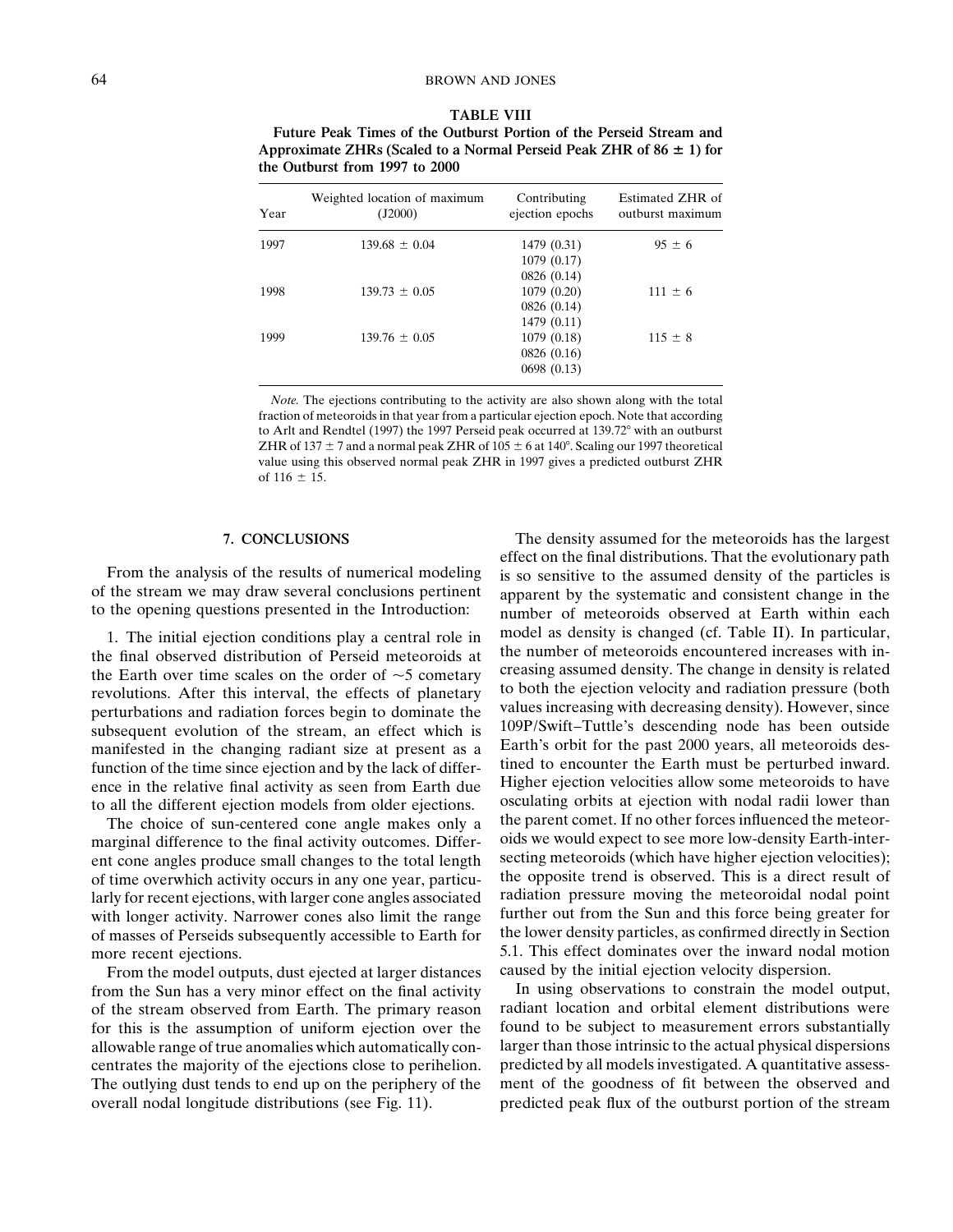**TABLE VIII**

**Future Peak Times of the Outburst Portion of the Perseid Stream and Approximate ZHRs (Scaled to a Normal Perseid Peak ZHR of 86 ± 1) for the Outburst from 1997 to 2000**

| Year | Weighted location of maximum (J2000) | Contributing ejection epochs | Estimated ZHR of outburst maximum |
|---|---|---|---|
| 1997 | 139.68 ± 0.04 | 1479 (0.31) | 95 ± 6 |
| | | 1079 (0.17) | |
| | | 0826 (0.14) | |
| 1998 | 139.73 ± 0.05 | 1079 (0.20) | 111 ± 6 |
| | | 0826 (0.14) | |
| | | 1479 (0.11) | |
| 1999 | 139.76 ± 0.05 | 1079 (0.18) | 115 ± 8 |
| | | 0826 (0.16) | |
| | | 0698 (0.13) | |

*Note.* The ejections contributing to the activity are also shown along with the total fraction of meteoroids in that year from a particular ejection epoch. Note that according to Arlt and Rendtel (1997) the 1997 Perseid peak occurred at 139.72° with an outburst ZHR of 137 ± 7 and a normal peak ZHR of 105 ± 6 at 140°. Scaling our 1997 theoretical value using this observed normal peak ZHR in 1997 gives a predicted outburst ZHR of 116 ± 15.

## 7. CONCLUSIONS

From the analysis of the results of numerical modeling of the stream we may draw several conclusions pertinent to the opening questions presented in the Introduction:

1. The initial ejection conditions play a central role in the final observed distribution of Perseid meteoroids at the Earth over time scales on the order of ~5 cometary revolutions. After this interval, the effects of planetary perturbations and radiation forces begin to dominate the subsequent evolution of the stream, an effect which is manifested in the changing radiant size at present as a function of the time since ejection and by the lack of difference in the relative final activity as seen from Earth due to all the different ejection models from older ejections.

The choice of sun-centered cone angle makes only a marginal difference to the final activity outcomes. Different cone angles produce small changes to the total length of time overwhich activity occurs in any one year, particularly for recent ejections, with larger cone angles associated with longer activity. Narrower cones also limit the range of masses of Perseids subsequently accessible to Earth for more recent ejections.

From the model outputs, dust ejected at larger distances from the Sun has a very minor effect on the final activity of the stream observed from Earth. The primary reason for this is the assumption of uniform ejection over the allowable range of true anomalies which automatically concentrates the majority of the ejections close to perihelion. The outlying dust tends to end up on the periphery of the overall nodal longitude distributions (see Fig. 11).

The density assumed for the meteoroids has the largest effect on the final distributions. That the evolutionary path is so sensitive to the assumed density of the particles is apparent by the systematic and consistent change in the number of meteoroids observed at Earth within each model as density is changed (cf. Table II). In particular, the number of meteoroids encountered increases with increasing assumed density. The change in density is related to both the ejection velocity and radiation pressure (both values increasing with decreasing density). However, since 109P/Swift–Tuttle's descending node has been outside Earth's orbit for the past 2000 years, all meteoroids destined to encounter the Earth must be perturbed inward. Higher ejection velocities allow some meteoroids to have osculating orbits at ejection with nodal radii lower than the parent comet. If no other forces influenced the meteoroids we would expect to see more low-density Earth-intersecting meteoroids (which have higher ejection velocities); the opposite trend is observed. This is a direct result of radiation pressure moving the meteoroidal nodal point further out from the Sun and this force being greater for the lower density particles, as confirmed directly in Section 5.1. This effect dominates over the inward nodal motion caused by the initial ejection velocity dispersion.

In using observations to constrain the model output, radiant location and orbital element distributions were found to be subject to measurement errors substantially larger than those intrinsic to the actual physical dispersions predicted by all models investigated. A quantitative assessment of the goodness of fit between the observed and predicted peak flux of the outburst portion of the stream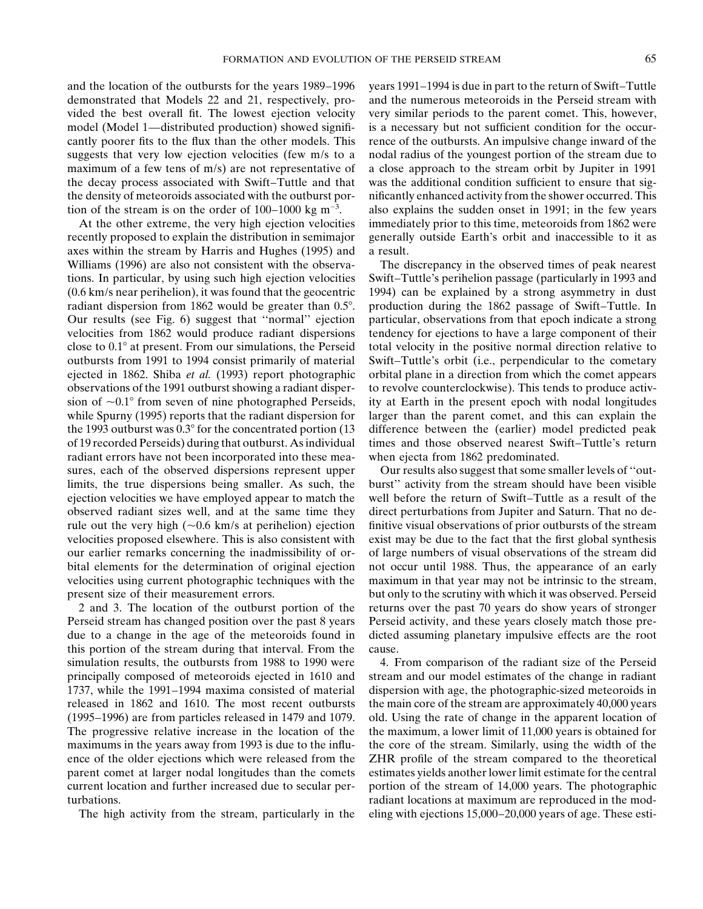and the location of the outbursts for the years 1989–1996 demonstrated that Models 22 and 21, respectively, provided the best overall fit. The lowest ejection velocity model (Model 1—distributed production) showed significantly poorer fits to the flux than the other models. This suggests that very low ejection velocities (few m/s to a maximum of a few tens of m/s) are not representative of the decay process associated with Swift–Tuttle and that the density of meteoroids associated with the outburst portion of the stream is on the order of 100–1000 kg m$^{-3}$.

At the other extreme, the very high ejection velocities recently proposed to explain the distribution in semimajor axes within the stream by Harris and Hughes (1995) and Williams (1996) are also not consistent with the observations. In particular, by using such high ejection velocities (0.6 km/s near perihelion), it was found that the geocentric radiant dispersion from 1862 would be greater than 0.5°. Our results (see Fig. 6) suggest that ''normal'' ejection velocities from 1862 would produce radiant dispersions close to 0.1° at present. From our simulations, the Perseid outbursts from 1991 to 1994 consist primarily of material ejected in 1862. Shiba *et al.* (1993) report photographic observations of the 1991 outburst showing a radiant dispersion of ~0.1° from seven of nine photographed Perseids, while Spurny (1995) reports that the radiant dispersion for the 1993 outburst was 0.3° for the concentrated portion (13 of 19 recorded Perseids) during that outburst. As individual radiant errors have not been incorporated into these measures, each of the observed dispersions represent upper limits, the true dispersions being smaller. As such, the ejection velocities we have employed appear to match the observed radiant sizes well, and at the same time they rule out the very high (~0.6 km/s at perihelion) ejection velocities proposed elsewhere. This is also consistent with our earlier remarks concerning the inadmissibility of orbital elements for the determination of original ejection velocities using current photographic techniques with the present size of their measurement errors.

2 and 3. The location of the outburst portion of the Perseid stream has changed position over the past 8 years due to a change in the age of the meteoroids found in this portion of the stream during that interval. From the simulation results, the outbursts from 1988 to 1990 were principally composed of meteoroids ejected in 1610 and 1737, while the 1991–1994 maxima consisted of material released in 1862 and 1610. The most recent outbursts (1995–1996) are from particles released in 1479 and 1079. The progressive relative increase in the location of the maximums in the years away from 1993 is due to the influence of the older ejections which were released from the parent comet at larger nodal longitudes than the comets current location and further increased due to secular perturbations.

The high activity from the stream, particularly in the years 1991–1994 is due in part to the return of Swift–Tuttle and the numerous meteoroids in the Perseid stream with very similar periods to the parent comet. This, however, is a necessary but not sufficient condition for the occurrence of the outbursts. An impulsive change inward of the nodal radius of the youngest portion of the stream due to a close approach to the stream orbit by Jupiter in 1991 was the additional condition sufficient to ensure that significantly enhanced activity from the shower occurred. This also explains the sudden onset in 1991; in the few years immediately prior to this time, meteoroids from 1862 were generally outside Earth's orbit and inaccessible to it as a result.

The discrepancy in the observed times of peak nearest Swift–Tuttle's perihelion passage (particularly in 1993 and 1994) can be explained by a strong asymmetry in dust production during the 1862 passage of Swift–Tuttle. In particular, observations from that epoch indicate a strong tendency for ejections to have a large component of their total velocity in the positive normal direction relative to Swift–Tuttle's orbit (i.e., perpendicular to the cometary orbital plane in a direction from which the comet appears to revolve counterclockwise). This tends to produce activity at Earth in the present epoch with nodal longitudes larger than the parent comet, and this can explain the difference between the (earlier) model predicted peak times and those observed nearest Swift–Tuttle's return when ejecta from 1862 predominated.

Our results also suggest that some smaller levels of ''outburst'' activity from the stream should have been visible well before the return of Swift–Tuttle as a result of the direct perturbations from Jupiter and Saturn. That no definitive visual observations of prior outbursts of the stream exist may be due to the fact that the first global synthesis of large numbers of visual observations of the stream did not occur until 1988. Thus, the appearance of an early maximum in that year may not be intrinsic to the stream, but only to the scrutiny with which it was observed. Perseid returns over the past 70 years do show years of stronger Perseid activity, and these years closely match those predicted assuming planetary impulsive effects are the root cause.

4. From comparison of the radiant size of the Perseid stream and our model estimates of the change in radiant dispersion with age, the photographic-sized meteoroids in the main core of the stream are approximately 40,000 years old. Using the rate of change in the apparent location of the maximum, a lower limit of 11,000 years is obtained for the core of the stream. Similarly, using the width of the ZHR profile of the stream compared to the theoretical estimates yields another lower limit estimate for the central portion of the stream of 14,000 years. The photographic radiant locations at maximum are reproduced in the modeling with ejections 15,000–20,000 years of age. These esti-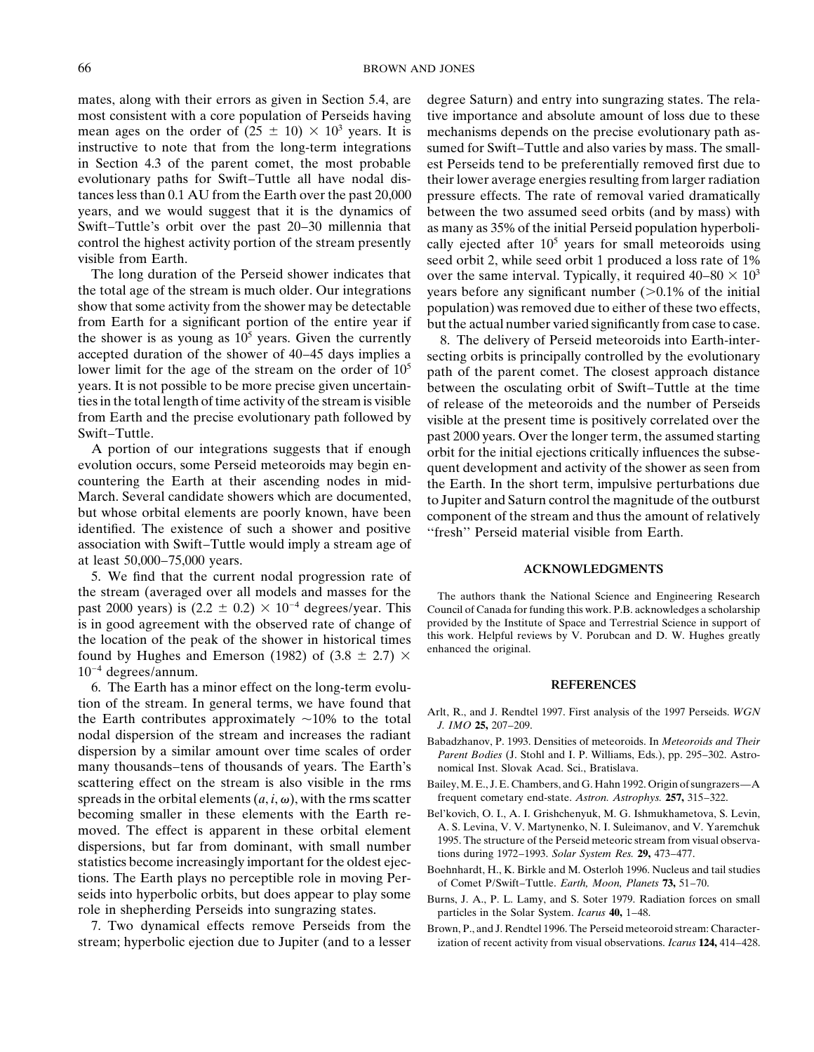mates, along with their errors as given in Section 5.4, are most consistent with a core population of Perseids having mean ages on the order of $(25 \pm 10) \times 10^3$ years. It is instructive to note that from the long-term integrations in Section 4.3 of the parent comet, the most probable evolutionary paths for Swift–Tuttle all have nodal distances less than 0.1 AU from the Earth over the past 20,000 years, and we would suggest that it is the dynamics of Swift–Tuttle's orbit over the past 20–30 millennia that control the highest activity portion of the stream presently visible from Earth.

The long duration of the Perseid shower indicates that the total age of the stream is much older. Our integrations show that some activity from the shower may be detectable from Earth for a significant portion of the entire year if the shower is as young as $10^5$ years. Given the currently accepted duration of the shower of 40–45 days implies a lower limit for the age of the stream on the order of $10^5$ years. It is not possible to be more precise given uncertainties in the total length of time activity of the stream is visible from Earth and the precise evolutionary path followed by Swift–Tuttle.

A portion of our integrations suggests that if enough evolution occurs, some Perseid meteoroids may begin encountering the Earth at their ascending nodes in mid-March. Several candidate showers which are documented, but whose orbital elements are poorly known, have been identified. The existence of such a shower and positive association with Swift–Tuttle would imply a stream age of at least 50,000–75,000 years.

5. We find that the current nodal progression rate of the stream (averaged over all models and masses for the past 2000 years) is $(2.2 \pm 0.2) \times 10^{-4}$ degrees/year. This is in good agreement with the observed rate of change of the location of the peak of the shower in historical times found by Hughes and Emerson (1982) of $(3.8 \pm 2.7) \times 10^{-4}$ degrees/annum.

6. The Earth has a minor effect on the long-term evolution of the stream. In general terms, we have found that the Earth contributes approximately ~10% to the total nodal dispersion of the stream and increases the radiant dispersion by a similar amount over time scales of order many thousands–tens of thousands of years. The Earth's scattering effect on the stream is also visible in the rms spreads in the orbital elements $(a, i, \omega)$, with the rms scatter becoming smaller in these elements with the Earth removed. The effect is apparent in these orbital element dispersions, but far from dominant, with small number statistics become increasingly important for the oldest ejections. The Earth plays no perceptible role in moving Perseids into hyperbolic orbits, but does appear to play some role in shepherding Perseids into sungrazing states.

7. Two dynamical effects remove Perseids from the stream; hyperbolic ejection due to Jupiter (and to a lesser degree Saturn) and entry into sungrazing states. The relative importance and absolute amount of loss due to these mechanisms depends on the precise evolutionary path assumed for Swift–Tuttle and also varies by mass. The smallest Perseids tend to be preferentially removed first due to their lower average energies resulting from larger radiation pressure effects. The rate of removal varied dramatically between the two assumed seed orbits (and by mass) with as many as 35% of the initial Perseid population hyperbolically ejected after $10^5$ years for small meteoroids using seed orbit 2, while seed orbit 1 produced a loss rate of 1% over the same interval. Typically, it required $40–80 \times 10^3$ years before any significant number (>0.1% of the initial population) was removed due to either of these two effects, but the actual number varied significantly from case to case.

8. The delivery of Perseid meteoroids into Earth-intersecting orbits is principally controlled by the evolutionary path of the parent comet. The closest approach distance between the osculating orbit of Swift–Tuttle at the time of release of the meteoroids and the number of Perseids visible at the present time is positively correlated over the past 2000 years. Over the longer term, the assumed starting orbit for the initial ejections critically influences the subsequent development and activity of the shower as seen from the Earth. In the short term, impulsive perturbations due to Jupiter and Saturn control the magnitude of the outburst component of the stream and thus the amount of relatively "fresh" Perseid material visible from Earth.

## ACKNOWLEDGMENTS

The authors thank the National Science and Engineering Research Council of Canada for funding this work. P.B. acknowledges a scholarship provided by the Institute of Space and Terrestrial Science in support of this work. Helpful reviews by V. Porubcan and D. W. Hughes greatly enhanced the original.

## REFERENCES

Arlt, R., and J. Rendtel 1997. First analysis of the 1997 Perseids. *WGN J. IMO* **25,** 207–209.

Babadzhanov, P. 1993. Densities of meteoroids. In *Meteoroids and Their Parent Bodies* (J. Stohl and I. P. Williams, Eds.), pp. 295–302. Astronomical Inst. Slovak Acad. Sci., Bratislava.

Bailey, M. E., J. E. Chambers, and G. Hahn 1992. Origin of sungrazers—A frequent cometary end-state. *Astron. Astrophys.* **257,** 315–322.

Bel'kovich, O. I., A. I. Grishchenyuk, M. G. Ishmukhametova, S. Levin, A. S. Levina, V. V. Martynenko, N. I. Suleimanov, and V. Yaremchuk 1995. The structure of the Perseid meteoric stream from visual observations during 1972–1993. *Solar System Res.* **29,** 473–477.

Boehnhardt, H., K. Birkle and M. Osterloh 1996. Nucleus and tail studies of Comet P/Swift–Tuttle. *Earth, Moon, Planets* **73,** 51–70.

Burns, J. A., P. L. Lamy, and S. Soter 1979. Radiation forces on small particles in the Solar System. *Icarus* **40,** 1–48.

Brown, P., and J. Rendtel 1996. The Perseid meteoroid stream: Characterization of recent activity from visual observations. *Icarus* **124,** 414–428.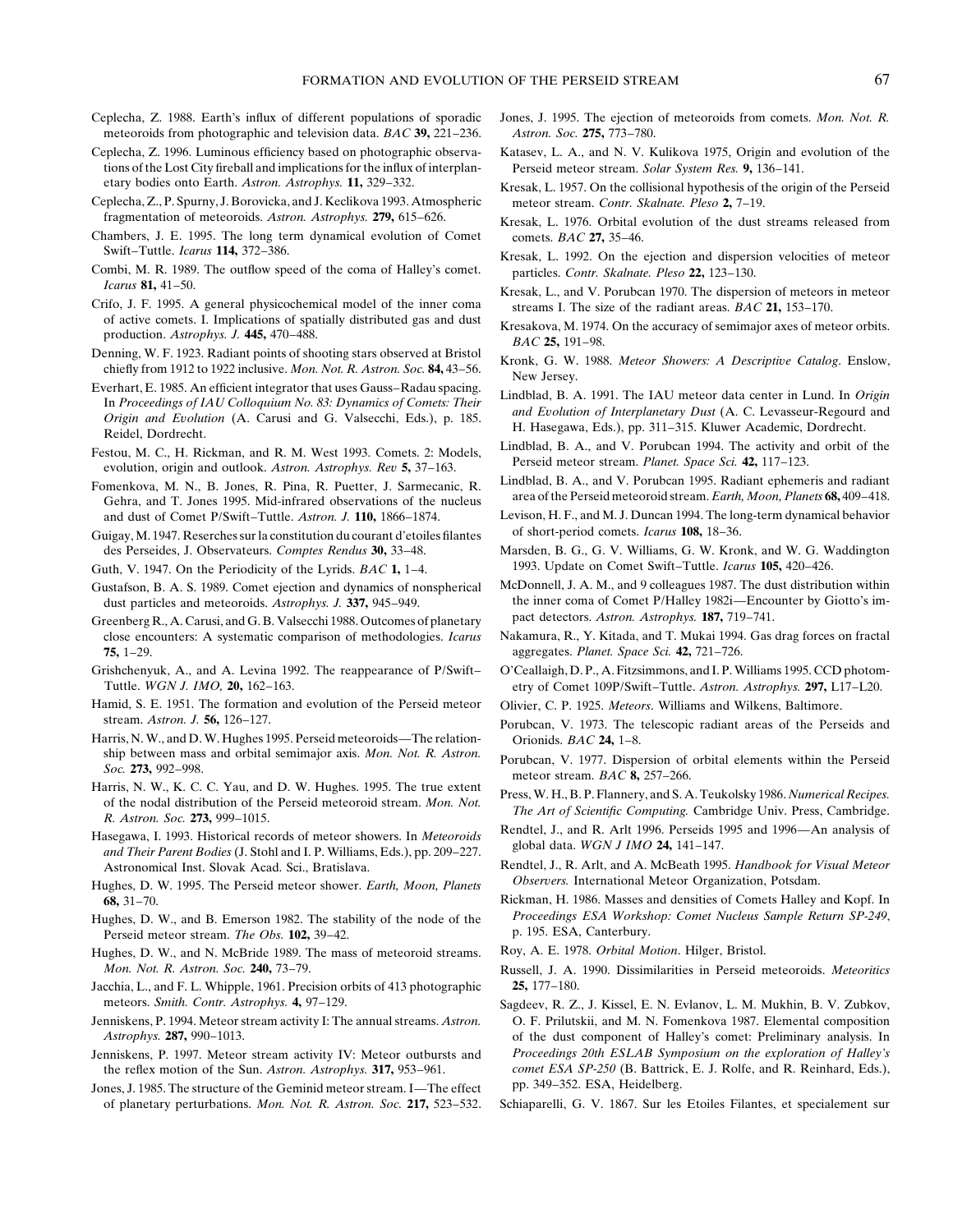Ceplecha, Z. 1988. Earth's influx of different populations of sporadic meteoroids from photographic and television data. *BAC* **39,** 221–236.

Ceplecha, Z. 1996. Luminous efficiency based on photographic observations of the Lost City fireball and implications for the influx of interplanetary bodies onto Earth. *Astron. Astrophys.* **11,** 329–332.

Ceplecha, Z., P. Spurny, J. Borovicka, and J. Keclikova 1993. Atmospheric fragmentation of meteoroids. *Astron. Astrophys.* **279,** 615–626.

Chambers, J. E. 1995. The long term dynamical evolution of Comet Swift–Tuttle. *Icarus* **114,** 372–386.

Combi, M. R. 1989. The outflow speed of the coma of Halley's comet. *Icarus* **81,** 41–50.

Crifo, J. F. 1995. A general physicochemical model of the inner coma of active comets. I. Implications of spatially distributed gas and dust production. *Astrophys. J.* **445,** 470–488.

Denning, W. F. 1923. Radiant points of shooting stars observed at Bristol chiefly from 1912 to 1922 inclusive. *Mon. Not. R. Astron. Soc.* **84,** 43–56.

Everhart, E. 1985. An efficient integrator that uses Gauss–Radau spacing. In *Proceedings of IAU Colloquium No. 83: Dynamics of Comets: Their Origin and Evolution* (A. Carusi and G. Valsecchi, Eds.), p. 185. Reidel, Dordrecht.

Festou, M. C., H. Rickman, and R. M. West 1993. Comets. 2: Models, evolution, origin and outlook. *Astron. Astrophys. Rev* **5,** 37–163.

Fomenkova, M. N., B. Jones, R. Pina, R. Puetter, J. Sarmecanic, R. Gehra, and T. Jones 1995. Mid-infrared observations of the nucleus and dust of Comet P/Swift–Tuttle. *Astron. J.* **110,** 1866–1874.

Guigay, M. 1947. Reserches sur la constitution du courant d'etoiles filantes des Perseides, J. Observateurs. *Comptes Rendus* **30,** 33–48.

Guth, V. 1947. On the Periodicity of the Lyrids. *BAC* **1,** 1–4.

Gustafson, B. A. S. 1989. Comet ejection and dynamics of nonspherical dust particles and meteoroids. *Astrophys. J.* **337,** 945–949.

Greenberg R., A. Carusi, and G. B. Valsecchi 1988. Outcomes of planetary close encounters: A systematic comparison of methodologies. *Icarus* **75,** 1–29.

Grishchenyuk, A., and A. Levina 1992. The reappearance of P/Swift–Tuttle. *WGN J. IMO,* **20,** 162–163.

Hamid, S. E. 1951. The formation and evolution of the Perseid meteor stream. *Astron. J.* **56,** 126–127.

Harris, N. W., and D. W. Hughes 1995. Perseid meteoroids—The relationship between mass and orbital semimajor axis. *Mon. Not. R. Astron. Soc.* **273,** 992–998.

Harris, N. W., K. C. C. Yau, and D. W. Hughes. 1995. The true extent of the nodal distribution of the Perseid meteoroid stream. *Mon. Not. R. Astron. Soc.* **273,** 999–1015.

Hasegawa, I. 1993. Historical records of meteor showers. In *Meteoroids and Their Parent Bodies* (J. Stohl and I. P. Williams, Eds.), pp. 209–227. Astronomical Inst. Slovak Acad. Sci., Bratislava.

Hughes, D. W. 1995. The Perseid meteor shower. *Earth, Moon, Planets* **68,** 31–70.

Hughes, D. W., and B. Emerson 1982. The stability of the node of the Perseid meteor stream. *The Obs.* **102,** 39–42.

Hughes, D. W., and N. McBride 1989. The mass of meteoroid streams. *Mon. Not. R. Astron. Soc.* **240,** 73–79.

Jacchia, L., and F. L. Whipple, 1961. Precision orbits of 413 photographic meteors. *Smith. Contr. Astrophys.* **4,** 97–129.

Jenniskens, P. 1994. Meteor stream activity I: The annual streams. *Astron. Astrophys.* **287,** 990–1013.

Jenniskens, P. 1997. Meteor stream activity IV: Meteor outbursts and the reflex motion of the Sun. *Astron. Astrophys.* **317,** 953–961.

Jones, J. 1985. The structure of the Geminid meteor stream. I—The effect of planetary perturbations. *Mon. Not. R. Astron. Soc.* **217,** 523–532.

Jones, J. 1995. The ejection of meteoroids from comets. *Mon. Not. R. Astron. Soc.* **275,** 773–780.

Katasev, L. A., and N. V. Kulikova 1975, Origin and evolution of the Perseid meteor stream. *Solar System Res.* **9,** 136–141.

Kresak, L. 1957. On the collisional hypothesis of the origin of the Perseid meteor stream. *Contr. Skalnate. Pleso* **2,** 7–19.

Kresak, L. 1976. Orbital evolution of the dust streams released from comets. *BAC* **27,** 35–46.

Kresak, L. 1992. On the ejection and dispersion velocities of meteor particles. *Contr. Skalnate. Pleso* **22,** 123–130.

Kresak, L., and V. Porubcan 1970. The dispersion of meteors in meteor streams I. The size of the radiant areas. *BAC* **21,** 153–170.

Kresakova, M. 1974. On the accuracy of semimajor axes of meteor orbits. *BAC* **25,** 191–98.

Kronk, G. W. 1988. *Meteor Showers: A Descriptive Catalog*. Enslow, New Jersey.

Lindblad, B. A. 1991. The IAU meteor data center in Lund. In *Origin and Evolution of Interplanetary Dust* (A. C. Levasseur-Regourd and H. Hasegawa, Eds.), pp. 311–315. Kluwer Academic, Dordrecht.

Lindblad, B. A., and V. Porubcan 1994. The activity and orbit of the Perseid meteor stream. *Planet. Space Sci.* **42,** 117–123.

Lindblad, B. A., and V. Porubcan 1995. Radiant ephemeris and radiant area of the Perseid meteoroid stream. *Earth, Moon, Planets* **68,** 409–418.

Levison, H. F., and M. J. Duncan 1994. The long-term dynamical behavior of short-period comets. *Icarus* **108,** 18–36.

Marsden, B. G., G. V. Williams, G. W. Kronk, and W. G. Waddington 1993. Update on Comet Swift–Tuttle. *Icarus* **105,** 420–426.

McDonnell, J. A. M., and 9 colleagues 1987. The dust distribution within the inner coma of Comet P/Halley 1982i—Encounter by Giotto's impact detectors. *Astron. Astrophys.* **187,** 719–741.

Nakamura, R., Y. Kitada, and T. Mukai 1994. Gas drag forces on fractal aggregates. *Planet. Space Sci.* **42,** 721–726.

O'Ceallaigh, D. P., A. Fitzsimmons, and I. P. Williams 1995. CCD photometry of Comet 109P/Swift–Tuttle. *Astron. Astrophys.* **297,** L17–L20.

Olivier, C. P. 1925. *Meteors*. Williams and Wilkens, Baltimore.

Porubcan, V. 1973. The telescopic radiant areas of the Perseids and Orionids. *BAC* **24,** 1–8.

Porubcan, V. 1977. Dispersion of orbital elements within the Perseid meteor stream. *BAC* **8,** 257–266.

Press, W. H., B. P. Flannery, and S. A. Teukolsky 1986. *Numerical Recipes. The Art of Scientific Computing.* Cambridge Univ. Press, Cambridge.

Rendtel, J., and R. Arlt 1996. Perseids 1995 and 1996—An analysis of global data. *WGN J IMO* **24,** 141–147.

Rendtel, J., R. Arlt, and A. McBeath 1995. *Handbook for Visual Meteor Observers.* International Meteor Organization, Potsdam.

Rickman, H. 1986. Masses and densities of Comets Halley and Kopf. In *Proceedings ESA Workshop: Comet Nucleus Sample Return SP-249*, p. 195. ESA, Canterbury.

Roy, A. E. 1978. *Orbital Motion*. Hilger, Bristol.

Russell, J. A. 1990. Dissimilarities in Perseid meteoroids. *Meteoritics* **25,** 177–180.

Sagdeev, R. Z., J. Kissel, E. N. Evlanov, L. M. Mukhin, B. V. Zubkov, O. F. Prilutskii, and M. N. Fomenkova 1987. Elemental composition of the dust component of Halley's comet: Preliminary analysis. In *Proceedings 20th ESLAB Symposium on the exploration of Halley's comet ESA SP-250* (B. Battrick, E. J. Rolfe, and R. Reinhard, Eds.), pp. 349–352. ESA, Heidelberg.

Schiaparelli, G. V. 1867. Sur les Etoiles Filantes, et specialement sur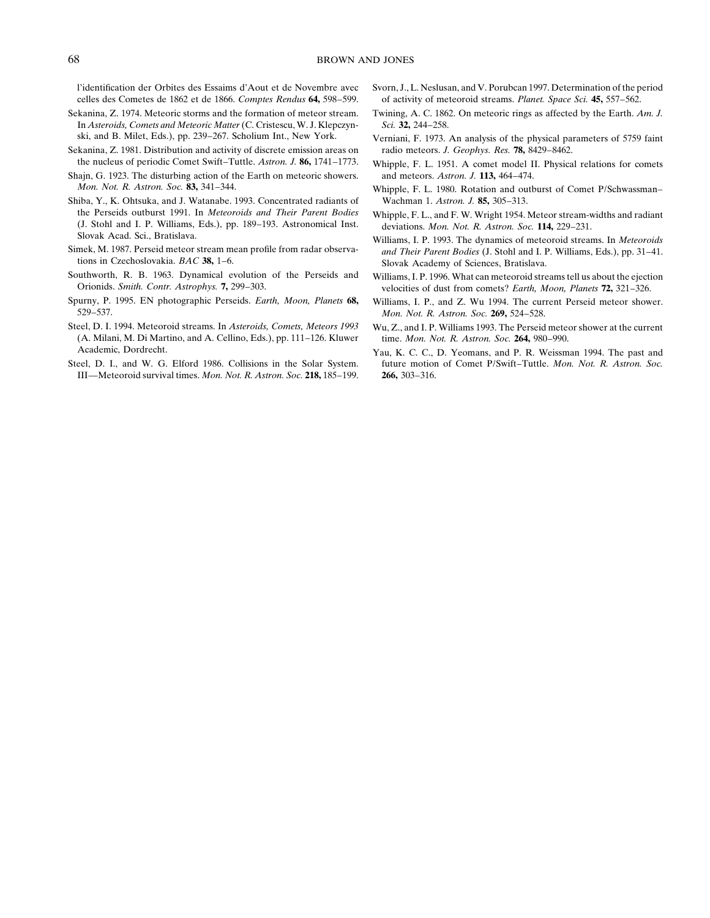l'identification der Orbites des Essaims d'Aout et de Novembre avec celles des Cometes de 1862 et de 1866. *Comptes Rendus* **64,** 598–599.

Sekanina, Z. 1974. Meteoric storms and the formation of meteor stream. In *Asteroids, Comets and Meteoric Matter* (C. Cristescu, W. J. Klepczynski, and B. Milet, Eds.), pp. 239–267. Scholium Int., New York.

Sekanina, Z. 1981. Distribution and activity of discrete emission areas on the nucleus of periodic Comet Swift–Tuttle. *Astron. J.* **86,** 1741–1773.

Shajn, G. 1923. The disturbing action of the Earth on meteoric showers. *Mon. Not. R. Astron. Soc.* **83,** 341–344.

Shiba, Y., K. Ohtsuka, and J. Watanabe. 1993. Concentrated radiants of the Perseids outburst 1991. In *Meteoroids and Their Parent Bodies* (J. Stohl and I. P. Williams, Eds.), pp. 189–193. Astronomical Inst. Slovak Acad. Sci., Bratislava.

Simek, M. 1987. Perseid meteor stream mean profile from radar observations in Czechoslovakia. *BAC* **38,** 1–6.

Southworth, R. B. 1963. Dynamical evolution of the Perseids and Orionids. *Smith. Contr. Astrophys.* **7,** 299–303.

Spurny, P. 1995. EN photographic Perseids. *Earth, Moon, Planets* **68,** 529–537.

Steel, D. I. 1994. Meteoroid streams. In *Asteroids, Comets, Meteors 1993* (A. Milani, M. Di Martino, and A. Cellino, Eds.), pp. 111–126. Kluwer Academic, Dordrecht.

Steel, D. I., and W. G. Elford 1986. Collisions in the Solar System. III—Meteoroid survival times. *Mon. Not. R. Astron. Soc.* **218,** 185–199.

Svorn, J., L. Neslusan, and V. Porubcan 1997. Determination of the period of activity of meteoroid streams. *Planet. Space Sci.* **45,** 557–562.

Twining, A. C. 1862. On meteoric rings as affected by the Earth. *Am. J. Sci.* **32,** 244–258.

Verniani, F. 1973. An analysis of the physical parameters of 5759 faint radio meteors. *J. Geophys. Res.* **78,** 8429–8462.

Whipple, F. L. 1951. A comet model II. Physical relations for comets and meteors. *Astron. J.* **113,** 464–474.

Whipple, F. L. 1980. Rotation and outburst of Comet P/Schwassman–Wachman 1. *Astron. J.* **85,** 305–313.

Whipple, F. L., and F. W. Wright 1954. Meteor stream-widths and radiant deviations. *Mon. Not. R. Astron. Soc.* **114,** 229–231.

Williams, I. P. 1993. The dynamics of meteoroid streams. In *Meteoroids and Their Parent Bodies* (J. Stohl and I. P. Williams, Eds.), pp. 31–41. Slovak Academy of Sciences, Bratislava.

Williams, I. P. 1996. What can meteoroid streams tell us about the ejection velocities of dust from comets? *Earth, Moon, Planets* **72,** 321–326.

Williams, I. P., and Z. Wu 1994. The current Perseid meteor shower. *Mon. Not. R. Astron. Soc.* **269,** 524–528.

Wu, Z., and I. P. Williams 1993. The Perseid meteor shower at the current time. *Mon. Not. R. Astron. Soc.* **264,** 980–990.

Yau, K. C. C., D. Yeomans, and P. R. Weissman 1994. The past and future motion of Comet P/Swift–Tuttle. *Mon. Not. R. Astron. Soc.* **266,** 303–316.